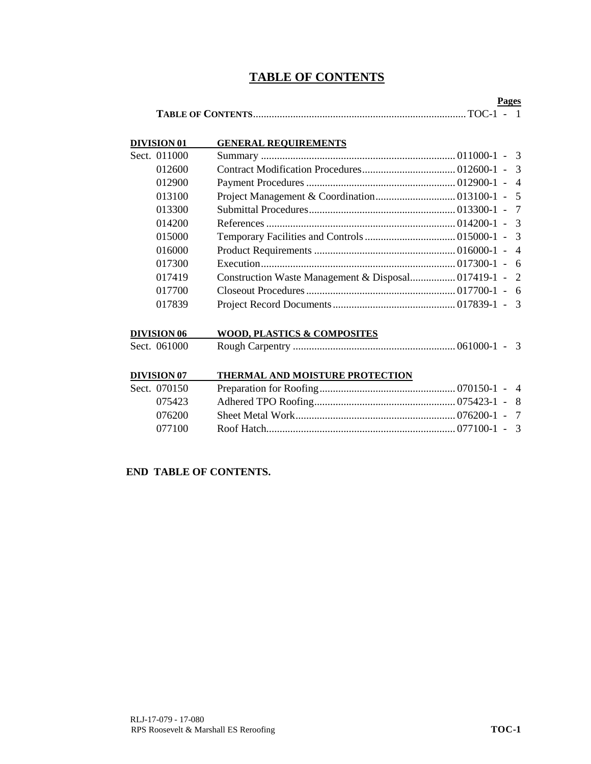# TABLE OF CONTENTS

| | | Pages |
|---|---|---|
| | **TABLE OF CONTENTS** | TOC-1 - 1 |
| **DIVISION 01** | **GENERAL REQUIREMENTS** | |
| Sect. 011000 | Summary | 011000-1 - 3 |
| 012600 | Contract Modification Procedures | 012600-1 - 3 |
| 012900 | Payment Procedures | 012900-1 - 4 |
| 013100 | Project Management & Coordination | 013100-1 - 5 |
| 013300 | Submittal Procedures | 013300-1 - 7 |
| 014200 | References | 014200-1 - 3 |
| 015000 | Temporary Facilities and Controls | 015000-1 - 3 |
| 016000 | Product Requirements | 016000-1 - 4 |
| 017300 | Execution | 017300-1 - 6 |
| 017419 | Construction Waste Management & Disposal | 017419-1 - 2 |
| 017700 | Closeout Procedures | 017700-1 - 6 |
| 017839 | Project Record Documents | 017839-1 - 3 |
| **DIVISION 06** | **WOOD, PLASTICS & COMPOSITES** | |
| Sect. 061000 | Rough Carpentry | 061000-1 - 3 |
| **DIVISION 07** | **THERMAL AND MOISTURE PROTECTION** | |
| Sect. 070150 | Preparation for Roofing | 070150-1 - 4 |
| 075423 | Adhered TPO Roofing | 075423-1 - 8 |
| 076200 | Sheet Metal Work | 076200-1 - 7 |
| 077100 | Roof Hatch | 077100-1 - 3 |

**END TABLE OF CONTENTS.**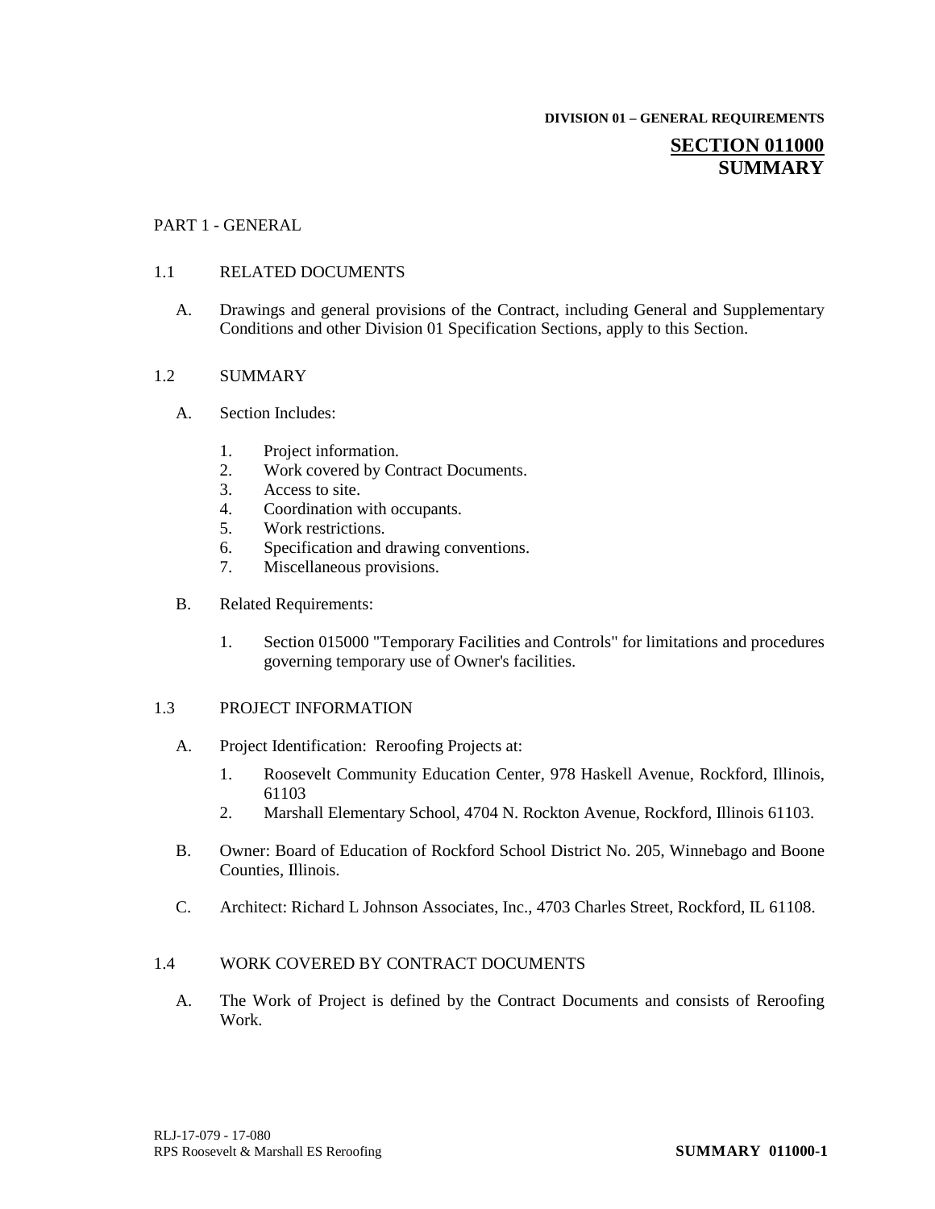**DIVISION 01 – GENERAL REQUIREMENTS**

# SECTION 011000 SUMMARY

## PART 1 - GENERAL

### 1.1 RELATED DOCUMENTS

A. Drawings and general provisions of the Contract, including General and Supplementary Conditions and other Division 01 Specification Sections, apply to this Section.

### 1.2 SUMMARY

A. Section Includes:

1. Project information.
2. Work covered by Contract Documents.
3. Access to site.
4. Coordination with occupants.
5. Work restrictions.
6. Specification and drawing conventions.
7. Miscellaneous provisions.

B. Related Requirements:

1. Section 015000 "Temporary Facilities and Controls" for limitations and procedures governing temporary use of Owner's facilities.

### 1.3 PROJECT INFORMATION

A. Project Identification: Reroofing Projects at:

1. Roosevelt Community Education Center, 978 Haskell Avenue, Rockford, Illinois, 61103
2. Marshall Elementary School, 4704 N. Rockton Avenue, Rockford, Illinois 61103.

B. Owner: Board of Education of Rockford School District No. 205, Winnebago and Boone Counties, Illinois.

C. Architect: Richard L Johnson Associates, Inc., 4703 Charles Street, Rockford, IL 61108.

### 1.4 WORK COVERED BY CONTRACT DOCUMENTS

A. The Work of Project is defined by the Contract Documents and consists of Reroofing Work.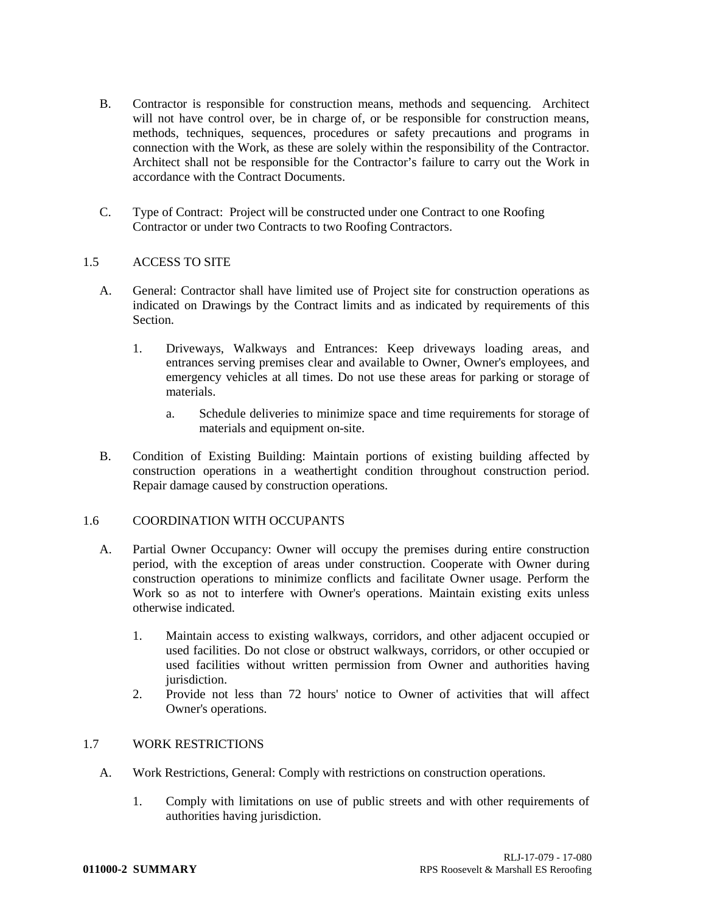B. Contractor is responsible for construction means, methods and sequencing. Architect will not have control over, be in charge of, or be responsible for construction means, methods, techniques, sequences, procedures or safety precautions and programs in connection with the Work, as these are solely within the responsibility of the Contractor. Architect shall not be responsible for the Contractor's failure to carry out the Work in accordance with the Contract Documents.

C. Type of Contract: Project will be constructed under one Contract to one Roofing Contractor or under two Contracts to two Roofing Contractors.

## 1.5 ACCESS TO SITE

A. General: Contractor shall have limited use of Project site for construction operations as indicated on Drawings by the Contract limits and as indicated by requirements of this Section.

   1. Driveways, Walkways and Entrances: Keep driveways loading areas, and entrances serving premises clear and available to Owner, Owner's employees, and emergency vehicles at all times. Do not use these areas for parking or storage of materials.

      a. Schedule deliveries to minimize space and time requirements for storage of materials and equipment on-site.

B. Condition of Existing Building: Maintain portions of existing building affected by construction operations in a weathertight condition throughout construction period. Repair damage caused by construction operations.

## 1.6 COORDINATION WITH OCCUPANTS

A. Partial Owner Occupancy: Owner will occupy the premises during entire construction period, with the exception of areas under construction. Cooperate with Owner during construction operations to minimize conflicts and facilitate Owner usage. Perform the Work so as not to interfere with Owner's operations. Maintain existing exits unless otherwise indicated.

   1. Maintain access to existing walkways, corridors, and other adjacent occupied or used facilities. Do not close or obstruct walkways, corridors, or other occupied or used facilities without written permission from Owner and authorities having jurisdiction.
   2. Provide not less than 72 hours' notice to Owner of activities that will affect Owner's operations.

## 1.7 WORK RESTRICTIONS

A. Work Restrictions, General: Comply with restrictions on construction operations.

   1. Comply with limitations on use of public streets and with other requirements of authorities having jurisdiction.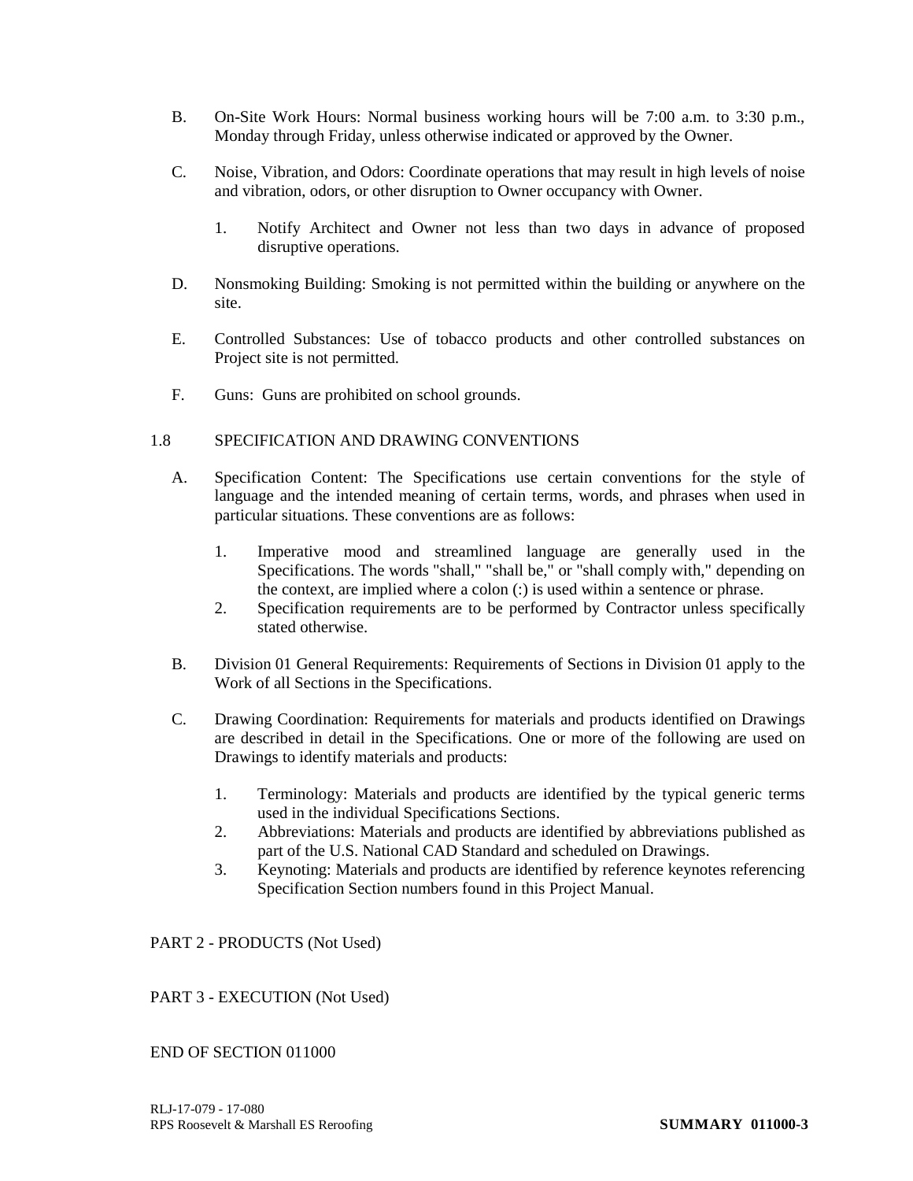B. On-Site Work Hours: Normal business working hours will be 7:00 a.m. to 3:30 p.m., Monday through Friday, unless otherwise indicated or approved by the Owner.

C. Noise, Vibration, and Odors: Coordinate operations that may result in high levels of noise and vibration, odors, or other disruption to Owner occupancy with Owner.

   1. Notify Architect and Owner not less than two days in advance of proposed disruptive operations.

D. Nonsmoking Building: Smoking is not permitted within the building or anywhere on the site.

E. Controlled Substances: Use of tobacco products and other controlled substances on Project site is not permitted.

F. Guns: Guns are prohibited on school grounds.

## 1.8 SPECIFICATION AND DRAWING CONVENTIONS

A. Specification Content: The Specifications use certain conventions for the style of language and the intended meaning of certain terms, words, and phrases when used in particular situations. These conventions are as follows:

   1. Imperative mood and streamlined language are generally used in the Specifications. The words "shall," "shall be," or "shall comply with," depending on the context, are implied where a colon (:) is used within a sentence or phrase.
   2. Specification requirements are to be performed by Contractor unless specifically stated otherwise.

B. Division 01 General Requirements: Requirements of Sections in Division 01 apply to the Work of all Sections in the Specifications.

C. Drawing Coordination: Requirements for materials and products identified on Drawings are described in detail in the Specifications. One or more of the following are used on Drawings to identify materials and products:

   1. Terminology: Materials and products are identified by the typical generic terms used in the individual Specifications Sections.
   2. Abbreviations: Materials and products are identified by abbreviations published as part of the U.S. National CAD Standard and scheduled on Drawings.
   3. Keynoting: Materials and products are identified by reference keynotes referencing Specification Section numbers found in this Project Manual.

# PART 2 - PRODUCTS (Not Used)

# PART 3 - EXECUTION (Not Used)

END OF SECTION 011000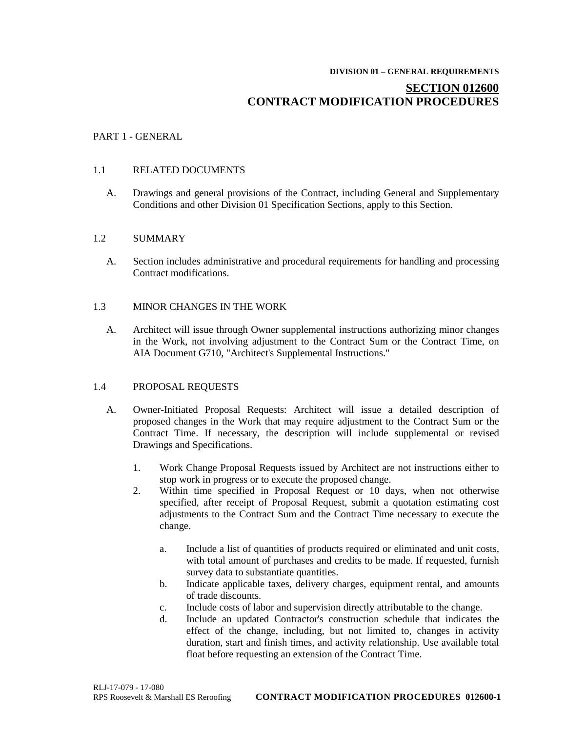DIVISION 01 – GENERAL REQUIREMENTS

# SECTION 012600
# CONTRACT MODIFICATION PROCEDURES

## PART 1 - GENERAL

### 1.1 RELATED DOCUMENTS

A. Drawings and general provisions of the Contract, including General and Supplementary Conditions and other Division 01 Specification Sections, apply to this Section.

### 1.2 SUMMARY

A. Section includes administrative and procedural requirements for handling and processing Contract modifications.

### 1.3 MINOR CHANGES IN THE WORK

A. Architect will issue through Owner supplemental instructions authorizing minor changes in the Work, not involving adjustment to the Contract Sum or the Contract Time, on AIA Document G710, "Architect's Supplemental Instructions."

### 1.4 PROPOSAL REQUESTS

A. Owner-Initiated Proposal Requests: Architect will issue a detailed description of proposed changes in the Work that may require adjustment to the Contract Sum or the Contract Time. If necessary, the description will include supplemental or revised Drawings and Specifications.

1. Work Change Proposal Requests issued by Architect are not instructions either to stop work in progress or to execute the proposed change.
2. Within time specified in Proposal Request or 10 days, when not otherwise specified, after receipt of Proposal Request, submit a quotation estimating cost adjustments to the Contract Sum and the Contract Time necessary to execute the change.
   a. Include a list of quantities of products required or eliminated and unit costs, with total amount of purchases and credits to be made. If requested, furnish survey data to substantiate quantities.
   b. Indicate applicable taxes, delivery charges, equipment rental, and amounts of trade discounts.
   c. Include costs of labor and supervision directly attributable to the change.
   d. Include an updated Contractor's construction schedule that indicates the effect of the change, including, but not limited to, changes in activity duration, start and finish times, and activity relationship. Use available total float before requesting an extension of the Contract Time.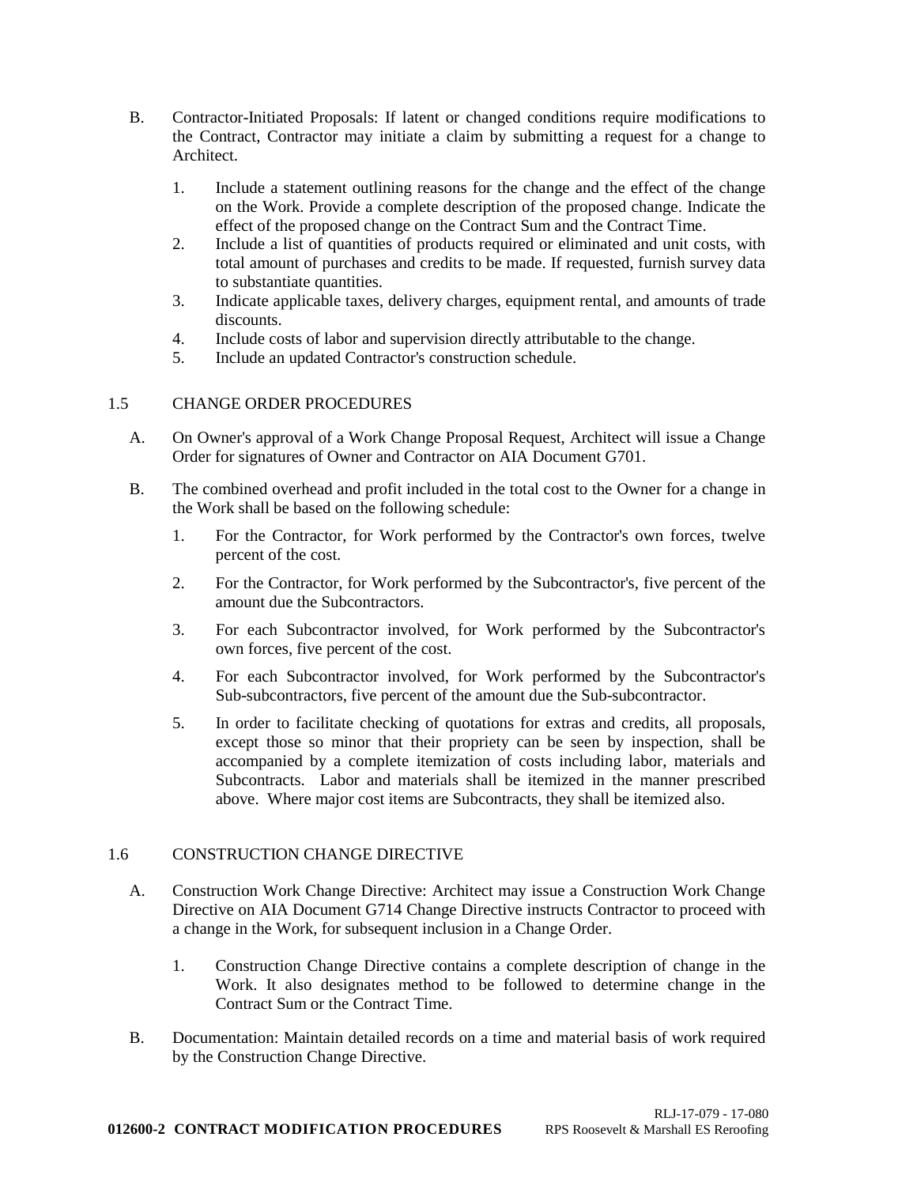B. Contractor-Initiated Proposals: If latent or changed conditions require modifications to the Contract, Contractor may initiate a claim by submitting a request for a change to Architect.

   1. Include a statement outlining reasons for the change and the effect of the change on the Work. Provide a complete description of the proposed change. Indicate the effect of the proposed change on the Contract Sum and the Contract Time.
   2. Include a list of quantities of products required or eliminated and unit costs, with total amount of purchases and credits to be made. If requested, furnish survey data to substantiate quantities.
   3. Indicate applicable taxes, delivery charges, equipment rental, and amounts of trade discounts.
   4. Include costs of labor and supervision directly attributable to the change.
   5. Include an updated Contractor's construction schedule.

## 1.5 CHANGE ORDER PROCEDURES

A. On Owner's approval of a Work Change Proposal Request, Architect will issue a Change Order for signatures of Owner and Contractor on AIA Document G701.

B. The combined overhead and profit included in the total cost to the Owner for a change in the Work shall be based on the following schedule:

   1. For the Contractor, for Work performed by the Contractor's own forces, twelve percent of the cost.
   2. For the Contractor, for Work performed by the Subcontractor's, five percent of the amount due the Subcontractors.
   3. For each Subcontractor involved, for Work performed by the Subcontractor's own forces, five percent of the cost.
   4. For each Subcontractor involved, for Work performed by the Subcontractor's Sub-subcontractors, five percent of the amount due the Sub-subcontractor.
   5. In order to facilitate checking of quotations for extras and credits, all proposals, except those so minor that their propriety can be seen by inspection, shall be accompanied by a complete itemization of costs including labor, materials and Subcontracts. Labor and materials shall be itemized in the manner prescribed above. Where major cost items are Subcontracts, they shall be itemized also.

## 1.6 CONSTRUCTION CHANGE DIRECTIVE

A. Construction Work Change Directive: Architect may issue a Construction Work Change Directive on AIA Document G714 Change Directive instructs Contractor to proceed with a change in the Work, for subsequent inclusion in a Change Order.

   1. Construction Change Directive contains a complete description of change in the Work. It also designates method to be followed to determine change in the Contract Sum or the Contract Time.

B. Documentation: Maintain detailed records on a time and material basis of work required by the Construction Change Directive.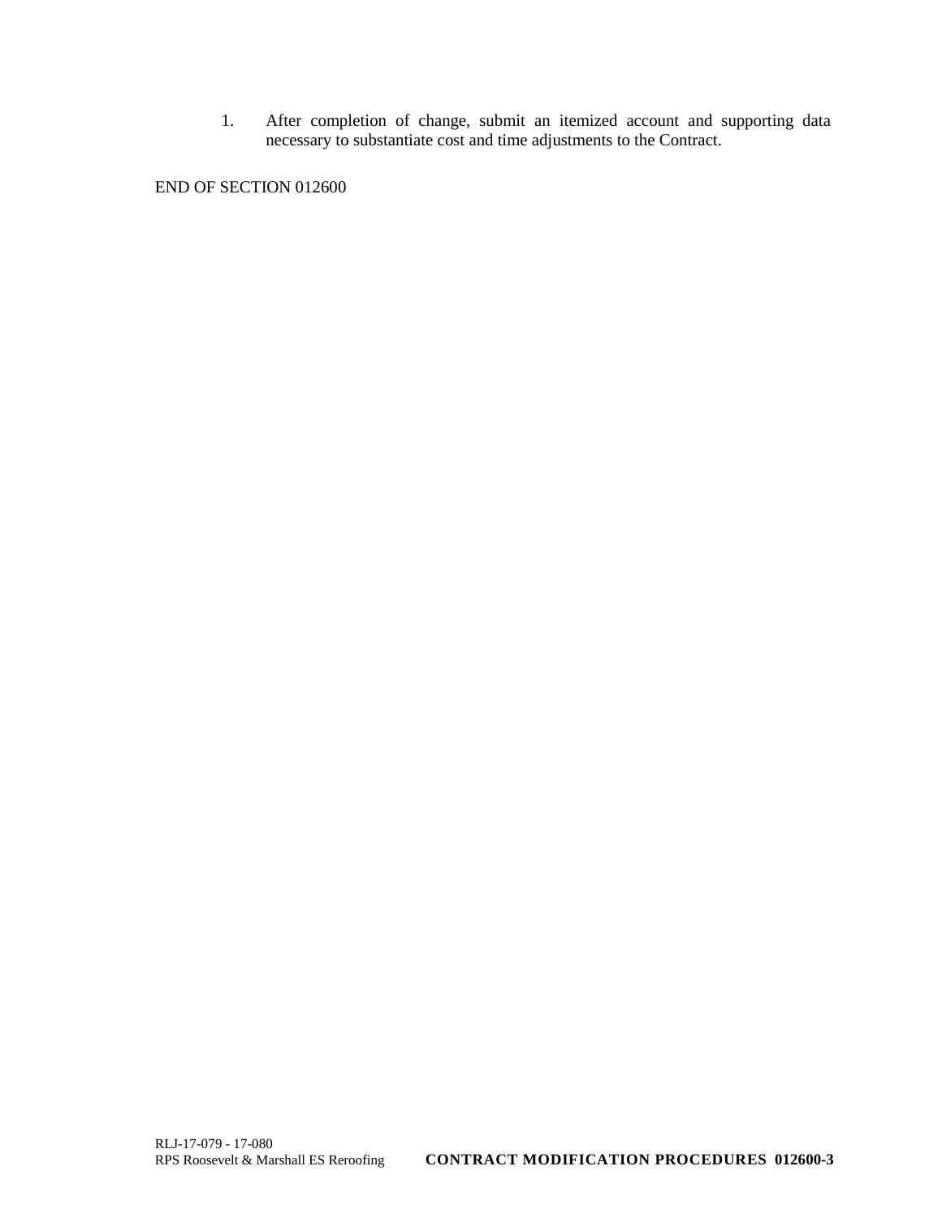1. After completion of change, submit an itemized account and supporting data necessary to substantiate cost and time adjustments to the Contract.

END OF SECTION 012600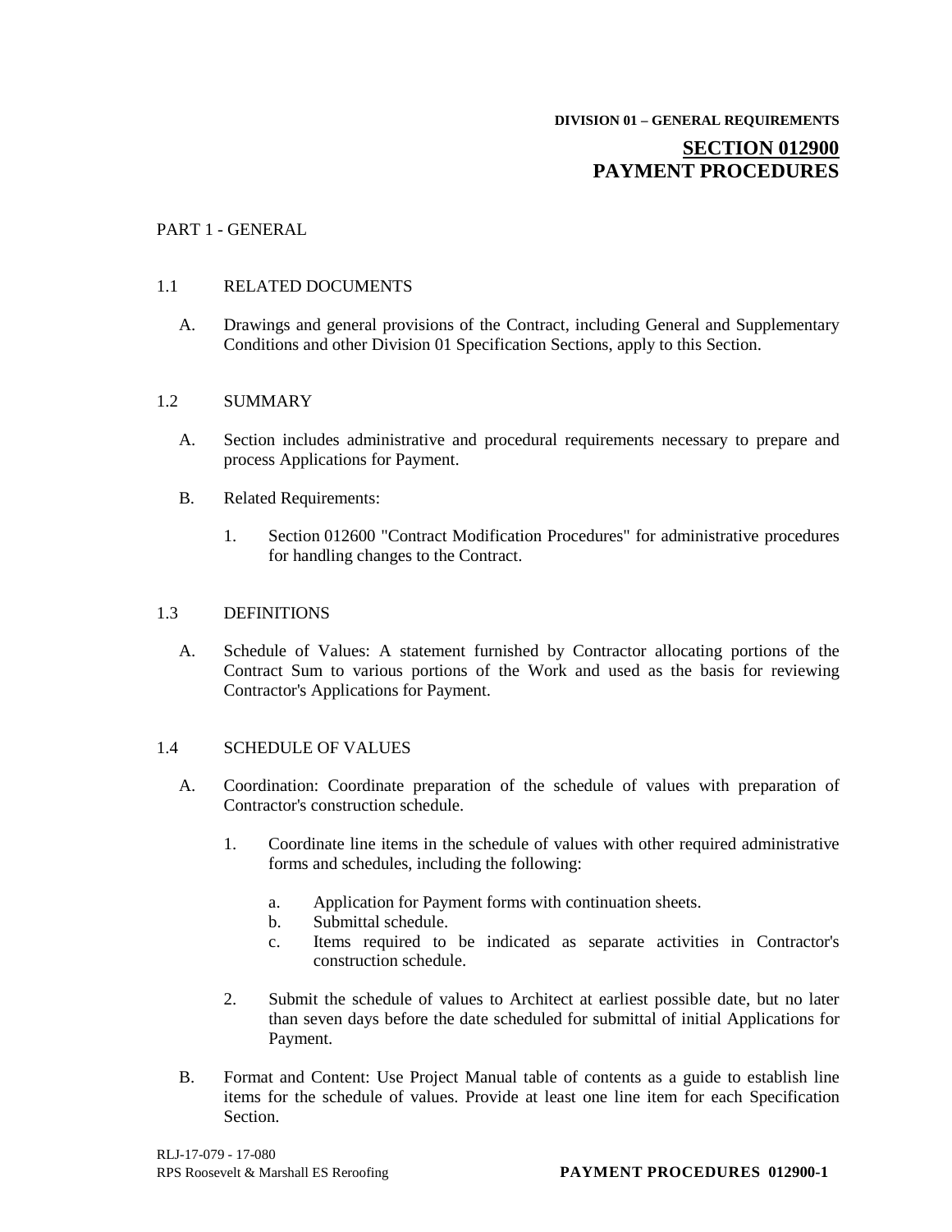**DIVISION 01 – GENERAL REQUIREMENTS**

# SECTION 012900
# PAYMENT PROCEDURES

PART 1 - GENERAL

1.1 RELATED DOCUMENTS

A. Drawings and general provisions of the Contract, including General and Supplementary Conditions and other Division 01 Specification Sections, apply to this Section.

1.2 SUMMARY

A. Section includes administrative and procedural requirements necessary to prepare and process Applications for Payment.

B. Related Requirements:

1. Section 012600 "Contract Modification Procedures" for administrative procedures for handling changes to the Contract.

1.3 DEFINITIONS

A. Schedule of Values: A statement furnished by Contractor allocating portions of the Contract Sum to various portions of the Work and used as the basis for reviewing Contractor's Applications for Payment.

1.4 SCHEDULE OF VALUES

A. Coordination: Coordinate preparation of the schedule of values with preparation of Contractor's construction schedule.

1. Coordinate line items in the schedule of values with other required administrative forms and schedules, including the following:

    a. Application for Payment forms with continuation sheets.
    b. Submittal schedule.
    c. Items required to be indicated as separate activities in Contractor's construction schedule.

2. Submit the schedule of values to Architect at earliest possible date, but no later than seven days before the date scheduled for submittal of initial Applications for Payment.

B. Format and Content: Use Project Manual table of contents as a guide to establish line items for the schedule of values. Provide at least one line item for each Specification Section.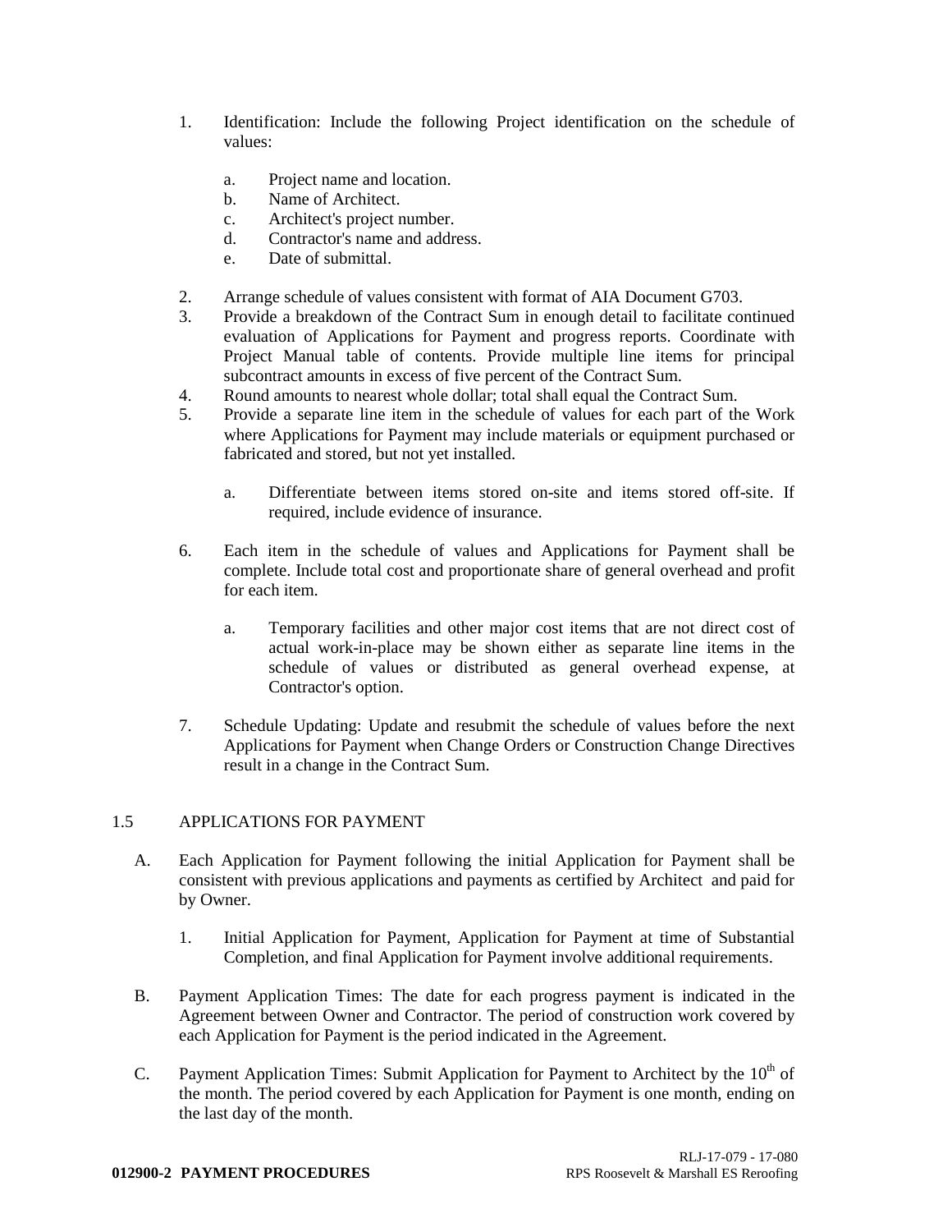1. Identification: Include the following Project identification on the schedule of values:

    a. Project name and location.
    b. Name of Architect.
    c. Architect's project number.
    d. Contractor's name and address.
    e. Date of submittal.

2. Arrange schedule of values consistent with format of AIA Document G703.
3. Provide a breakdown of the Contract Sum in enough detail to facilitate continued evaluation of Applications for Payment and progress reports. Coordinate with Project Manual table of contents. Provide multiple line items for principal subcontract amounts in excess of five percent of the Contract Sum.
4. Round amounts to nearest whole dollar; total shall equal the Contract Sum.
5. Provide a separate line item in the schedule of values for each part of the Work where Applications for Payment may include materials or equipment purchased or fabricated and stored, but not yet installed.

    a. Differentiate between items stored on-site and items stored off-site. If required, include evidence of insurance.

6. Each item in the schedule of values and Applications for Payment shall be complete. Include total cost and proportionate share of general overhead and profit for each item.

    a. Temporary facilities and other major cost items that are not direct cost of actual work-in-place may be shown either as separate line items in the schedule of values or distributed as general overhead expense, at Contractor's option.

7. Schedule Updating: Update and resubmit the schedule of values before the next Applications for Payment when Change Orders or Construction Change Directives result in a change in the Contract Sum.

## 1.5 APPLICATIONS FOR PAYMENT

A. Each Application for Payment following the initial Application for Payment shall be consistent with previous applications and payments as certified by Architect and paid for by Owner.

    1. Initial Application for Payment, Application for Payment at time of Substantial Completion, and final Application for Payment involve additional requirements.

B. Payment Application Times: The date for each progress payment is indicated in the Agreement between Owner and Contractor. The period of construction work covered by each Application for Payment is the period indicated in the Agreement.

C. Payment Application Times: Submit Application for Payment to Architect by the 10th of the month. The period covered by each Application for Payment is one month, ending on the last day of the month.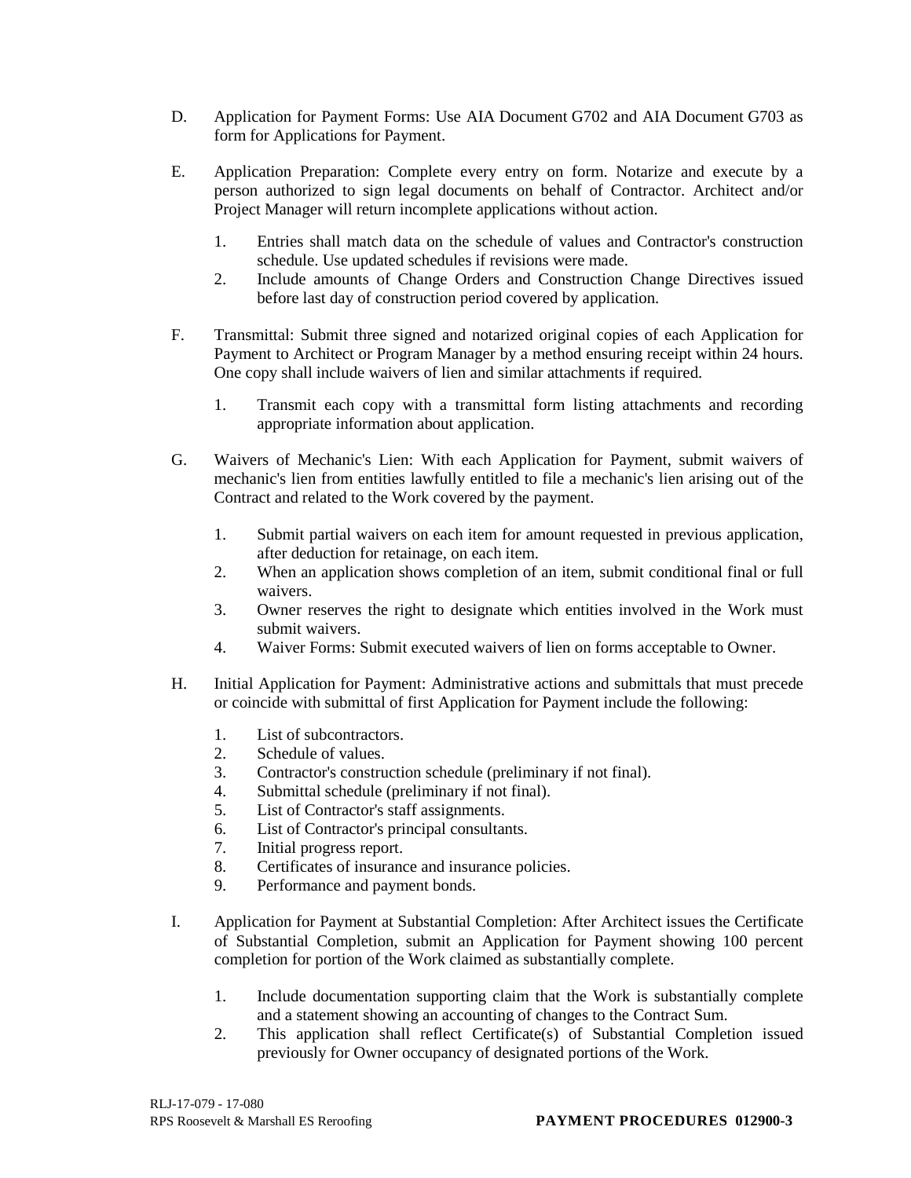D. Application for Payment Forms: Use AIA Document G702 and AIA Document G703 as form for Applications for Payment.

E. Application Preparation: Complete every entry on form. Notarize and execute by a person authorized to sign legal documents on behalf of Contractor. Architect and/or Project Manager will return incomplete applications without action.

   1. Entries shall match data on the schedule of values and Contractor's construction schedule. Use updated schedules if revisions were made.
   2. Include amounts of Change Orders and Construction Change Directives issued before last day of construction period covered by application.

F. Transmittal: Submit three signed and notarized original copies of each Application for Payment to Architect or Program Manager by a method ensuring receipt within 24 hours. One copy shall include waivers of lien and similar attachments if required.

   1. Transmit each copy with a transmittal form listing attachments and recording appropriate information about application.

G. Waivers of Mechanic's Lien: With each Application for Payment, submit waivers of mechanic's lien from entities lawfully entitled to file a mechanic's lien arising out of the Contract and related to the Work covered by the payment.

   1. Submit partial waivers on each item for amount requested in previous application, after deduction for retainage, on each item.
   2. When an application shows completion of an item, submit conditional final or full waivers.
   3. Owner reserves the right to designate which entities involved in the Work must submit waivers.
   4. Waiver Forms: Submit executed waivers of lien on forms acceptable to Owner.

H. Initial Application for Payment: Administrative actions and submittals that must precede or coincide with submittal of first Application for Payment include the following:

   1. List of subcontractors.
   2. Schedule of values.
   3. Contractor's construction schedule (preliminary if not final).
   4. Submittal schedule (preliminary if not final).
   5. List of Contractor's staff assignments.
   6. List of Contractor's principal consultants.
   7. Initial progress report.
   8. Certificates of insurance and insurance policies.
   9. Performance and payment bonds.

I. Application for Payment at Substantial Completion: After Architect issues the Certificate of Substantial Completion, submit an Application for Payment showing 100 percent completion for portion of the Work claimed as substantially complete.

   1. Include documentation supporting claim that the Work is substantially complete and a statement showing an accounting of changes to the Contract Sum.
   2. This application shall reflect Certificate(s) of Substantial Completion issued previously for Owner occupancy of designated portions of the Work.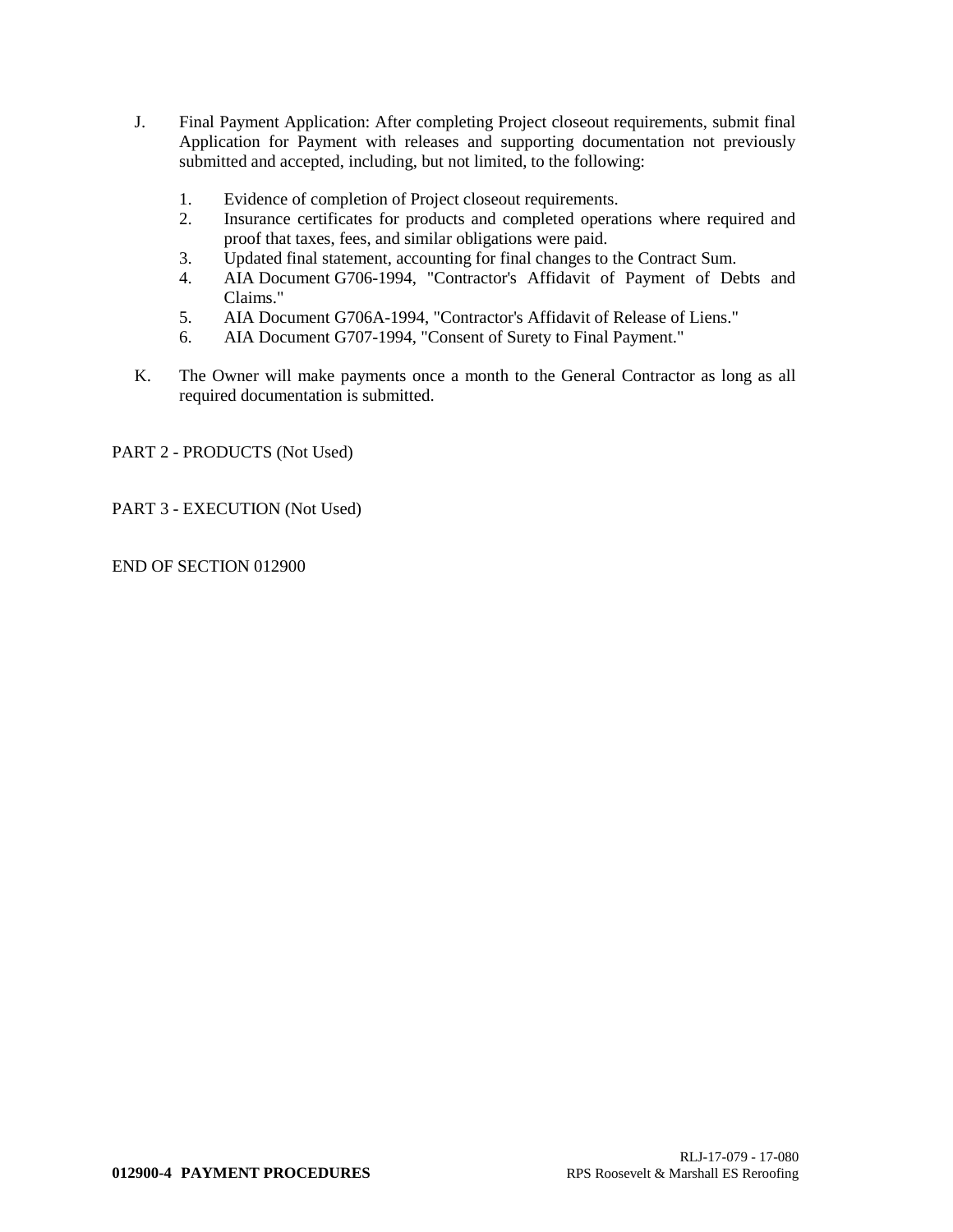J. Final Payment Application: After completing Project closeout requirements, submit final Application for Payment with releases and supporting documentation not previously submitted and accepted, including, but not limited, to the following:

   1. Evidence of completion of Project closeout requirements.
   2. Insurance certificates for products and completed operations where required and proof that taxes, fees, and similar obligations were paid.
   3. Updated final statement, accounting for final changes to the Contract Sum.
   4. AIA Document G706-1994, "Contractor's Affidavit of Payment of Debts and Claims."
   5. AIA Document G706A-1994, "Contractor's Affidavit of Release of Liens."
   6. AIA Document G707-1994, "Consent of Surety to Final Payment."

K. The Owner will make payments once a month to the General Contractor as long as all required documentation is submitted.

PART 2 - PRODUCTS (Not Used)

PART 3 - EXECUTION (Not Used)

END OF SECTION 012900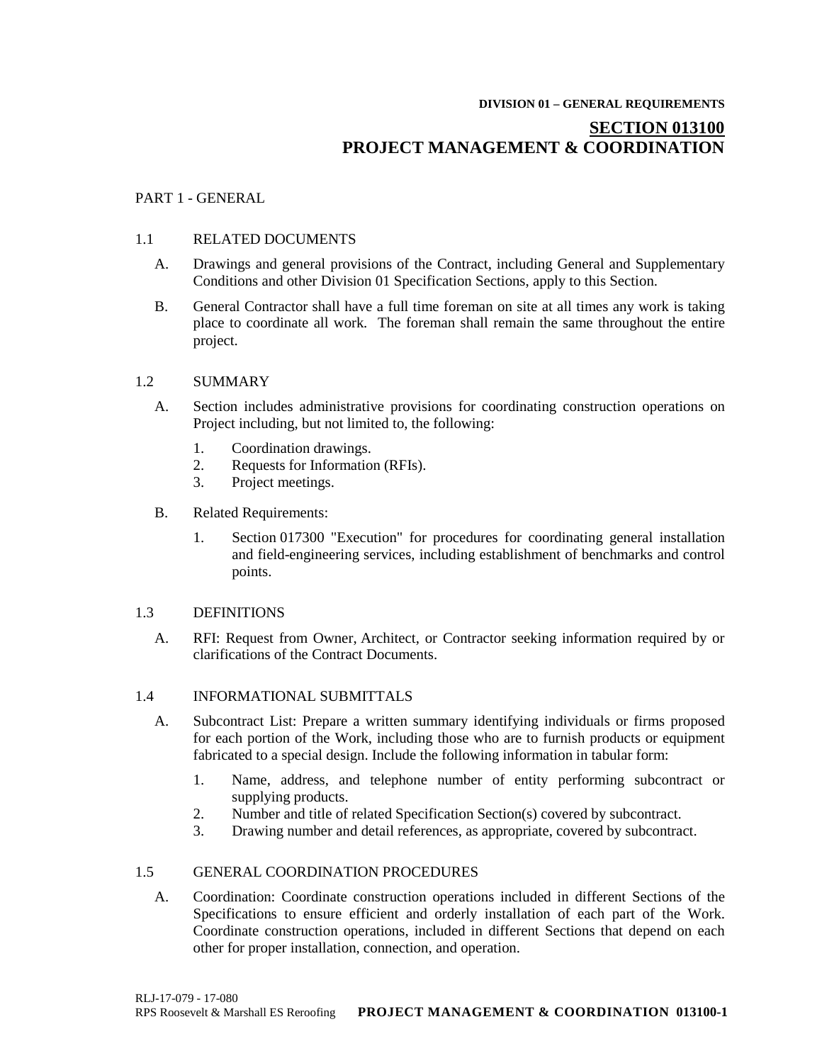DIVISION 01 – GENERAL REQUIREMENTS

# SECTION 013100
# PROJECT MANAGEMENT & COORDINATION

PART 1 - GENERAL

1.1 RELATED DOCUMENTS

A. Drawings and general provisions of the Contract, including General and Supplementary Conditions and other Division 01 Specification Sections, apply to this Section.

B. General Contractor shall have a full time foreman on site at all times any work is taking place to coordinate all work. The foreman shall remain the same throughout the entire project.

1.2 SUMMARY

A. Section includes administrative provisions for coordinating construction operations on Project including, but not limited to, the following:

1. Coordination drawings.
2. Requests for Information (RFIs).
3. Project meetings.

B. Related Requirements:

1. Section 017300 "Execution" for procedures for coordinating general installation and field-engineering services, including establishment of benchmarks and control points.

1.3 DEFINITIONS

A. RFI: Request from Owner, Architect, or Contractor seeking information required by or clarifications of the Contract Documents.

1.4 INFORMATIONAL SUBMITTALS

A. Subcontract List: Prepare a written summary identifying individuals or firms proposed for each portion of the Work, including those who are to furnish products or equipment fabricated to a special design. Include the following information in tabular form:

1. Name, address, and telephone number of entity performing subcontract or supplying products.
2. Number and title of related Specification Section(s) covered by subcontract.
3. Drawing number and detail references, as appropriate, covered by subcontract.

1.5 GENERAL COORDINATION PROCEDURES

A. Coordination: Coordinate construction operations included in different Sections of the Specifications to ensure efficient and orderly installation of each part of the Work. Coordinate construction operations, included in different Sections that depend on each other for proper installation, connection, and operation.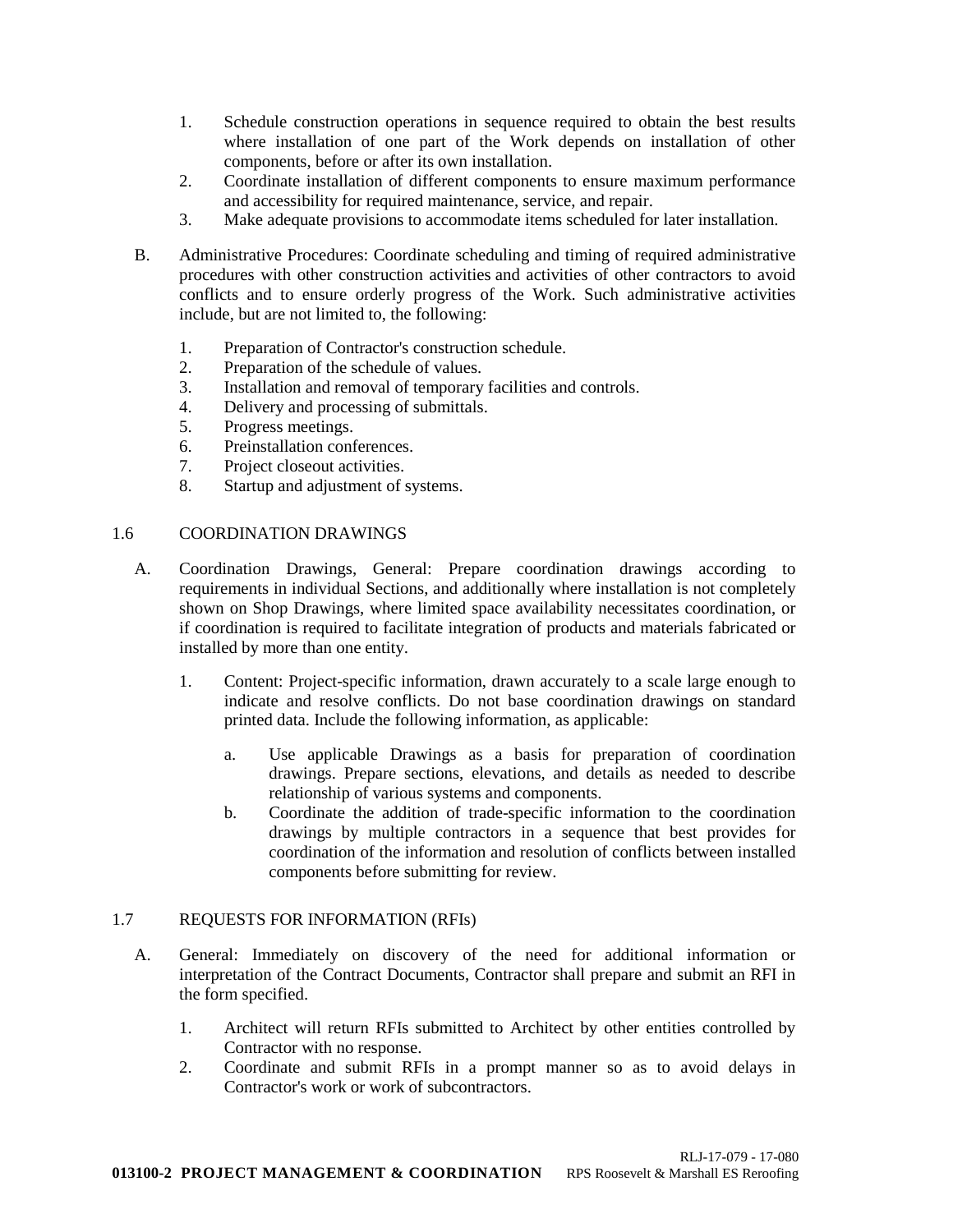1. Schedule construction operations in sequence required to obtain the best results where installation of one part of the Work depends on installation of other components, before or after its own installation.
2. Coordinate installation of different components to ensure maximum performance and accessibility for required maintenance, service, and repair.
3. Make adequate provisions to accommodate items scheduled for later installation.

B. Administrative Procedures: Coordinate scheduling and timing of required administrative procedures with other construction activities and activities of other contractors to avoid conflicts and to ensure orderly progress of the Work. Such administrative activities include, but are not limited to, the following:

1. Preparation of Contractor's construction schedule.
2. Preparation of the schedule of values.
3. Installation and removal of temporary facilities and controls.
4. Delivery and processing of submittals.
5. Progress meetings.
6. Preinstallation conferences.
7. Project closeout activities.
8. Startup and adjustment of systems.

## 1.6 COORDINATION DRAWINGS

A. Coordination Drawings, General: Prepare coordination drawings according to requirements in individual Sections, and additionally where installation is not completely shown on Shop Drawings, where limited space availability necessitates coordination, or if coordination is required to facilitate integration of products and materials fabricated or installed by more than one entity.

1. Content: Project-specific information, drawn accurately to a scale large enough to indicate and resolve conflicts. Do not base coordination drawings on standard printed data. Include the following information, as applicable:

   a. Use applicable Drawings as a basis for preparation of coordination drawings. Prepare sections, elevations, and details as needed to describe relationship of various systems and components.
   b. Coordinate the addition of trade-specific information to the coordination drawings by multiple contractors in a sequence that best provides for coordination of the information and resolution of conflicts between installed components before submitting for review.

## 1.7 REQUESTS FOR INFORMATION (RFIs)

A. General: Immediately on discovery of the need for additional information or interpretation of the Contract Documents, Contractor shall prepare and submit an RFI in the form specified.

1. Architect will return RFIs submitted to Architect by other entities controlled by Contractor with no response.
2. Coordinate and submit RFIs in a prompt manner so as to avoid delays in Contractor's work or work of subcontractors.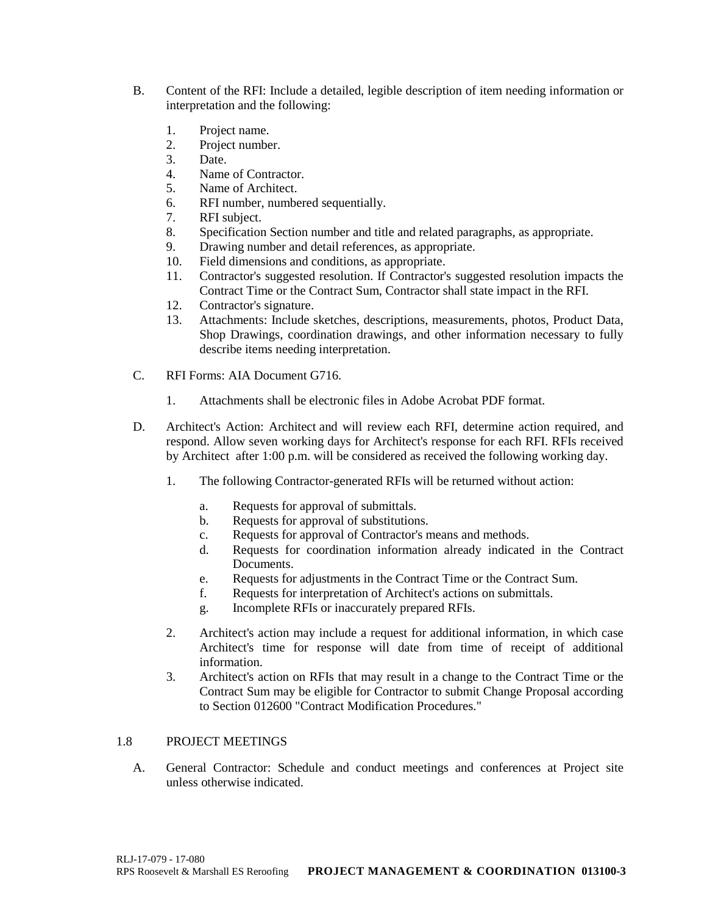B. Content of the RFI: Include a detailed, legible description of item needing information or interpretation and the following:

1. Project name.
2. Project number.
3. Date.
4. Name of Contractor.
5. Name of Architect.
6. RFI number, numbered sequentially.
7. RFI subject.
8. Specification Section number and title and related paragraphs, as appropriate.
9. Drawing number and detail references, as appropriate.
10. Field dimensions and conditions, as appropriate.
11. Contractor's suggested resolution. If Contractor's suggested resolution impacts the Contract Time or the Contract Sum, Contractor shall state impact in the RFI.
12. Contractor's signature.
13. Attachments: Include sketches, descriptions, measurements, photos, Product Data, Shop Drawings, coordination drawings, and other information necessary to fully describe items needing interpretation.

C. RFI Forms: AIA Document G716.

1. Attachments shall be electronic files in Adobe Acrobat PDF format.

D. Architect's Action: Architect and will review each RFI, determine action required, and respond. Allow seven working days for Architect's response for each RFI. RFIs received by Architect after 1:00 p.m. will be considered as received the following working day.

1. The following Contractor-generated RFIs will be returned without action:
   a. Requests for approval of submittals.
   b. Requests for approval of substitutions.
   c. Requests for approval of Contractor's means and methods.
   d. Requests for coordination information already indicated in the Contract Documents.
   e. Requests for adjustments in the Contract Time or the Contract Sum.
   f. Requests for interpretation of Architect's actions on submittals.
   g. Incomplete RFIs or inaccurately prepared RFIs.

2. Architect's action may include a request for additional information, in which case Architect's time for response will date from time of receipt of additional information.
3. Architect's action on RFIs that may result in a change to the Contract Time or the Contract Sum may be eligible for Contractor to submit Change Proposal according to Section 012600 "Contract Modification Procedures."

## 1.8 PROJECT MEETINGS

A. General Contractor: Schedule and conduct meetings and conferences at Project site unless otherwise indicated.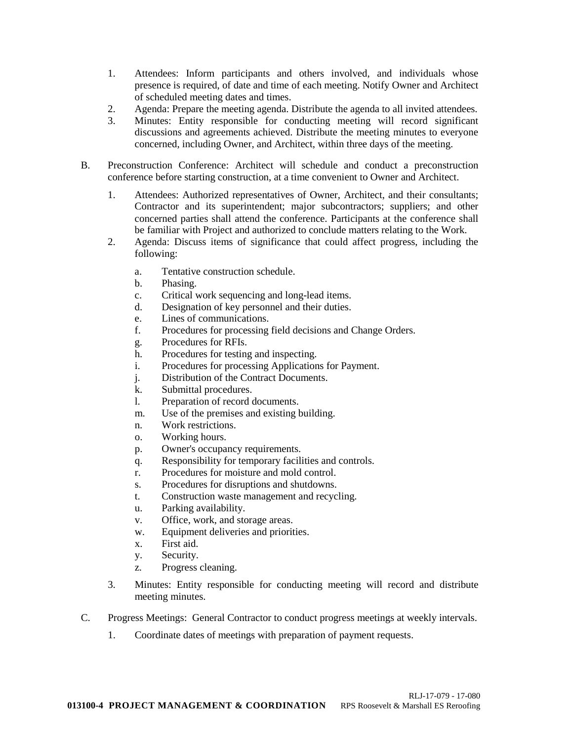1. Attendees: Inform participants and others involved, and individuals whose presence is required, of date and time of each meeting. Notify Owner and Architect of scheduled meeting dates and times.
2. Agenda: Prepare the meeting agenda. Distribute the agenda to all invited attendees.
3. Minutes: Entity responsible for conducting meeting will record significant discussions and agreements achieved. Distribute the meeting minutes to everyone concerned, including Owner, and Architect, within three days of the meeting.

B. Preconstruction Conference: Architect will schedule and conduct a preconstruction conference before starting construction, at a time convenient to Owner and Architect.

1. Attendees: Authorized representatives of Owner, Architect, and their consultants; Contractor and its superintendent; major subcontractors; suppliers; and other concerned parties shall attend the conference. Participants at the conference shall be familiar with Project and authorized to conclude matters relating to the Work.
2. Agenda: Discuss items of significance that could affect progress, including the following:
   a. Tentative construction schedule.
   b. Phasing.
   c. Critical work sequencing and long-lead items.
   d. Designation of key personnel and their duties.
   e. Lines of communications.
   f. Procedures for processing field decisions and Change Orders.
   g. Procedures for RFIs.
   h. Procedures for testing and inspecting.
   i. Procedures for processing Applications for Payment.
   j. Distribution of the Contract Documents.
   k. Submittal procedures.
   l. Preparation of record documents.
   m. Use of the premises and existing building.
   n. Work restrictions.
   o. Working hours.
   p. Owner's occupancy requirements.
   q. Responsibility for temporary facilities and controls.
   r. Procedures for moisture and mold control.
   s. Procedures for disruptions and shutdowns.
   t. Construction waste management and recycling.
   u. Parking availability.
   v. Office, work, and storage areas.
   w. Equipment deliveries and priorities.
   x. First aid.
   y. Security.
   z. Progress cleaning.
3. Minutes: Entity responsible for conducting meeting will record and distribute meeting minutes.

C. Progress Meetings: General Contractor to conduct progress meetings at weekly intervals.

1. Coordinate dates of meetings with preparation of payment requests.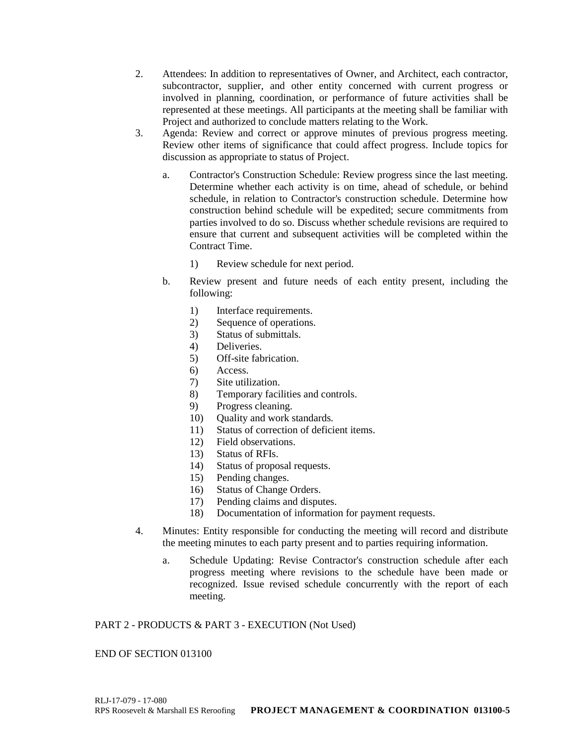2. Attendees: In addition to representatives of Owner, and Architect, each contractor, subcontractor, supplier, and other entity concerned with current progress or involved in planning, coordination, or performance of future activities shall be represented at these meetings. All participants at the meeting shall be familiar with Project and authorized to conclude matters relating to the Work.
3. Agenda: Review and correct or approve minutes of previous progress meeting. Review other items of significance that could affect progress. Include topics for discussion as appropriate to status of Project.
    a. Contractor's Construction Schedule: Review progress since the last meeting. Determine whether each activity is on time, ahead of schedule, or behind schedule, in relation to Contractor's construction schedule. Determine how construction behind schedule will be expedited; secure commitments from parties involved to do so. Discuss whether schedule revisions are required to ensure that current and subsequent activities will be completed within the Contract Time.
        1) Review schedule for next period.
    b. Review present and future needs of each entity present, including the following:
        1) Interface requirements.
        2) Sequence of operations.
        3) Status of submittals.
        4) Deliveries.
        5) Off-site fabrication.
        6) Access.
        7) Site utilization.
        8) Temporary facilities and controls.
        9) Progress cleaning.
        10) Quality and work standards.
        11) Status of correction of deficient items.
        12) Field observations.
        13) Status of RFIs.
        14) Status of proposal requests.
        15) Pending changes.
        16) Status of Change Orders.
        17) Pending claims and disputes.
        18) Documentation of information for payment requests.
4. Minutes: Entity responsible for conducting the meeting will record and distribute the meeting minutes to each party present and to parties requiring information.
    a. Schedule Updating: Revise Contractor's construction schedule after each progress meeting where revisions to the schedule have been made or recognized. Issue revised schedule concurrently with the report of each meeting.

PART 2 - PRODUCTS & PART 3 - EXECUTION (Not Used)

END OF SECTION 013100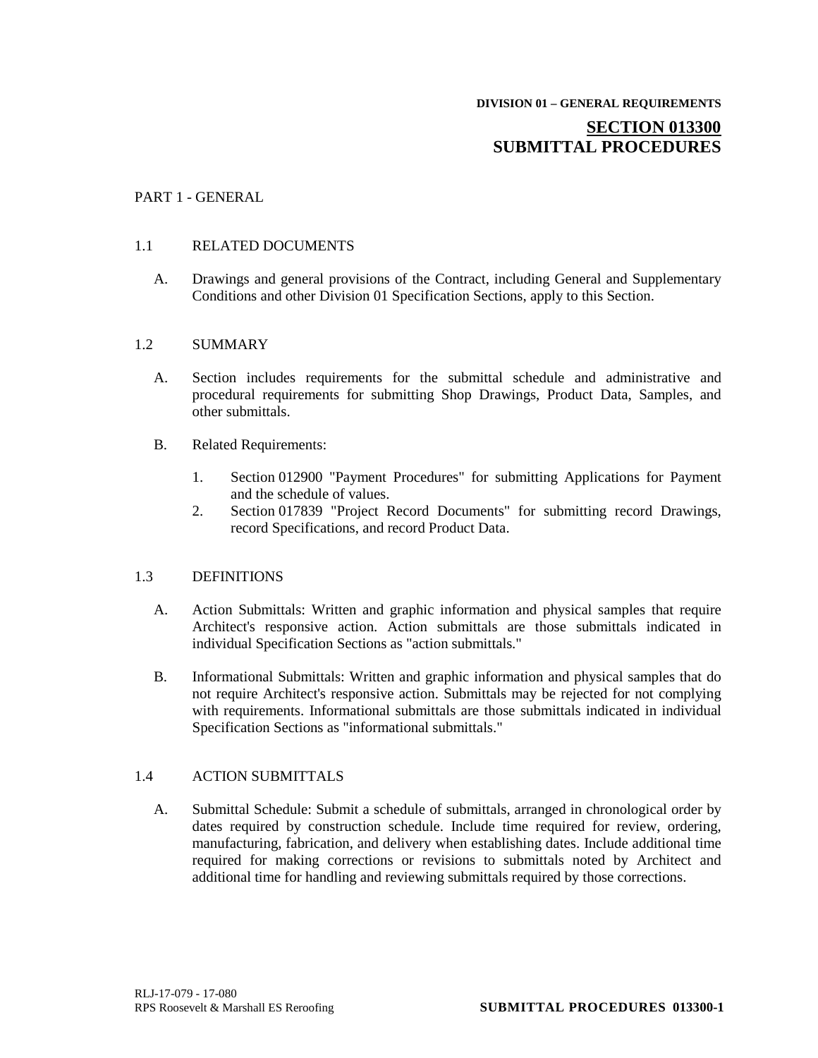DIVISION 01 – GENERAL REQUIREMENTS

# SECTION 013300
# SUBMITTAL PROCEDURES

## PART 1 - GENERAL

### 1.1 RELATED DOCUMENTS

A. Drawings and general provisions of the Contract, including General and Supplementary Conditions and other Division 01 Specification Sections, apply to this Section.

### 1.2 SUMMARY

A. Section includes requirements for the submittal schedule and administrative and procedural requirements for submitting Shop Drawings, Product Data, Samples, and other submittals.

B. Related Requirements:

1. Section 012900 "Payment Procedures" for submitting Applications for Payment and the schedule of values.
2. Section 017839 "Project Record Documents" for submitting record Drawings, record Specifications, and record Product Data.

### 1.3 DEFINITIONS

A. Action Submittals: Written and graphic information and physical samples that require Architect's responsive action. Action submittals are those submittals indicated in individual Specification Sections as "action submittals."

B. Informational Submittals: Written and graphic information and physical samples that do not require Architect's responsive action. Submittals may be rejected for not complying with requirements. Informational submittals are those submittals indicated in individual Specification Sections as "informational submittals."

### 1.4 ACTION SUBMITTALS

A. Submittal Schedule: Submit a schedule of submittals, arranged in chronological order by dates required by construction schedule. Include time required for review, ordering, manufacturing, fabrication, and delivery when establishing dates. Include additional time required for making corrections or revisions to submittals noted by Architect and additional time for handling and reviewing submittals required by those corrections.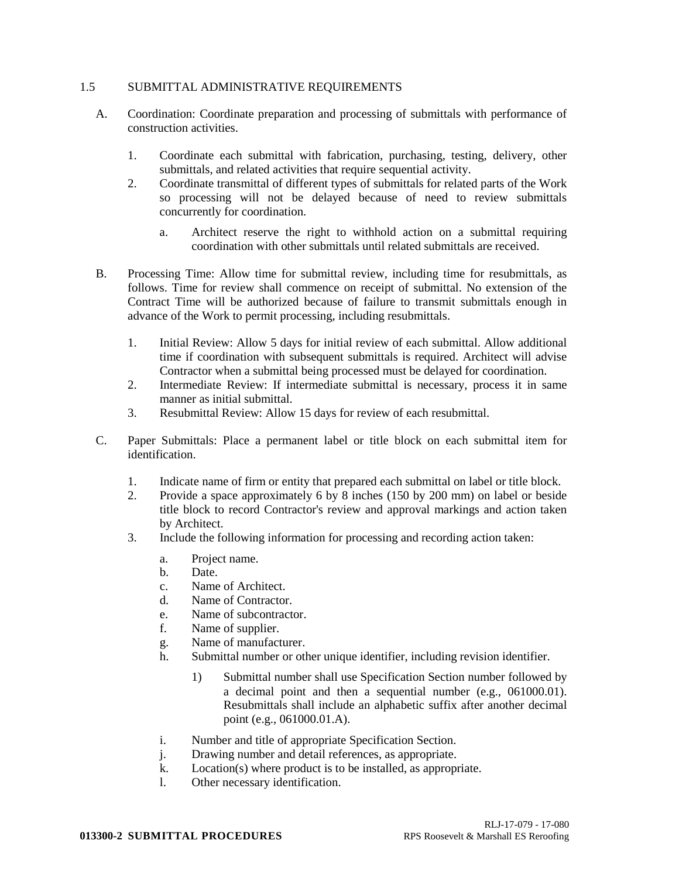## 1.5 SUBMITTAL ADMINISTRATIVE REQUIREMENTS

A. Coordination: Coordinate preparation and processing of submittals with performance of construction activities.

   1. Coordinate each submittal with fabrication, purchasing, testing, delivery, other submittals, and related activities that require sequential activity.
   2. Coordinate transmittal of different types of submittals for related parts of the Work so processing will not be delayed because of need to review submittals concurrently for coordination.

      a. Architect reserve the right to withhold action on a submittal requiring coordination with other submittals until related submittals are received.

B. Processing Time: Allow time for submittal review, including time for resubmittals, as follows. Time for review shall commence on receipt of submittal. No extension of the Contract Time will be authorized because of failure to transmit submittals enough in advance of the Work to permit processing, including resubmittals.

   1. Initial Review: Allow 5 days for initial review of each submittal. Allow additional time if coordination with subsequent submittals is required. Architect will advise Contractor when a submittal being processed must be delayed for coordination.
   2. Intermediate Review: If intermediate submittal is necessary, process it in same manner as initial submittal.
   3. Resubmittal Review: Allow 15 days for review of each resubmittal.

C. Paper Submittals: Place a permanent label or title block on each submittal item for identification.

   1. Indicate name of firm or entity that prepared each submittal on label or title block.
   2. Provide a space approximately 6 by 8 inches (150 by 200 mm) on label or beside title block to record Contractor's review and approval markings and action taken by Architect.
   3. Include the following information for processing and recording action taken:

      a. Project name.
      b. Date.
      c. Name of Architect.
      d. Name of Contractor.
      e. Name of subcontractor.
      f. Name of supplier.
      g. Name of manufacturer.
      h. Submittal number or other unique identifier, including revision identifier.

         1) Submittal number shall use Specification Section number followed by a decimal point and then a sequential number (e.g., 061000.01). Resubmittals shall include an alphabetic suffix after another decimal point (e.g., 061000.01.A).

      i. Number and title of appropriate Specification Section.
      j. Drawing number and detail references, as appropriate.
      k. Location(s) where product is to be installed, as appropriate.
      l. Other necessary identification.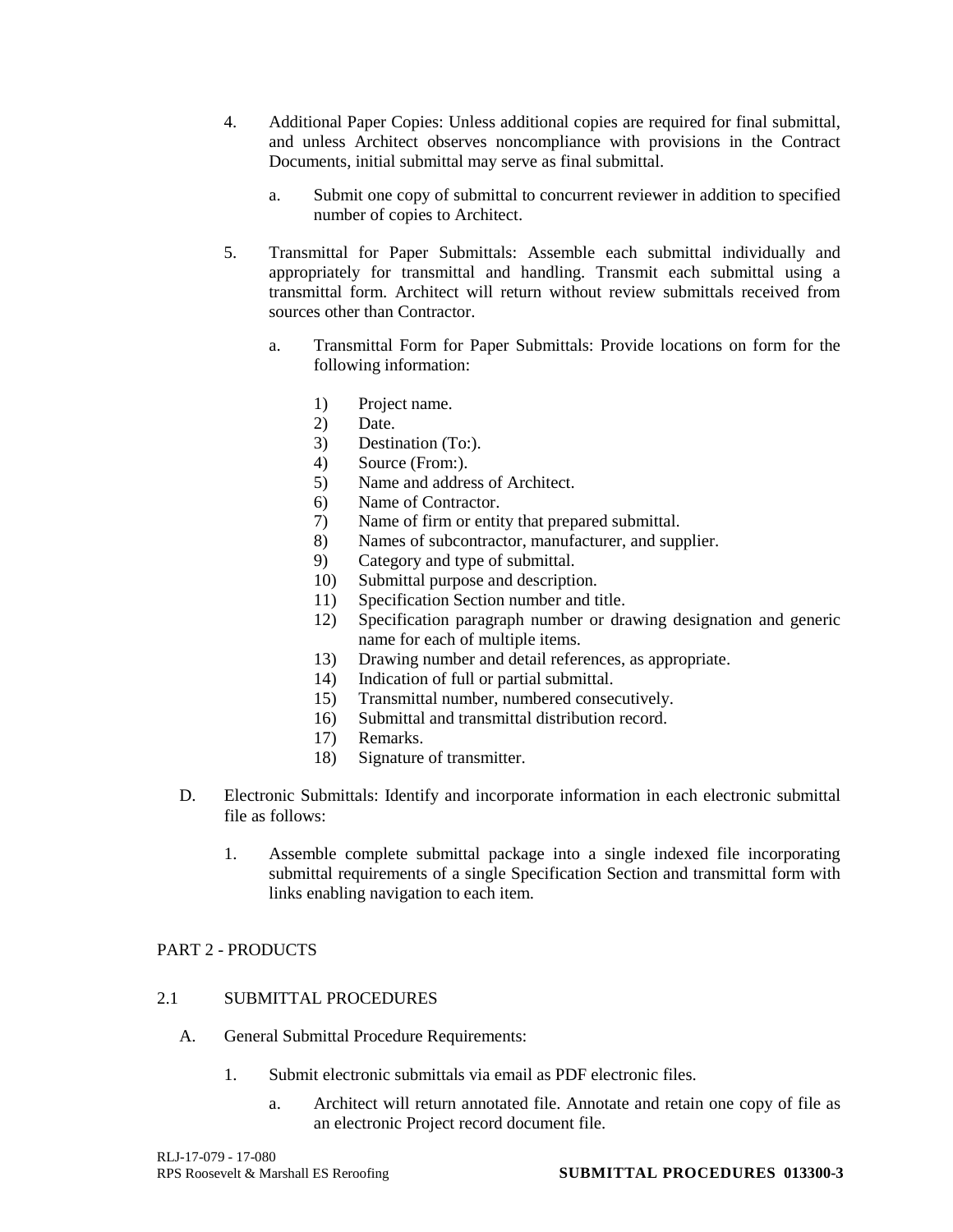4. Additional Paper Copies: Unless additional copies are required for final submittal, and unless Architect observes noncompliance with provisions in the Contract Documents, initial submittal may serve as final submittal.

    a. Submit one copy of submittal to concurrent reviewer in addition to specified number of copies to Architect.

5. Transmittal for Paper Submittals: Assemble each submittal individually and appropriately for transmittal and handling. Transmit each submittal using a transmittal form. Architect will return without review submittals received from sources other than Contractor.

    a. Transmittal Form for Paper Submittals: Provide locations on form for the following information:

        1) Project name.
        2) Date.
        3) Destination (To:).
        4) Source (From:).
        5) Name and address of Architect.
        6) Name of Contractor.
        7) Name of firm or entity that prepared submittal.
        8) Names of subcontractor, manufacturer, and supplier.
        9) Category and type of submittal.
        10) Submittal purpose and description.
        11) Specification Section number and title.
        12) Specification paragraph number or drawing designation and generic name for each of multiple items.
        13) Drawing number and detail references, as appropriate.
        14) Indication of full or partial submittal.
        15) Transmittal number, numbered consecutively.
        16) Submittal and transmittal distribution record.
        17) Remarks.
        18) Signature of transmitter.

D. Electronic Submittals: Identify and incorporate information in each electronic submittal file as follows:

1. Assemble complete submittal package into a single indexed file incorporating submittal requirements of a single Specification Section and transmittal form with links enabling navigation to each item.

## PART 2 - PRODUCTS

### 2.1 SUBMITTAL PROCEDURES

A. General Submittal Procedure Requirements:

1. Submit electronic submittals via email as PDF electronic files.

    a. Architect will return annotated file. Annotate and retain one copy of file as an electronic Project record document file.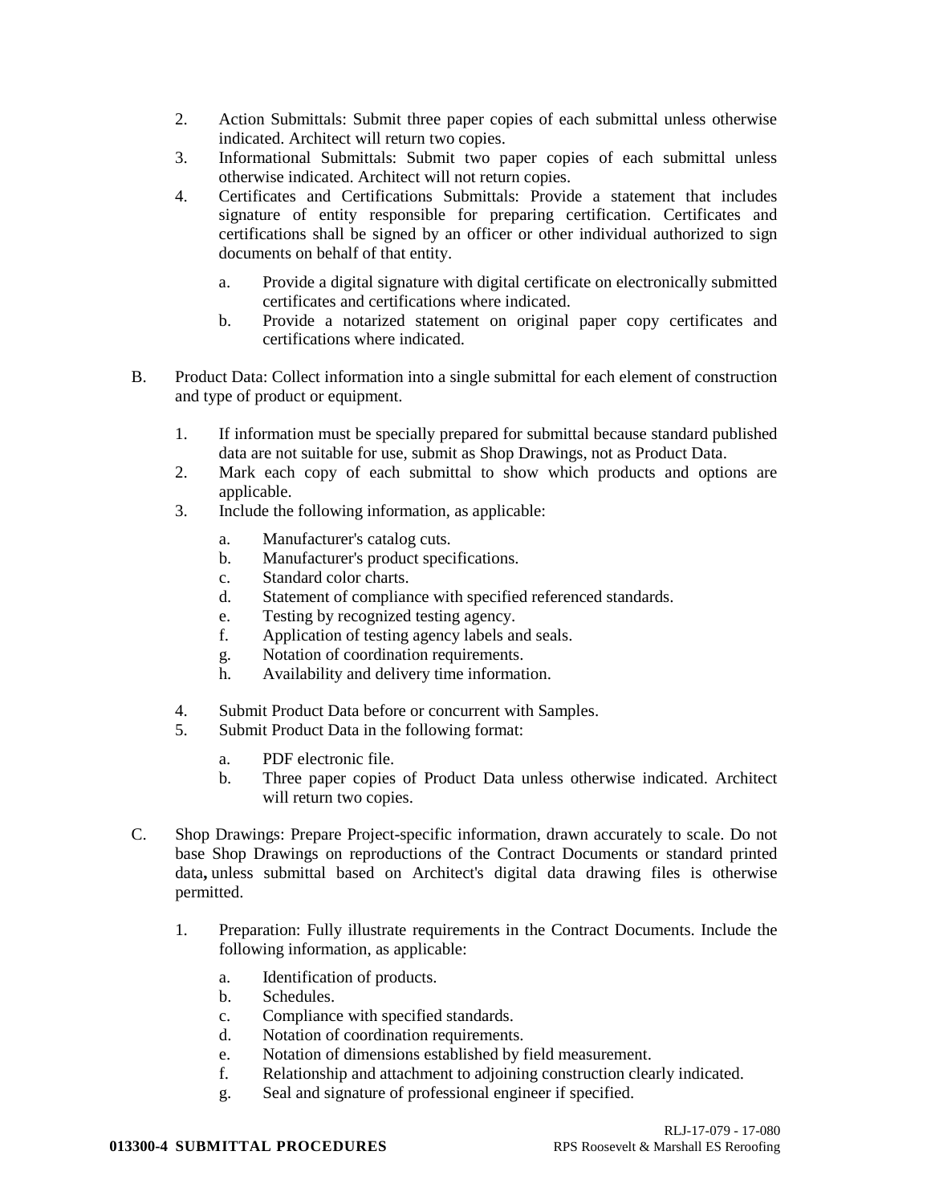2. Action Submittals: Submit three paper copies of each submittal unless otherwise indicated. Architect will return two copies.
3. Informational Submittals: Submit two paper copies of each submittal unless otherwise indicated. Architect will not return copies.
4. Certificates and Certifications Submittals: Provide a statement that includes signature of entity responsible for preparing certification. Certificates and certifications shall be signed by an officer or other individual authorized to sign documents on behalf of that entity.

    a. Provide a digital signature with digital certificate on electronically submitted certificates and certifications where indicated.
    b. Provide a notarized statement on original paper copy certificates and certifications where indicated.

B. Product Data: Collect information into a single submittal for each element of construction and type of product or equipment.

1. If information must be specially prepared for submittal because standard published data are not suitable for use, submit as Shop Drawings, not as Product Data.
2. Mark each copy of each submittal to show which products and options are applicable.
3. Include the following information, as applicable:

    a. Manufacturer's catalog cuts.
    b. Manufacturer's product specifications.
    c. Standard color charts.
    d. Statement of compliance with specified referenced standards.
    e. Testing by recognized testing agency.
    f. Application of testing agency labels and seals.
    g. Notation of coordination requirements.
    h. Availability and delivery time information.

4. Submit Product Data before or concurrent with Samples.
5. Submit Product Data in the following format:

    a. PDF electronic file.
    b. Three paper copies of Product Data unless otherwise indicated. Architect will return two copies.

C. Shop Drawings: Prepare Project-specific information, drawn accurately to scale. Do not base Shop Drawings on reproductions of the Contract Documents or standard printed data**,** unless submittal based on Architect's digital data drawing files is otherwise permitted.

1. Preparation: Fully illustrate requirements in the Contract Documents. Include the following information, as applicable:

    a. Identification of products.
    b. Schedules.
    c. Compliance with specified standards.
    d. Notation of coordination requirements.
    e. Notation of dimensions established by field measurement.
    f. Relationship and attachment to adjoining construction clearly indicated.
    g. Seal and signature of professional engineer if specified.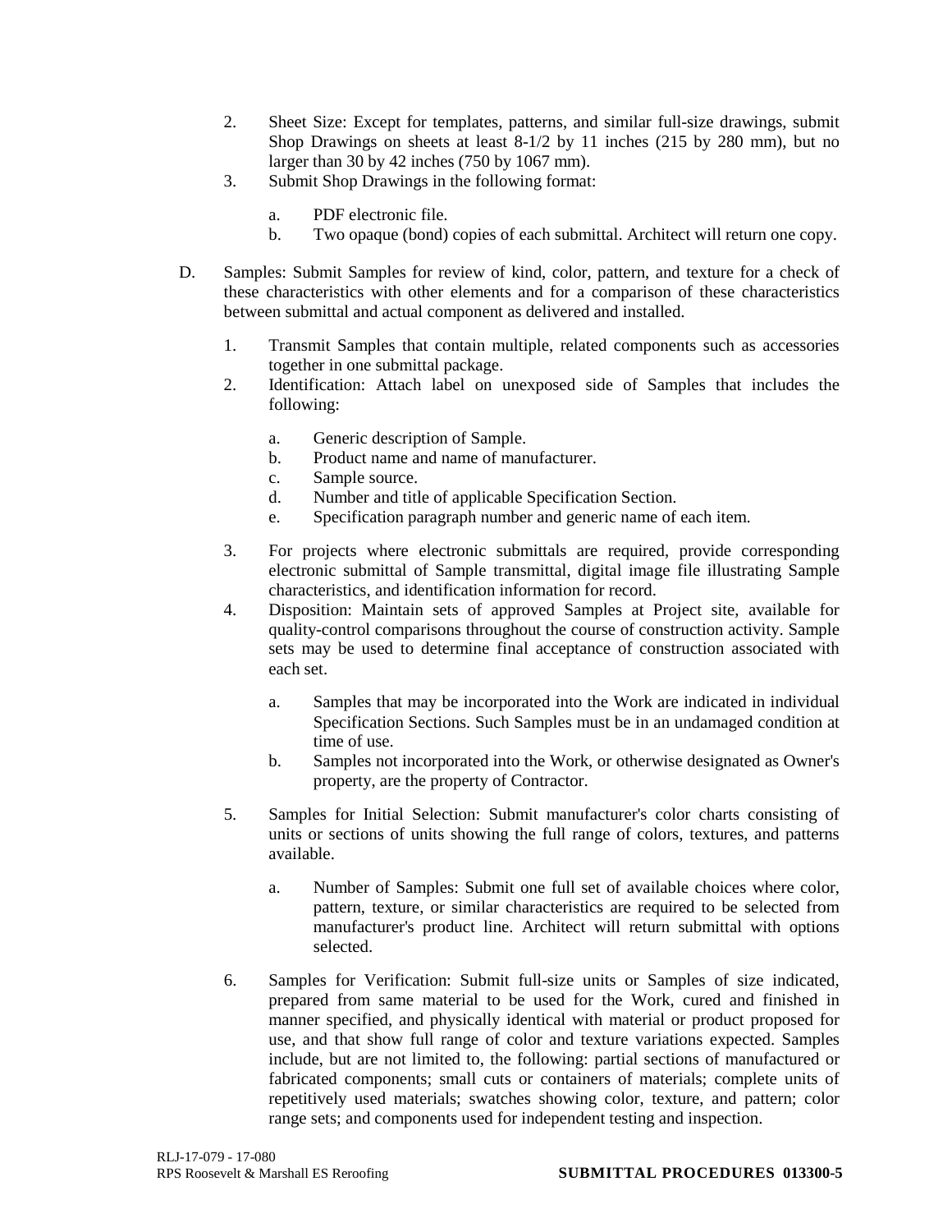2. Sheet Size: Except for templates, patterns, and similar full-size drawings, submit Shop Drawings on sheets at least 8-1/2 by 11 inches (215 by 280 mm), but no larger than 30 by 42 inches (750 by 1067 mm).
3. Submit Shop Drawings in the following format:

    a. PDF electronic file.
    b. Two opaque (bond) copies of each submittal. Architect will return one copy.

D. Samples: Submit Samples for review of kind, color, pattern, and texture for a check of these characteristics with other elements and for a comparison of these characteristics between submittal and actual component as delivered and installed.

1. Transmit Samples that contain multiple, related components such as accessories together in one submittal package.
2. Identification: Attach label on unexposed side of Samples that includes the following:

    a. Generic description of Sample.
    b. Product name and name of manufacturer.
    c. Sample source.
    d. Number and title of applicable Specification Section.
    e. Specification paragraph number and generic name of each item.

3. For projects where electronic submittals are required, provide corresponding electronic submittal of Sample transmittal, digital image file illustrating Sample characteristics, and identification information for record.
4. Disposition: Maintain sets of approved Samples at Project site, available for quality-control comparisons throughout the course of construction activity. Sample sets may be used to determine final acceptance of construction associated with each set.

    a. Samples that may be incorporated into the Work are indicated in individual Specification Sections. Such Samples must be in an undamaged condition at time of use.
    b. Samples not incorporated into the Work, or otherwise designated as Owner's property, are the property of Contractor.

5. Samples for Initial Selection: Submit manufacturer's color charts consisting of units or sections of units showing the full range of colors, textures, and patterns available.

    a. Number of Samples: Submit one full set of available choices where color, pattern, texture, or similar characteristics are required to be selected from manufacturer's product line. Architect will return submittal with options selected.

6. Samples for Verification: Submit full-size units or Samples of size indicated, prepared from same material to be used for the Work, cured and finished in manner specified, and physically identical with material or product proposed for use, and that show full range of color and texture variations expected. Samples include, but are not limited to, the following: partial sections of manufactured or fabricated components; small cuts or containers of materials; complete units of repetitively used materials; swatches showing color, texture, and pattern; color range sets; and components used for independent testing and inspection.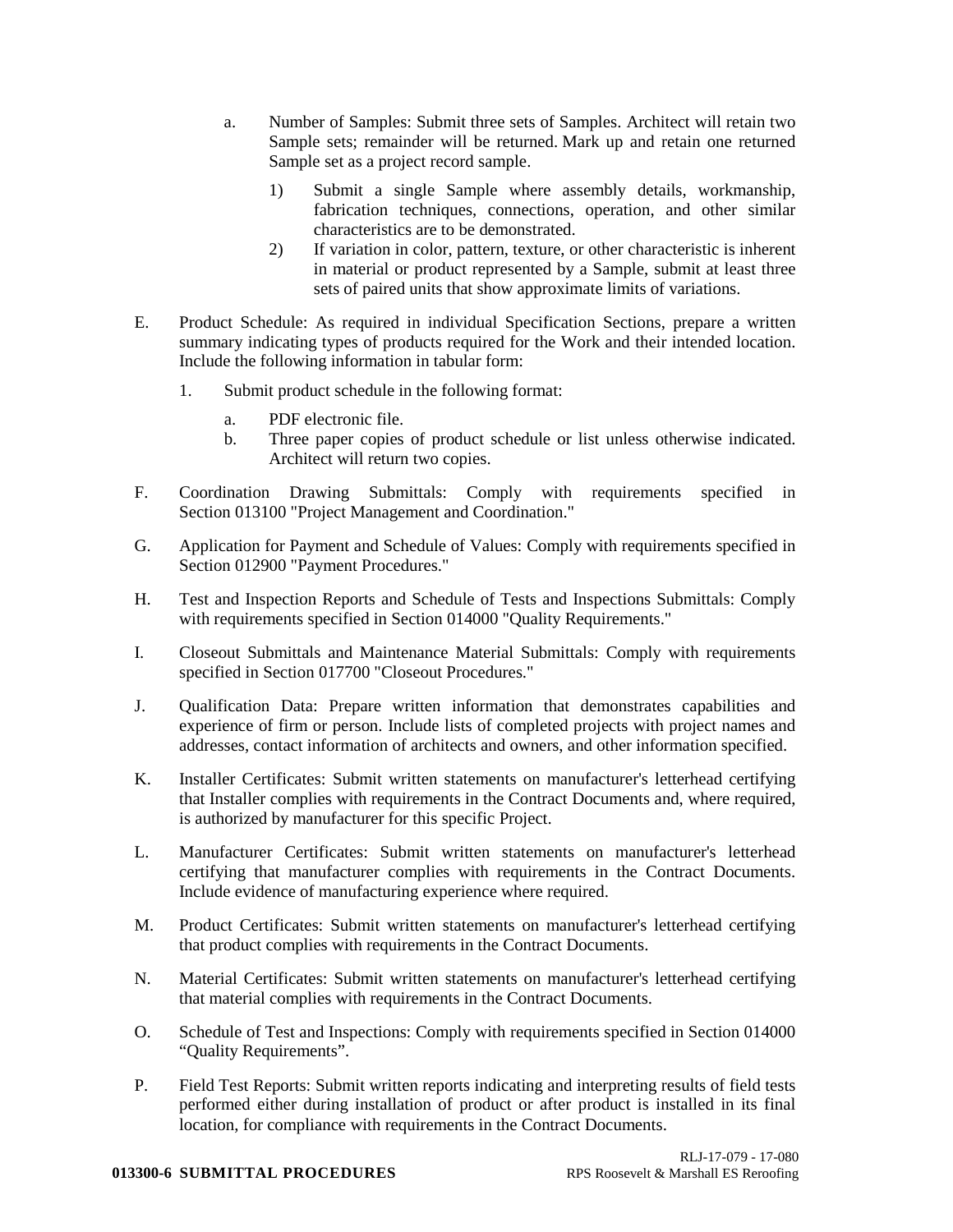a. Number of Samples: Submit three sets of Samples. Architect will retain two Sample sets; remainder will be returned. Mark up and retain one returned Sample set as a project record sample.

    1) Submit a single Sample where assembly details, workmanship, fabrication techniques, connections, operation, and other similar characteristics are to be demonstrated.
    2) If variation in color, pattern, texture, or other characteristic is inherent in material or product represented by a Sample, submit at least three sets of paired units that show approximate limits of variations.

E. Product Schedule: As required in individual Specification Sections, prepare a written summary indicating types of products required for the Work and their intended location. Include the following information in tabular form:

1. Submit product schedule in the following format:

    a. PDF electronic file.
    b. Three paper copies of product schedule or list unless otherwise indicated. Architect will return two copies.

F. Coordination Drawing Submittals: Comply with requirements specified in Section 013100 "Project Management and Coordination."

G. Application for Payment and Schedule of Values: Comply with requirements specified in Section 012900 "Payment Procedures."

H. Test and Inspection Reports and Schedule of Tests and Inspections Submittals: Comply with requirements specified in Section 014000 "Quality Requirements."

I. Closeout Submittals and Maintenance Material Submittals: Comply with requirements specified in Section 017700 "Closeout Procedures."

J. Qualification Data: Prepare written information that demonstrates capabilities and experience of firm or person. Include lists of completed projects with project names and addresses, contact information of architects and owners, and other information specified.

K. Installer Certificates: Submit written statements on manufacturer's letterhead certifying that Installer complies with requirements in the Contract Documents and, where required, is authorized by manufacturer for this specific Project.

L. Manufacturer Certificates: Submit written statements on manufacturer's letterhead certifying that manufacturer complies with requirements in the Contract Documents. Include evidence of manufacturing experience where required.

M. Product Certificates: Submit written statements on manufacturer's letterhead certifying that product complies with requirements in the Contract Documents.

N. Material Certificates: Submit written statements on manufacturer's letterhead certifying that material complies with requirements in the Contract Documents.

O. Schedule of Test and Inspections: Comply with requirements specified in Section 014000 "Quality Requirements".

P. Field Test Reports: Submit written reports indicating and interpreting results of field tests performed either during installation of product or after product is installed in its final location, for compliance with requirements in the Contract Documents.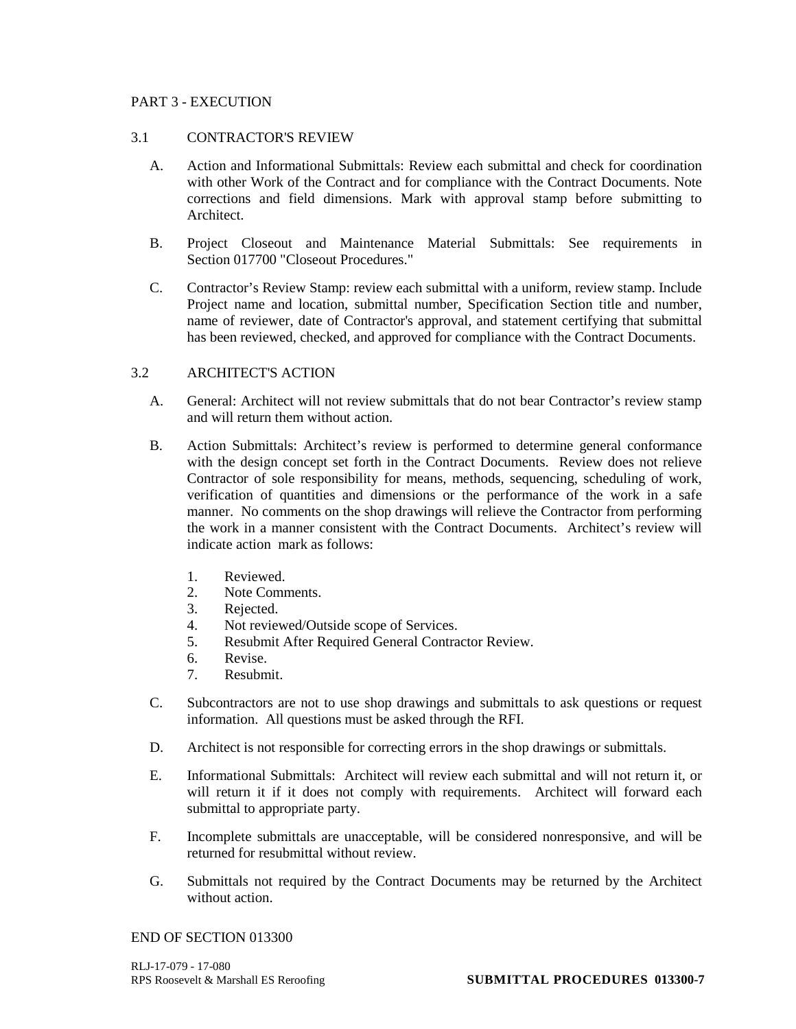## PART 3 - EXECUTION

### 3.1 CONTRACTOR'S REVIEW

A. Action and Informational Submittals: Review each submittal and check for coordination with other Work of the Contract and for compliance with the Contract Documents. Note corrections and field dimensions. Mark with approval stamp before submitting to Architect.

B. Project Closeout and Maintenance Material Submittals: See requirements in Section 017700 "Closeout Procedures."

C. Contractor's Review Stamp: review each submittal with a uniform, review stamp. Include Project name and location, submittal number, Specification Section title and number, name of reviewer, date of Contractor's approval, and statement certifying that submittal has been reviewed, checked, and approved for compliance with the Contract Documents.

### 3.2 ARCHITECT'S ACTION

A. General: Architect will not review submittals that do not bear Contractor's review stamp and will return them without action.

B. Action Submittals: Architect's review is performed to determine general conformance with the design concept set forth in the Contract Documents. Review does not relieve Contractor of sole responsibility for means, methods, sequencing, scheduling of work, verification of quantities and dimensions or the performance of the work in a safe manner. No comments on the shop drawings will relieve the Contractor from performing the work in a manner consistent with the Contract Documents. Architect's review will indicate action mark as follows:

1. Reviewed.
2. Note Comments.
3. Rejected.
4. Not reviewed/Outside scope of Services.
5. Resubmit After Required General Contractor Review.
6. Revise.
7. Resubmit.

C. Subcontractors are not to use shop drawings and submittals to ask questions or request information. All questions must be asked through the RFI.

D. Architect is not responsible for correcting errors in the shop drawings or submittals.

E. Informational Submittals: Architect will review each submittal and will not return it, or will return it if it does not comply with requirements. Architect will forward each submittal to appropriate party.

F. Incomplete submittals are unacceptable, will be considered nonresponsive, and will be returned for resubmittal without review.

G. Submittals not required by the Contract Documents may be returned by the Architect without action.

END OF SECTION 013300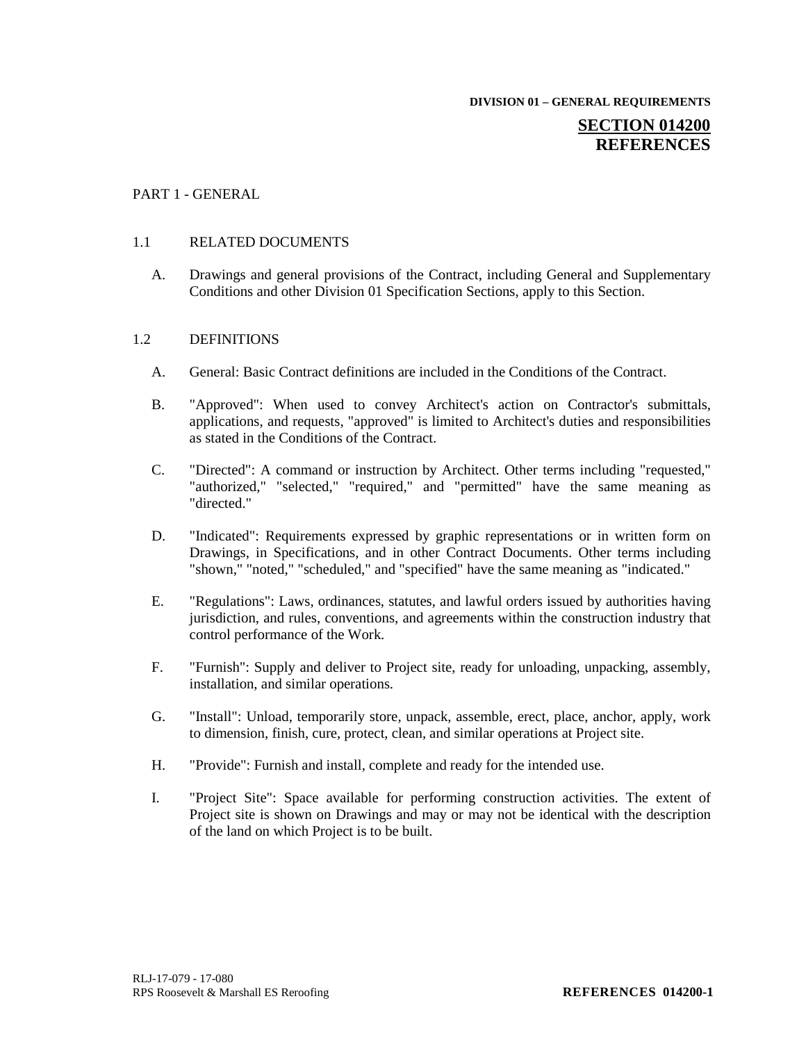**DIVISION 01 – GENERAL REQUIREMENTS**

# SECTION 014200
# REFERENCES

## PART 1 - GENERAL

### 1.1 RELATED DOCUMENTS

A. Drawings and general provisions of the Contract, including General and Supplementary Conditions and other Division 01 Specification Sections, apply to this Section.

### 1.2 DEFINITIONS

A. General: Basic Contract definitions are included in the Conditions of the Contract.

B. "Approved": When used to convey Architect's action on Contractor's submittals, applications, and requests, "approved" is limited to Architect's duties and responsibilities as stated in the Conditions of the Contract.

C. "Directed": A command or instruction by Architect. Other terms including "requested," "authorized," "selected," "required," and "permitted" have the same meaning as "directed."

D. "Indicated": Requirements expressed by graphic representations or in written form on Drawings, in Specifications, and in other Contract Documents. Other terms including "shown," "noted," "scheduled," and "specified" have the same meaning as "indicated."

E. "Regulations": Laws, ordinances, statutes, and lawful orders issued by authorities having jurisdiction, and rules, conventions, and agreements within the construction industry that control performance of the Work.

F. "Furnish": Supply and deliver to Project site, ready for unloading, unpacking, assembly, installation, and similar operations.

G. "Install": Unload, temporarily store, unpack, assemble, erect, place, anchor, apply, work to dimension, finish, cure, protect, clean, and similar operations at Project site.

H. "Provide": Furnish and install, complete and ready for the intended use.

I. "Project Site": Space available for performing construction activities. The extent of Project site is shown on Drawings and may or may not be identical with the description of the land on which Project is to be built.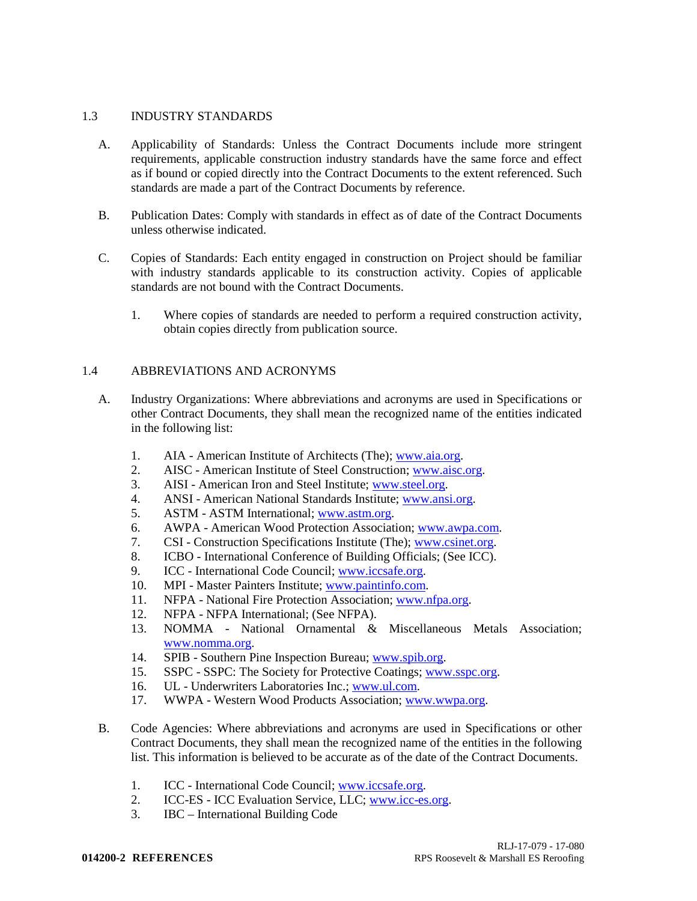## 1.3 INDUSTRY STANDARDS

A. Applicability of Standards: Unless the Contract Documents include more stringent requirements, applicable construction industry standards have the same force and effect as if bound or copied directly into the Contract Documents to the extent referenced. Such standards are made a part of the Contract Documents by reference.

B. Publication Dates: Comply with standards in effect as of date of the Contract Documents unless otherwise indicated.

C. Copies of Standards: Each entity engaged in construction on Project should be familiar with industry standards applicable to its construction activity. Copies of applicable standards are not bound with the Contract Documents.

   1. Where copies of standards are needed to perform a required construction activity, obtain copies directly from publication source.

## 1.4 ABBREVIATIONS AND ACRONYMS

A. Industry Organizations: Where abbreviations and acronyms are used in Specifications or other Contract Documents, they shall mean the recognized name of the entities indicated in the following list:

   1. AIA - American Institute of Architects (The); www.aia.org.
   2. AISC - American Institute of Steel Construction; www.aisc.org.
   3. AISI - American Iron and Steel Institute; www.steel.org.
   4. ANSI - American National Standards Institute; www.ansi.org.
   5. ASTM - ASTM International; www.astm.org.
   6. AWPA - American Wood Protection Association; www.awpa.com.
   7. CSI - Construction Specifications Institute (The); www.csinet.org.
   8. ICBO - International Conference of Building Officials; (See ICC).
   9. ICC - International Code Council; www.iccsafe.org.
   10. MPI - Master Painters Institute; www.paintinfo.com.
   11. NFPA - National Fire Protection Association; www.nfpa.org.
   12. NFPA - NFPA International; (See NFPA).
   13. NOMMA - National Ornamental & Miscellaneous Metals Association; www.nomma.org.
   14. SPIB - Southern Pine Inspection Bureau; www.spib.org.
   15. SSPC - SSPC: The Society for Protective Coatings; www.sspc.org.
   16. UL - Underwriters Laboratories Inc.; www.ul.com.
   17. WWPA - Western Wood Products Association; www.wwpa.org.

B. Code Agencies: Where abbreviations and acronyms are used in Specifications or other Contract Documents, they shall mean the recognized name of the entities in the following list. This information is believed to be accurate as of the date of the Contract Documents.

   1. ICC - International Code Council; www.iccsafe.org.
   2. ICC-ES - ICC Evaluation Service, LLC; www.icc-es.org.
   3. IBC – International Building Code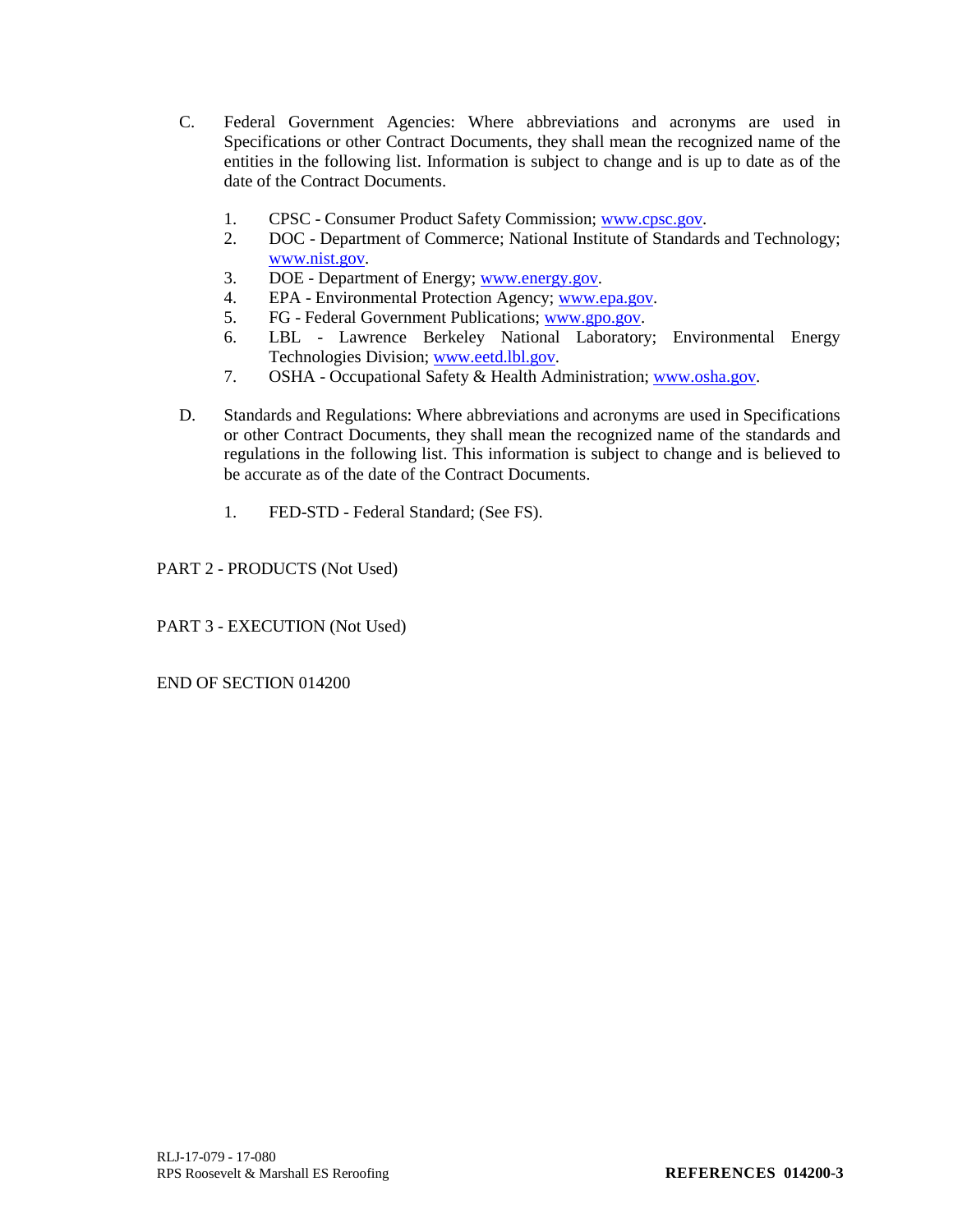C. Federal Government Agencies: Where abbreviations and acronyms are used in Specifications or other Contract Documents, they shall mean the recognized name of the entities in the following list. Information is subject to change and is up to date as of the date of the Contract Documents.

1. CPSC - Consumer Product Safety Commission; www.cpsc.gov.
2. DOC - Department of Commerce; National Institute of Standards and Technology; www.nist.gov.
3. DOE - Department of Energy; www.energy.gov.
4. EPA - Environmental Protection Agency; www.epa.gov.
5. FG - Federal Government Publications; www.gpo.gov.
6. LBL - Lawrence Berkeley National Laboratory; Environmental Energy Technologies Division; www.eetd.lbl.gov.
7. OSHA - Occupational Safety & Health Administration; www.osha.gov.

D. Standards and Regulations: Where abbreviations and acronyms are used in Specifications or other Contract Documents, they shall mean the recognized name of the standards and regulations in the following list. This information is subject to change and is believed to be accurate as of the date of the Contract Documents.

1. FED-STD - Federal Standard; (See FS).

PART 2 - PRODUCTS (Not Used)

PART 3 - EXECUTION (Not Used)

END OF SECTION 014200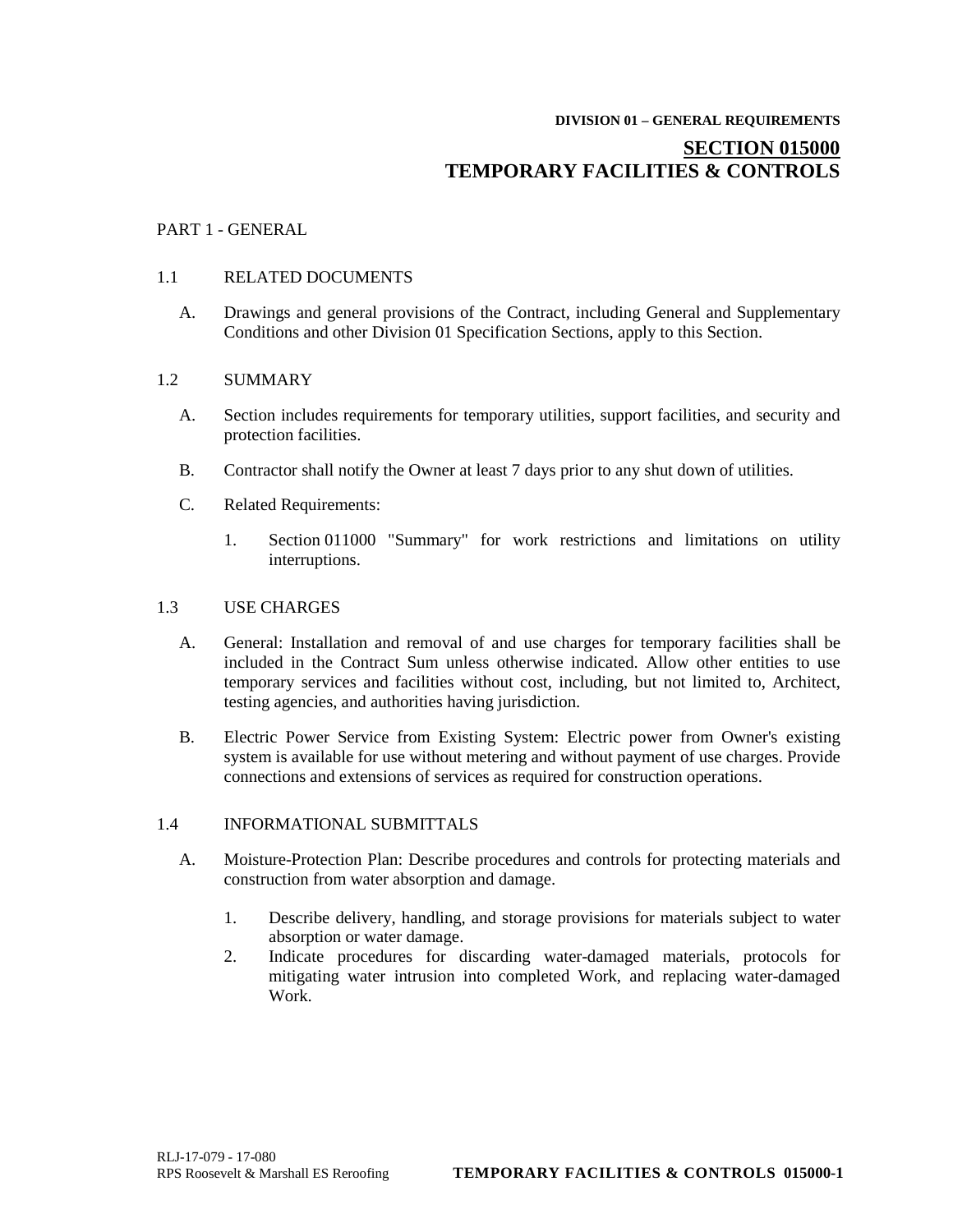DIVISION 01 – GENERAL REQUIREMENTS

# SECTION 015000
# TEMPORARY FACILITIES & CONTROLS

PART 1 - GENERAL

1.1 RELATED DOCUMENTS

A. Drawings and general provisions of the Contract, including General and Supplementary Conditions and other Division 01 Specification Sections, apply to this Section.

1.2 SUMMARY

A. Section includes requirements for temporary utilities, support facilities, and security and protection facilities.

B. Contractor shall notify the Owner at least 7 days prior to any shut down of utilities.

C. Related Requirements:

1. Section 011000 "Summary" for work restrictions and limitations on utility interruptions.

1.3 USE CHARGES

A. General: Installation and removal of and use charges for temporary facilities shall be included in the Contract Sum unless otherwise indicated. Allow other entities to use temporary services and facilities without cost, including, but not limited to, Architect, testing agencies, and authorities having jurisdiction.

B. Electric Power Service from Existing System: Electric power from Owner's existing system is available for use without metering and without payment of use charges. Provide connections and extensions of services as required for construction operations.

1.4 INFORMATIONAL SUBMITTALS

A. Moisture-Protection Plan: Describe procedures and controls for protecting materials and construction from water absorption and damage.

1. Describe delivery, handling, and storage provisions for materials subject to water absorption or water damage.
2. Indicate procedures for discarding water-damaged materials, protocols for mitigating water intrusion into completed Work, and replacing water-damaged Work.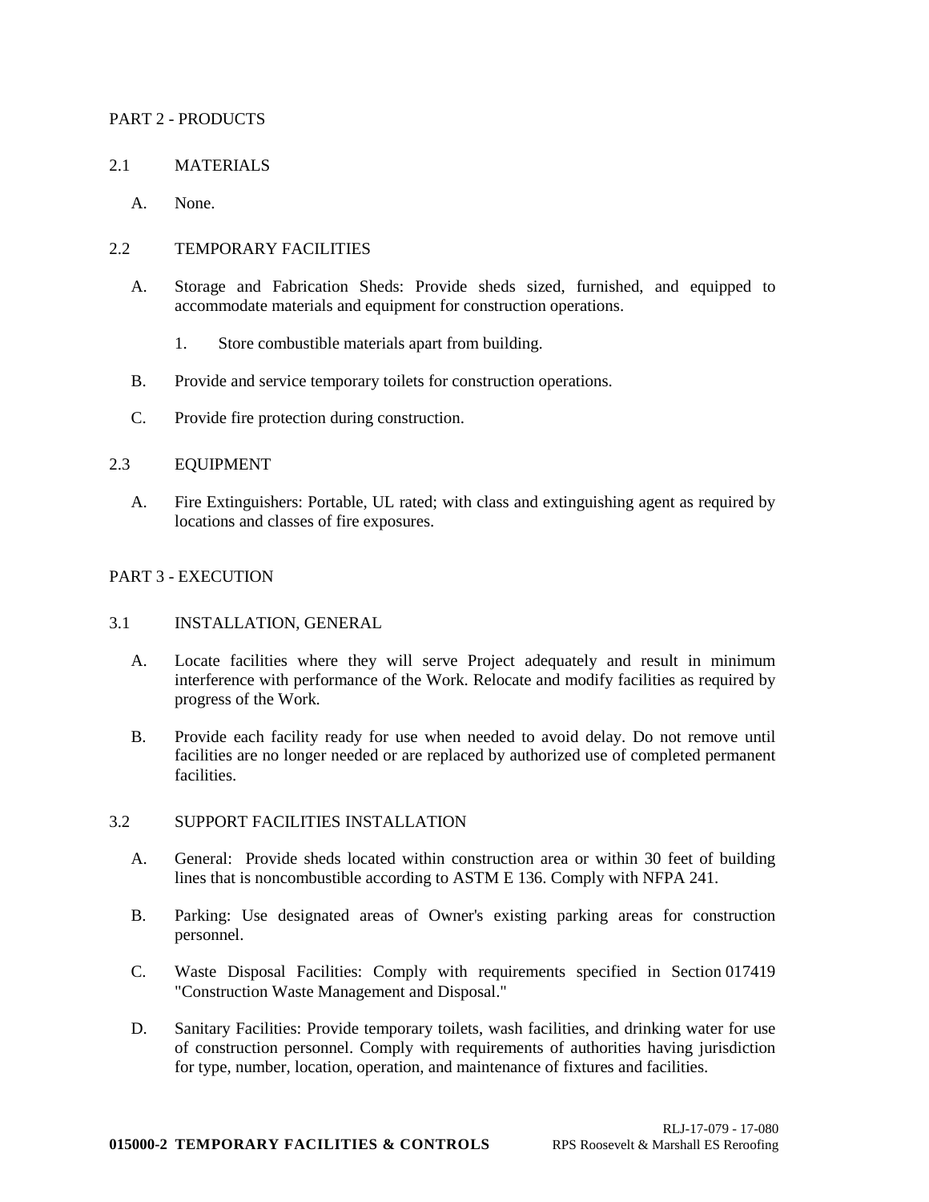## PART 2 - PRODUCTS

### 2.1 MATERIALS

A. None.

### 2.2 TEMPORARY FACILITIES

A. Storage and Fabrication Sheds: Provide sheds sized, furnished, and equipped to accommodate materials and equipment for construction operations.

   1. Store combustible materials apart from building.

B. Provide and service temporary toilets for construction operations.

C. Provide fire protection during construction.

### 2.3 EQUIPMENT

A. Fire Extinguishers: Portable, UL rated; with class and extinguishing agent as required by locations and classes of fire exposures.

## PART 3 - EXECUTION

### 3.1 INSTALLATION, GENERAL

A. Locate facilities where they will serve Project adequately and result in minimum interference with performance of the Work. Relocate and modify facilities as required by progress of the Work.

B. Provide each facility ready for use when needed to avoid delay. Do not remove until facilities are no longer needed or are replaced by authorized use of completed permanent facilities.

### 3.2 SUPPORT FACILITIES INSTALLATION

A. General: Provide sheds located within construction area or within 30 feet of building lines that is noncombustible according to ASTM E 136. Comply with NFPA 241.

B. Parking: Use designated areas of Owner's existing parking areas for construction personnel.

C. Waste Disposal Facilities: Comply with requirements specified in Section 017419 "Construction Waste Management and Disposal."

D. Sanitary Facilities: Provide temporary toilets, wash facilities, and drinking water for use of construction personnel. Comply with requirements of authorities having jurisdiction for type, number, location, operation, and maintenance of fixtures and facilities.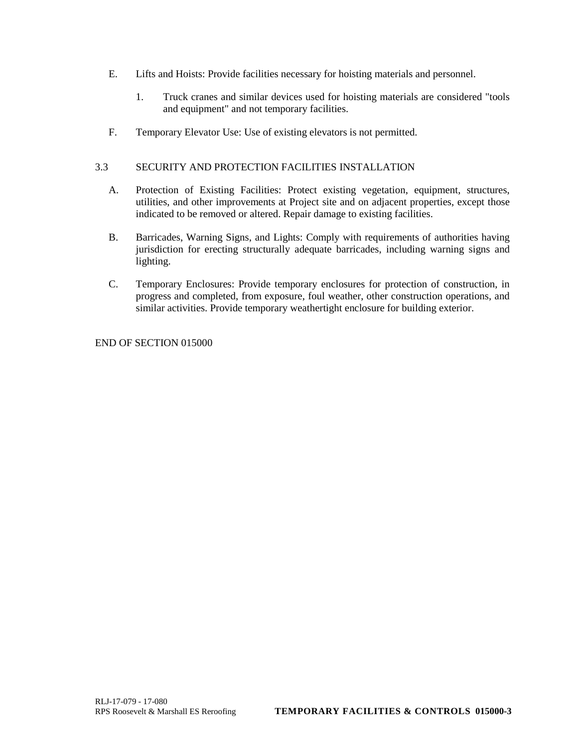E. Lifts and Hoists: Provide facilities necessary for hoisting materials and personnel.

   1. Truck cranes and similar devices used for hoisting materials are considered "tools and equipment" and not temporary facilities.

F. Temporary Elevator Use: Use of existing elevators is not permitted.

## 3.3 SECURITY AND PROTECTION FACILITIES INSTALLATION

A. Protection of Existing Facilities: Protect existing vegetation, equipment, structures, utilities, and other improvements at Project site and on adjacent properties, except those indicated to be removed or altered. Repair damage to existing facilities.

B. Barricades, Warning Signs, and Lights: Comply with requirements of authorities having jurisdiction for erecting structurally adequate barricades, including warning signs and lighting.

C. Temporary Enclosures: Provide temporary enclosures for protection of construction, in progress and completed, from exposure, foul weather, other construction operations, and similar activities. Provide temporary weathertight enclosure for building exterior.

END OF SECTION 015000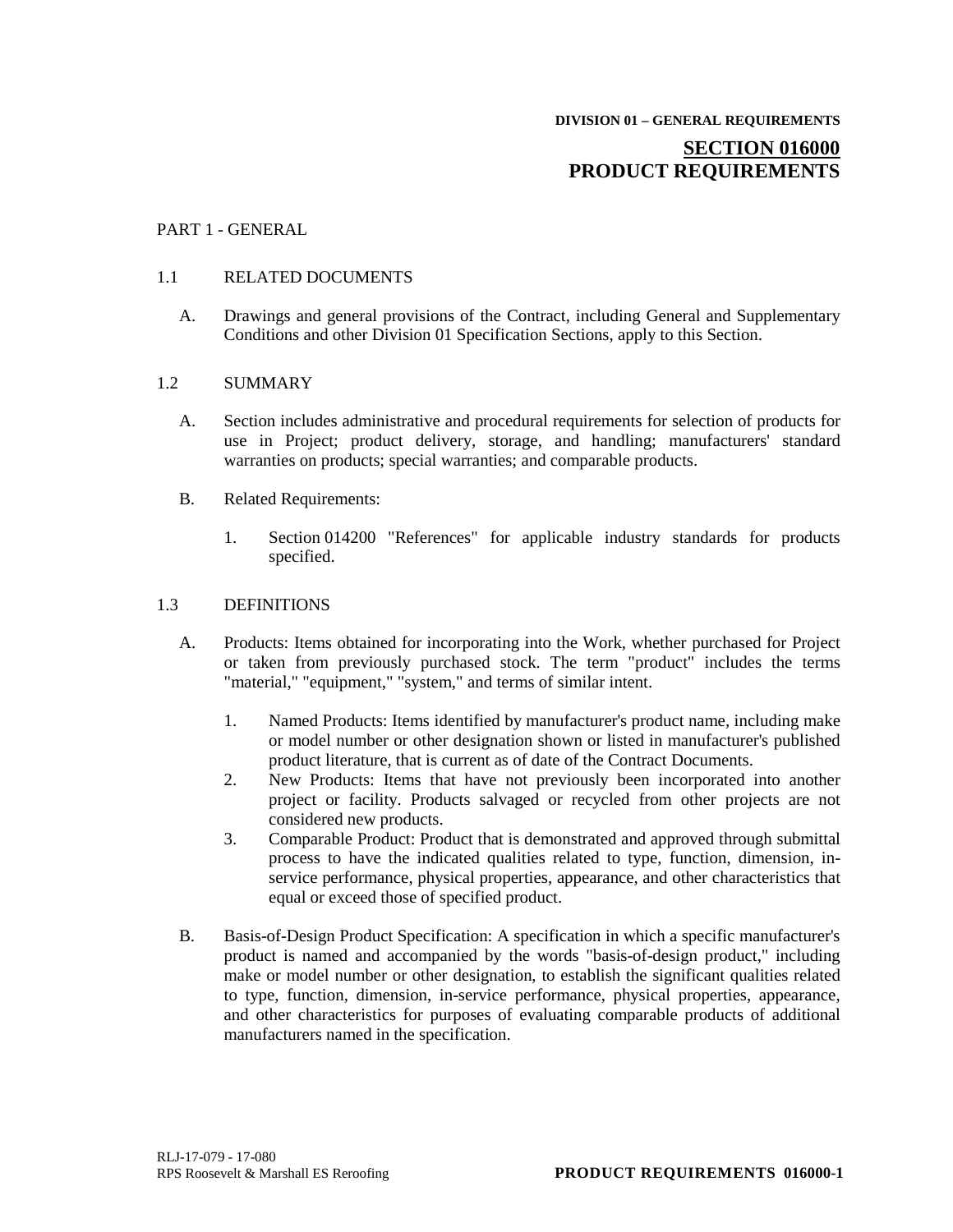**DIVISION 01 – GENERAL REQUIREMENTS**

# SECTION 016000
# PRODUCT REQUIREMENTS

## PART 1 - GENERAL

### 1.1 RELATED DOCUMENTS

A. Drawings and general provisions of the Contract, including General and Supplementary Conditions and other Division 01 Specification Sections, apply to this Section.

### 1.2 SUMMARY

A. Section includes administrative and procedural requirements for selection of products for use in Project; product delivery, storage, and handling; manufacturers' standard warranties on products; special warranties; and comparable products.

B. Related Requirements:

1. Section 014200 "References" for applicable industry standards for products specified.

### 1.3 DEFINITIONS

A. Products: Items obtained for incorporating into the Work, whether purchased for Project or taken from previously purchased stock. The term "product" includes the terms "material," "equipment," "system," and terms of similar intent.

1. Named Products: Items identified by manufacturer's product name, including make or model number or other designation shown or listed in manufacturer's published product literature, that is current as of date of the Contract Documents.
2. New Products: Items that have not previously been incorporated into another project or facility. Products salvaged or recycled from other projects are not considered new products.
3. Comparable Product: Product that is demonstrated and approved through submittal process to have the indicated qualities related to type, function, dimension, in-service performance, physical properties, appearance, and other characteristics that equal or exceed those of specified product.

B. Basis-of-Design Product Specification: A specification in which a specific manufacturer's product is named and accompanied by the words "basis-of-design product," including make or model number or other designation, to establish the significant qualities related to type, function, dimension, in-service performance, physical properties, appearance, and other characteristics for purposes of evaluating comparable products of additional manufacturers named in the specification.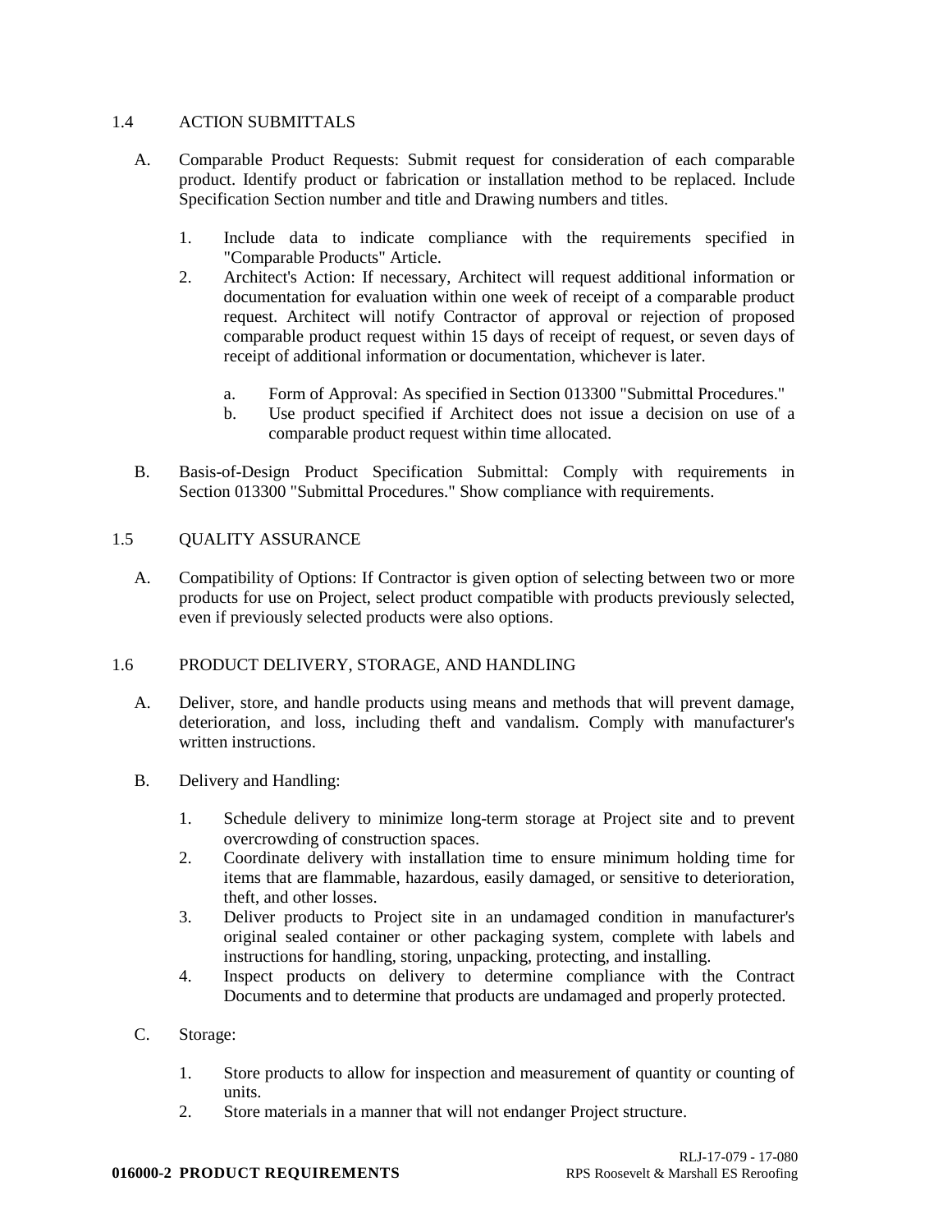## 1.4 ACTION SUBMITTALS

A. Comparable Product Requests: Submit request for consideration of each comparable product. Identify product or fabrication or installation method to be replaced. Include Specification Section number and title and Drawing numbers and titles.

   1. Include data to indicate compliance with the requirements specified in "Comparable Products" Article.
   2. Architect's Action: If necessary, Architect will request additional information or documentation for evaluation within one week of receipt of a comparable product request. Architect will notify Contractor of approval or rejection of proposed comparable product request within 15 days of receipt of request, or seven days of receipt of additional information or documentation, whichever is later.

      a. Form of Approval: As specified in Section 013300 "Submittal Procedures."
      b. Use product specified if Architect does not issue a decision on use of a comparable product request within time allocated.

B. Basis-of-Design Product Specification Submittal: Comply with requirements in Section 013300 "Submittal Procedures." Show compliance with requirements.

## 1.5 QUALITY ASSURANCE

A. Compatibility of Options: If Contractor is given option of selecting between two or more products for use on Project, select product compatible with products previously selected, even if previously selected products were also options.

## 1.6 PRODUCT DELIVERY, STORAGE, AND HANDLING

A. Deliver, store, and handle products using means and methods that will prevent damage, deterioration, and loss, including theft and vandalism. Comply with manufacturer's written instructions.

B. Delivery and Handling:

   1. Schedule delivery to minimize long-term storage at Project site and to prevent overcrowding of construction spaces.
   2. Coordinate delivery with installation time to ensure minimum holding time for items that are flammable, hazardous, easily damaged, or sensitive to deterioration, theft, and other losses.
   3. Deliver products to Project site in an undamaged condition in manufacturer's original sealed container or other packaging system, complete with labels and instructions for handling, storing, unpacking, protecting, and installing.
   4. Inspect products on delivery to determine compliance with the Contract Documents and to determine that products are undamaged and properly protected.

C. Storage:

   1. Store products to allow for inspection and measurement of quantity or counting of units.
   2. Store materials in a manner that will not endanger Project structure.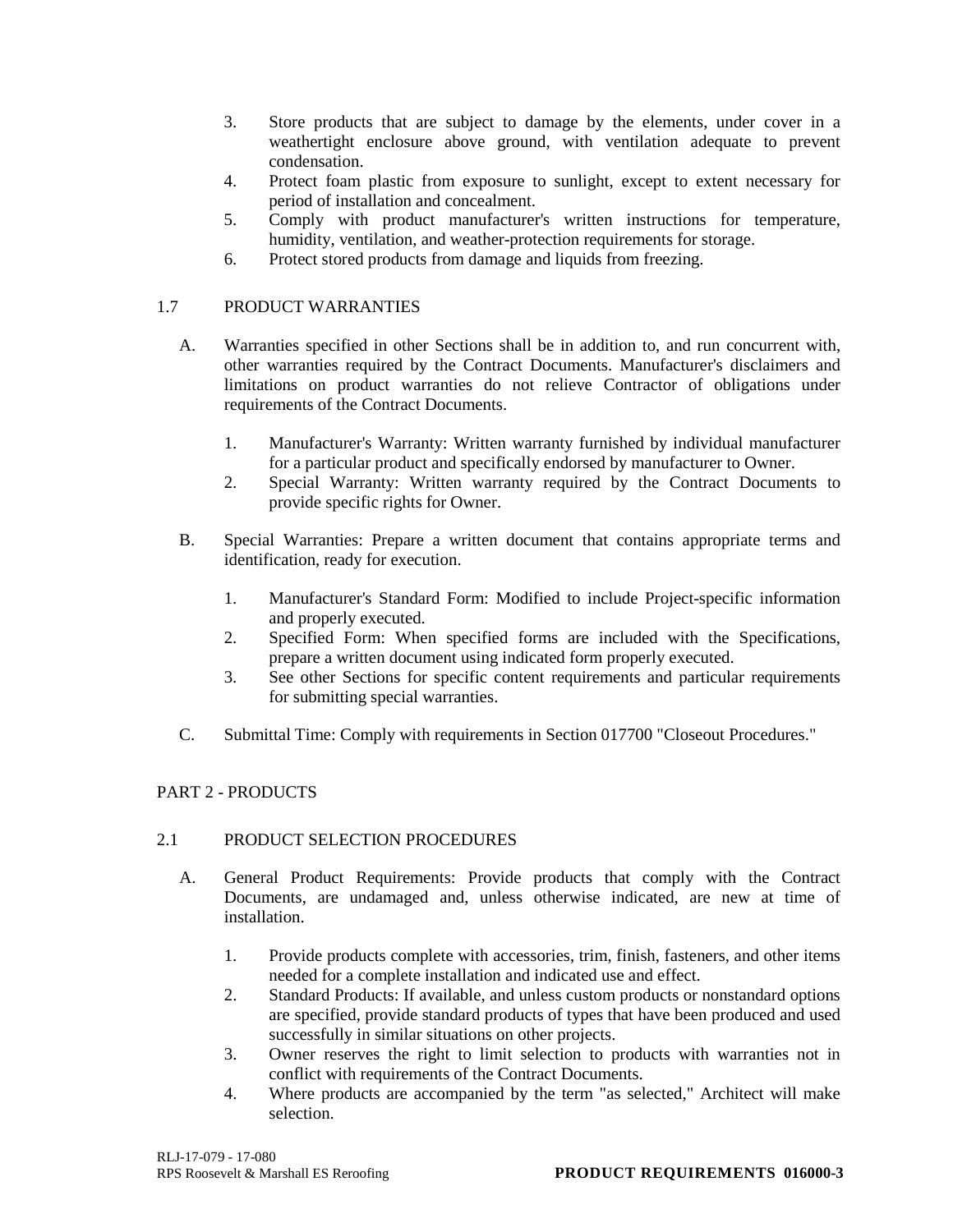3. Store products that are subject to damage by the elements, under cover in a weathertight enclosure above ground, with ventilation adequate to prevent condensation.
4. Protect foam plastic from exposure to sunlight, except to extent necessary for period of installation and concealment.
5. Comply with product manufacturer's written instructions for temperature, humidity, ventilation, and weather-protection requirements for storage.
6. Protect stored products from damage and liquids from freezing.

## 1.7 PRODUCT WARRANTIES

A. Warranties specified in other Sections shall be in addition to, and run concurrent with, other warranties required by the Contract Documents. Manufacturer's disclaimers and limitations on product warranties do not relieve Contractor of obligations under requirements of the Contract Documents.

   1. Manufacturer's Warranty: Written warranty furnished by individual manufacturer for a particular product and specifically endorsed by manufacturer to Owner.
   2. Special Warranty: Written warranty required by the Contract Documents to provide specific rights for Owner.

B. Special Warranties: Prepare a written document that contains appropriate terms and identification, ready for execution.

   1. Manufacturer's Standard Form: Modified to include Project-specific information and properly executed.
   2. Specified Form: When specified forms are included with the Specifications, prepare a written document using indicated form properly executed.
   3. See other Sections for specific content requirements and particular requirements for submitting special warranties.

C. Submittal Time: Comply with requirements in Section 017700 "Closeout Procedures."

# PART 2 - PRODUCTS

## 2.1 PRODUCT SELECTION PROCEDURES

A. General Product Requirements: Provide products that comply with the Contract Documents, are undamaged and, unless otherwise indicated, are new at time of installation.

   1. Provide products complete with accessories, trim, finish, fasteners, and other items needed for a complete installation and indicated use and effect.
   2. Standard Products: If available, and unless custom products or nonstandard options are specified, provide standard products of types that have been produced and used successfully in similar situations on other projects.
   3. Owner reserves the right to limit selection to products with warranties not in conflict with requirements of the Contract Documents.
   4. Where products are accompanied by the term "as selected," Architect will make selection.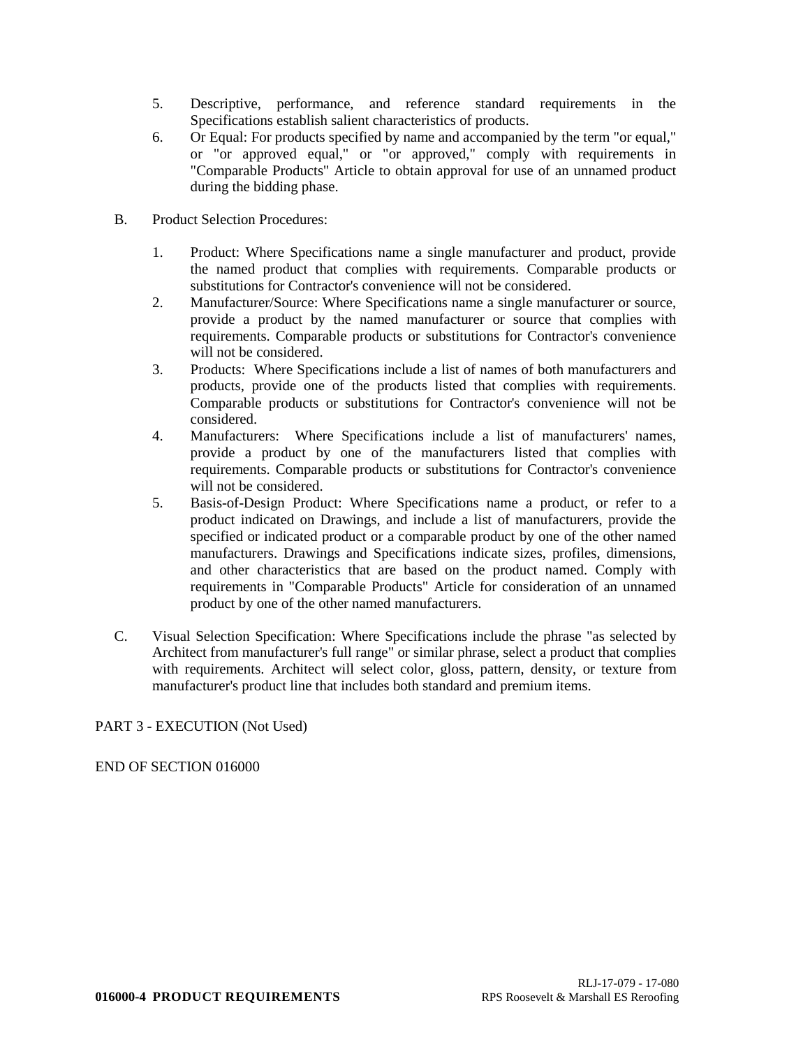5. Descriptive, performance, and reference standard requirements in the Specifications establish salient characteristics of products.
6. Or Equal: For products specified by name and accompanied by the term "or equal," or "or approved equal," or "or approved," comply with requirements in "Comparable Products" Article to obtain approval for use of an unnamed product during the bidding phase.

B. Product Selection Procedures:

1. Product: Where Specifications name a single manufacturer and product, provide the named product that complies with requirements. Comparable products or substitutions for Contractor's convenience will not be considered.
2. Manufacturer/Source: Where Specifications name a single manufacturer or source, provide a product by the named manufacturer or source that complies with requirements. Comparable products or substitutions for Contractor's convenience will not be considered.
3. Products: Where Specifications include a list of names of both manufacturers and products, provide one of the products listed that complies with requirements. Comparable products or substitutions for Contractor's convenience will not be considered.
4. Manufacturers: Where Specifications include a list of manufacturers' names, provide a product by one of the manufacturers listed that complies with requirements. Comparable products or substitutions for Contractor's convenience will not be considered.
5. Basis-of-Design Product: Where Specifications name a product, or refer to a product indicated on Drawings, and include a list of manufacturers, provide the specified or indicated product or a comparable product by one of the other named manufacturers. Drawings and Specifications indicate sizes, profiles, dimensions, and other characteristics that are based on the product named. Comply with requirements in "Comparable Products" Article for consideration of an unnamed product by one of the other named manufacturers.

C. Visual Selection Specification: Where Specifications include the phrase "as selected by Architect from manufacturer's full range" or similar phrase, select a product that complies with requirements. Architect will select color, gloss, pattern, density, or texture from manufacturer's product line that includes both standard and premium items.

PART 3 - EXECUTION (Not Used)

END OF SECTION 016000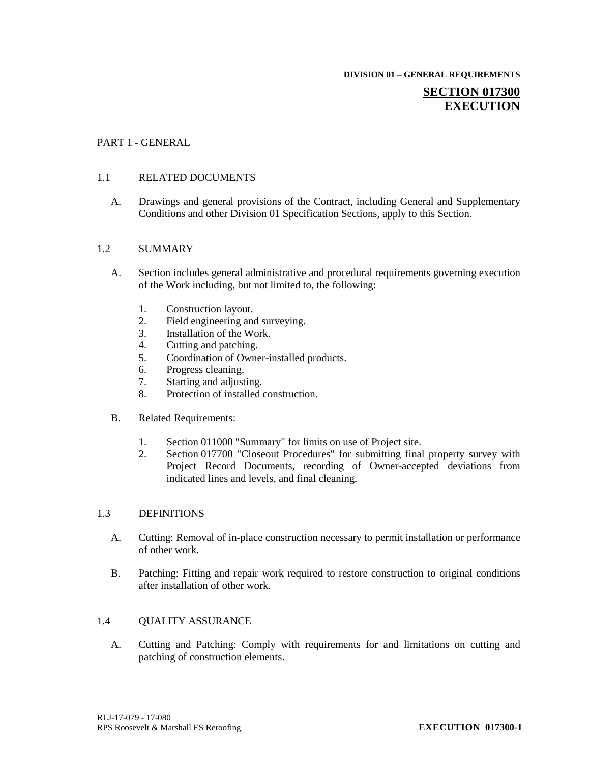DIVISION 01 – GENERAL REQUIREMENTS

# SECTION 017300 EXECUTION

## PART 1 - GENERAL

### 1.1 RELATED DOCUMENTS

A. Drawings and general provisions of the Contract, including General and Supplementary Conditions and other Division 01 Specification Sections, apply to this Section.

### 1.2 SUMMARY

A. Section includes general administrative and procedural requirements governing execution of the Work including, but not limited to, the following:

1. Construction layout.
2. Field engineering and surveying.
3. Installation of the Work.
4. Cutting and patching.
5. Coordination of Owner-installed products.
6. Progress cleaning.
7. Starting and adjusting.
8. Protection of installed construction.

B. Related Requirements:

1. Section 011000 "Summary" for limits on use of Project site.
2. Section 017700 "Closeout Procedures" for submitting final property survey with Project Record Documents, recording of Owner-accepted deviations from indicated lines and levels, and final cleaning.

### 1.3 DEFINITIONS

A. Cutting: Removal of in-place construction necessary to permit installation or performance of other work.

B. Patching: Fitting and repair work required to restore construction to original conditions after installation of other work.

### 1.4 QUALITY ASSURANCE

A. Cutting and Patching: Comply with requirements for and limitations on cutting and patching of construction elements.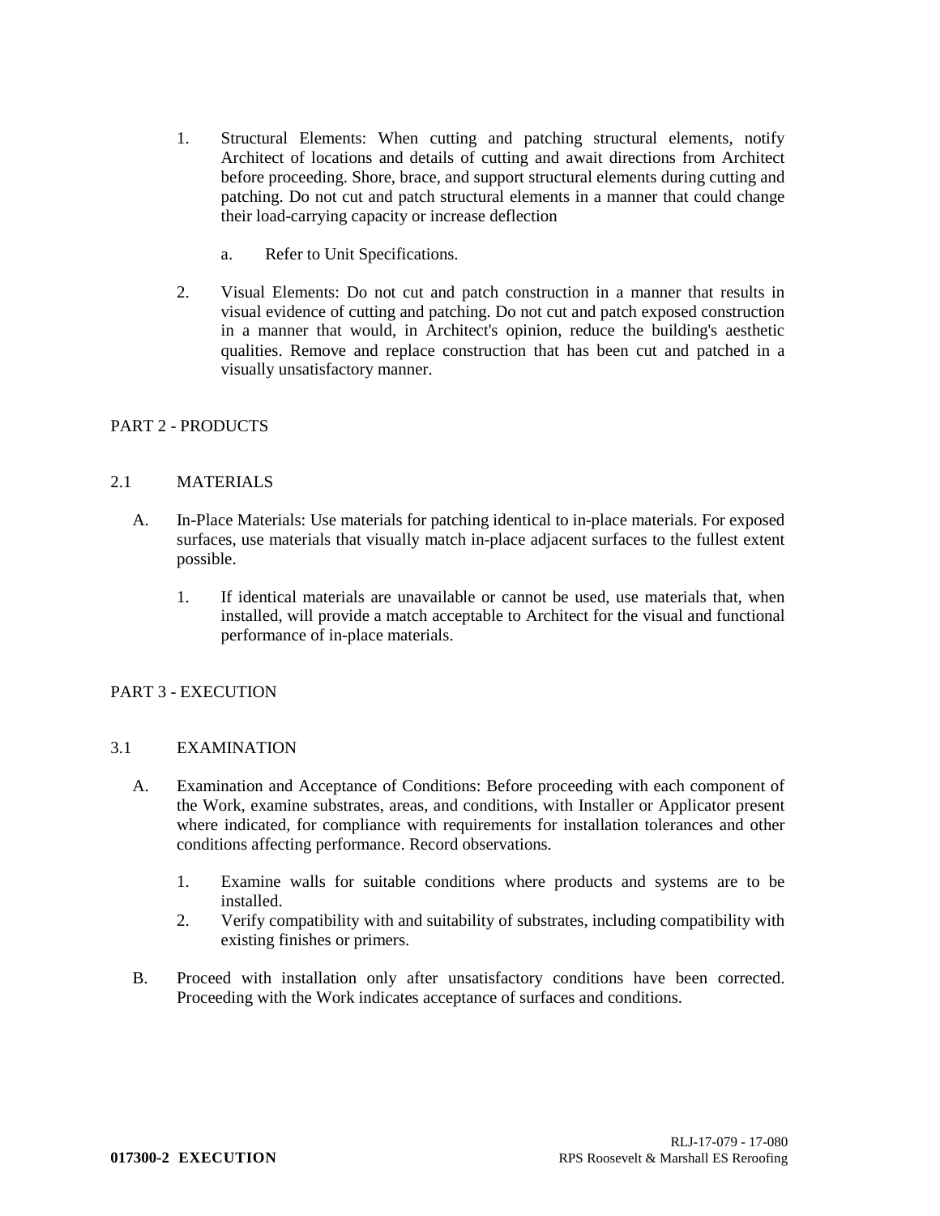1. Structural Elements: When cutting and patching structural elements, notify Architect of locations and details of cutting and await directions from Architect before proceeding. Shore, brace, and support structural elements during cutting and patching. Do not cut and patch structural elements in a manner that could change their load-carrying capacity or increase deflection

   a. Refer to Unit Specifications.

2. Visual Elements: Do not cut and patch construction in a manner that results in visual evidence of cutting and patching. Do not cut and patch exposed construction in a manner that would, in Architect's opinion, reduce the building's aesthetic qualities. Remove and replace construction that has been cut and patched in a visually unsatisfactory manner.

## PART 2 - PRODUCTS

### 2.1 MATERIALS

A. In-Place Materials: Use materials for patching identical to in-place materials. For exposed surfaces, use materials that visually match in-place adjacent surfaces to the fullest extent possible.

   1. If identical materials are unavailable or cannot be used, use materials that, when installed, will provide a match acceptable to Architect for the visual and functional performance of in-place materials.

## PART 3 - EXECUTION

### 3.1 EXAMINATION

A. Examination and Acceptance of Conditions: Before proceeding with each component of the Work, examine substrates, areas, and conditions, with Installer or Applicator present where indicated, for compliance with requirements for installation tolerances and other conditions affecting performance. Record observations.

   1. Examine walls for suitable conditions where products and systems are to be installed.
   2. Verify compatibility with and suitability of substrates, including compatibility with existing finishes or primers.

B. Proceed with installation only after unsatisfactory conditions have been corrected. Proceeding with the Work indicates acceptance of surfaces and conditions.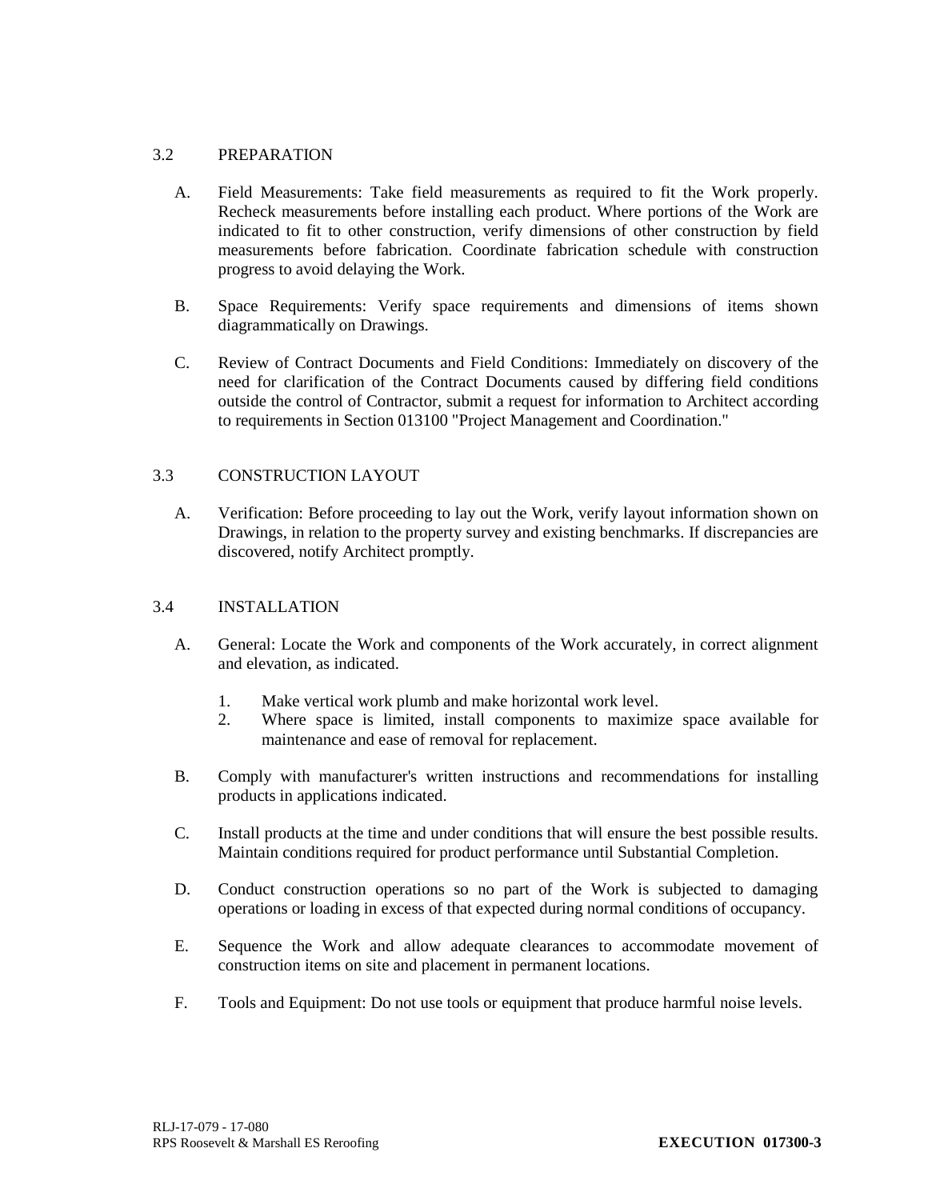## 3.2 PREPARATION

A. Field Measurements: Take field measurements as required to fit the Work properly. Recheck measurements before installing each product. Where portions of the Work are indicated to fit to other construction, verify dimensions of other construction by field measurements before fabrication. Coordinate fabrication schedule with construction progress to avoid delaying the Work.

B. Space Requirements: Verify space requirements and dimensions of items shown diagrammatically on Drawings.

C. Review of Contract Documents and Field Conditions: Immediately on discovery of the need for clarification of the Contract Documents caused by differing field conditions outside the control of Contractor, submit a request for information to Architect according to requirements in Section 013100 "Project Management and Coordination."

## 3.3 CONSTRUCTION LAYOUT

A. Verification: Before proceeding to lay out the Work, verify layout information shown on Drawings, in relation to the property survey and existing benchmarks. If discrepancies are discovered, notify Architect promptly.

## 3.4 INSTALLATION

A. General: Locate the Work and components of the Work accurately, in correct alignment and elevation, as indicated.

1. Make vertical work plumb and make horizontal work level.
2. Where space is limited, install components to maximize space available for maintenance and ease of removal for replacement.

B. Comply with manufacturer's written instructions and recommendations for installing products in applications indicated.

C. Install products at the time and under conditions that will ensure the best possible results. Maintain conditions required for product performance until Substantial Completion.

D. Conduct construction operations so no part of the Work is subjected to damaging operations or loading in excess of that expected during normal conditions of occupancy.

E. Sequence the Work and allow adequate clearances to accommodate movement of construction items on site and placement in permanent locations.

F. Tools and Equipment: Do not use tools or equipment that produce harmful noise levels.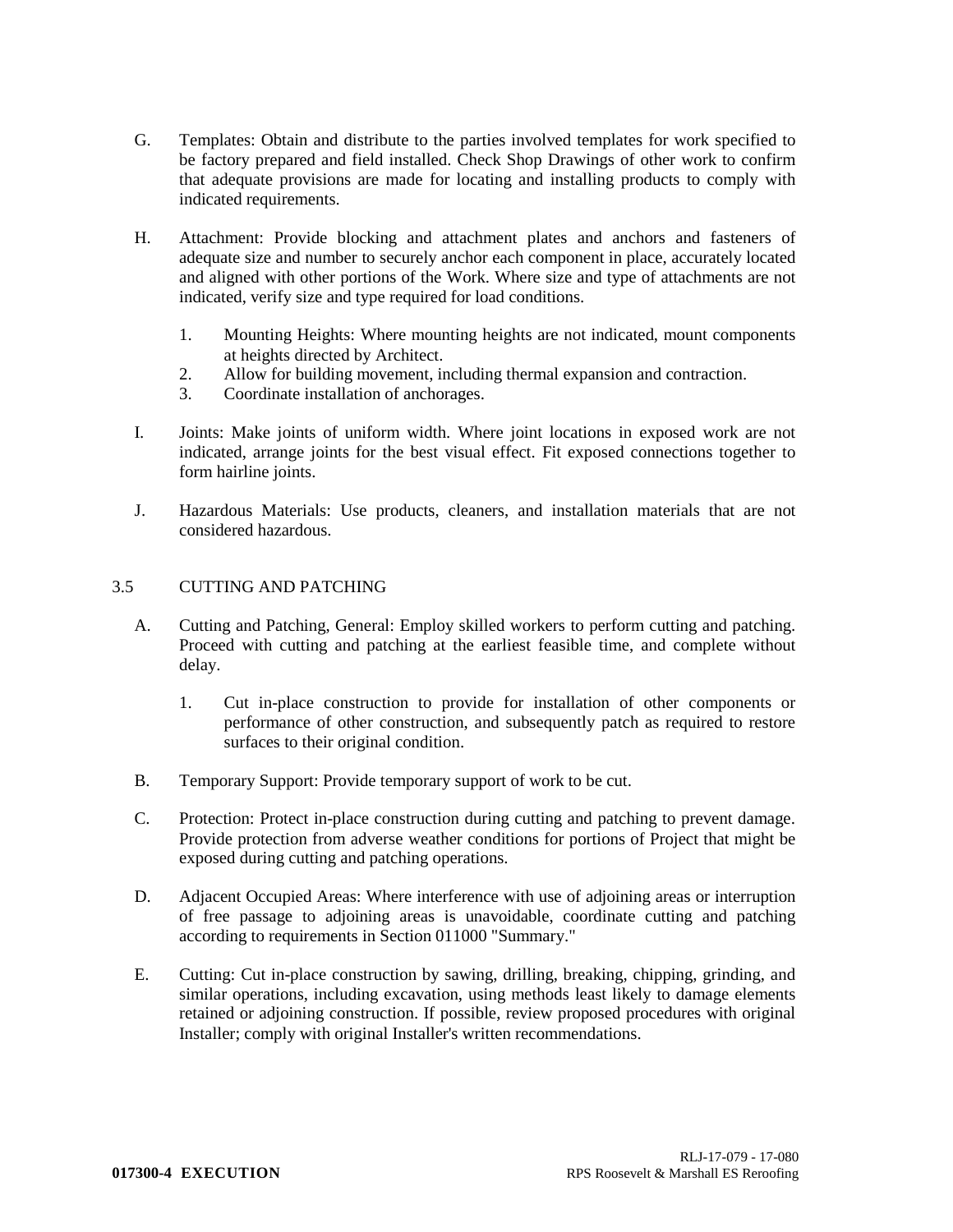G. Templates: Obtain and distribute to the parties involved templates for work specified to be factory prepared and field installed. Check Shop Drawings of other work to confirm that adequate provisions are made for locating and installing products to comply with indicated requirements.

H. Attachment: Provide blocking and attachment plates and anchors and fasteners of adequate size and number to securely anchor each component in place, accurately located and aligned with other portions of the Work. Where size and type of attachments are not indicated, verify size and type required for load conditions.

   1. Mounting Heights: Where mounting heights are not indicated, mount components at heights directed by Architect.
   2. Allow for building movement, including thermal expansion and contraction.
   3. Coordinate installation of anchorages.

I. Joints: Make joints of uniform width. Where joint locations in exposed work are not indicated, arrange joints for the best visual effect. Fit exposed connections together to form hairline joints.

J. Hazardous Materials: Use products, cleaners, and installation materials that are not considered hazardous.

## 3.5 CUTTING AND PATCHING

A. Cutting and Patching, General: Employ skilled workers to perform cutting and patching. Proceed with cutting and patching at the earliest feasible time, and complete without delay.

   1. Cut in-place construction to provide for installation of other components or performance of other construction, and subsequently patch as required to restore surfaces to their original condition.

B. Temporary Support: Provide temporary support of work to be cut.

C. Protection: Protect in-place construction during cutting and patching to prevent damage. Provide protection from adverse weather conditions for portions of Project that might be exposed during cutting and patching operations.

D. Adjacent Occupied Areas: Where interference with use of adjoining areas or interruption of free passage to adjoining areas is unavoidable, coordinate cutting and patching according to requirements in Section 011000 "Summary."

E. Cutting: Cut in-place construction by sawing, drilling, breaking, chipping, grinding, and similar operations, including excavation, using methods least likely to damage elements retained or adjoining construction. If possible, review proposed procedures with original Installer; comply with original Installer's written recommendations.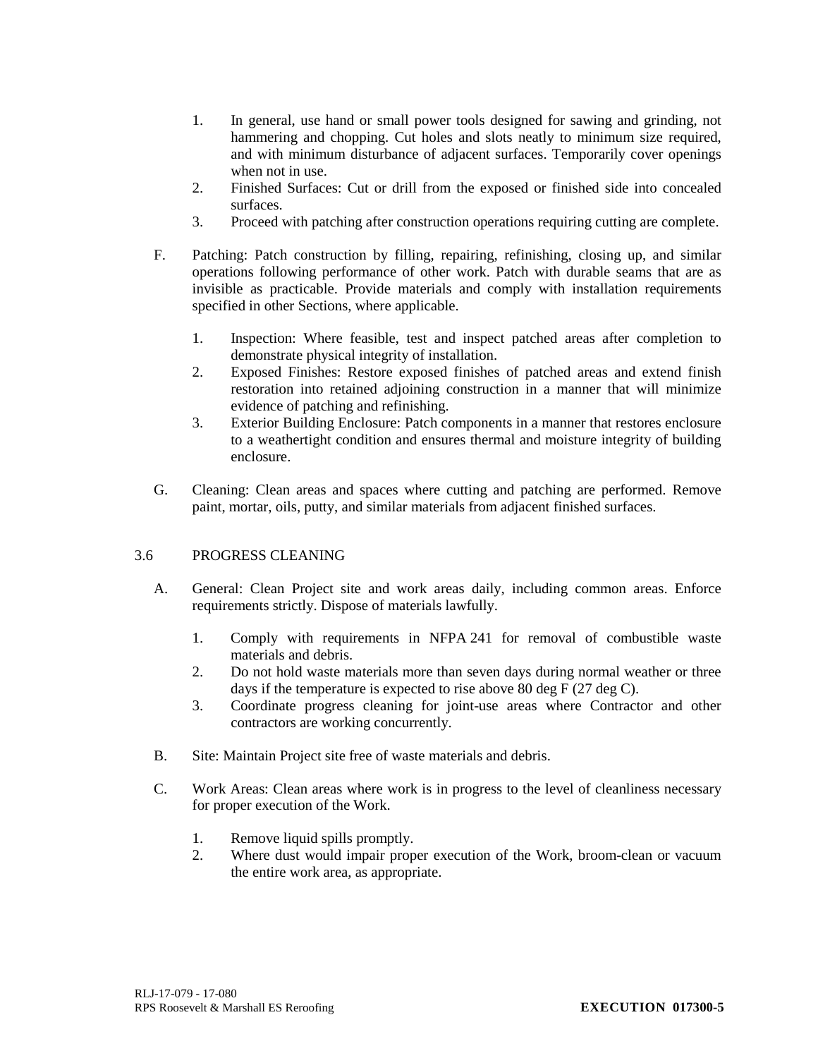1. In general, use hand or small power tools designed for sawing and grinding, not hammering and chopping. Cut holes and slots neatly to minimum size required, and with minimum disturbance of adjacent surfaces. Temporarily cover openings when not in use.
2. Finished Surfaces: Cut or drill from the exposed or finished side into concealed surfaces.
3. Proceed with patching after construction operations requiring cutting are complete.

F. Patching: Patch construction by filling, repairing, refinishing, closing up, and similar operations following performance of other work. Patch with durable seams that are as invisible as practicable. Provide materials and comply with installation requirements specified in other Sections, where applicable.

1. Inspection: Where feasible, test and inspect patched areas after completion to demonstrate physical integrity of installation.
2. Exposed Finishes: Restore exposed finishes of patched areas and extend finish restoration into retained adjoining construction in a manner that will minimize evidence of patching and refinishing.
3. Exterior Building Enclosure: Patch components in a manner that restores enclosure to a weathertight condition and ensures thermal and moisture integrity of building enclosure.

G. Cleaning: Clean areas and spaces where cutting and patching are performed. Remove paint, mortar, oils, putty, and similar materials from adjacent finished surfaces.

## 3.6 PROGRESS CLEANING

A. General: Clean Project site and work areas daily, including common areas. Enforce requirements strictly. Dispose of materials lawfully.

1. Comply with requirements in NFPA 241 for removal of combustible waste materials and debris.
2. Do not hold waste materials more than seven days during normal weather or three days if the temperature is expected to rise above 80 deg F (27 deg C).
3. Coordinate progress cleaning for joint-use areas where Contractor and other contractors are working concurrently.

B. Site: Maintain Project site free of waste materials and debris.

C. Work Areas: Clean areas where work is in progress to the level of cleanliness necessary for proper execution of the Work.

1. Remove liquid spills promptly.
2. Where dust would impair proper execution of the Work, broom-clean or vacuum the entire work area, as appropriate.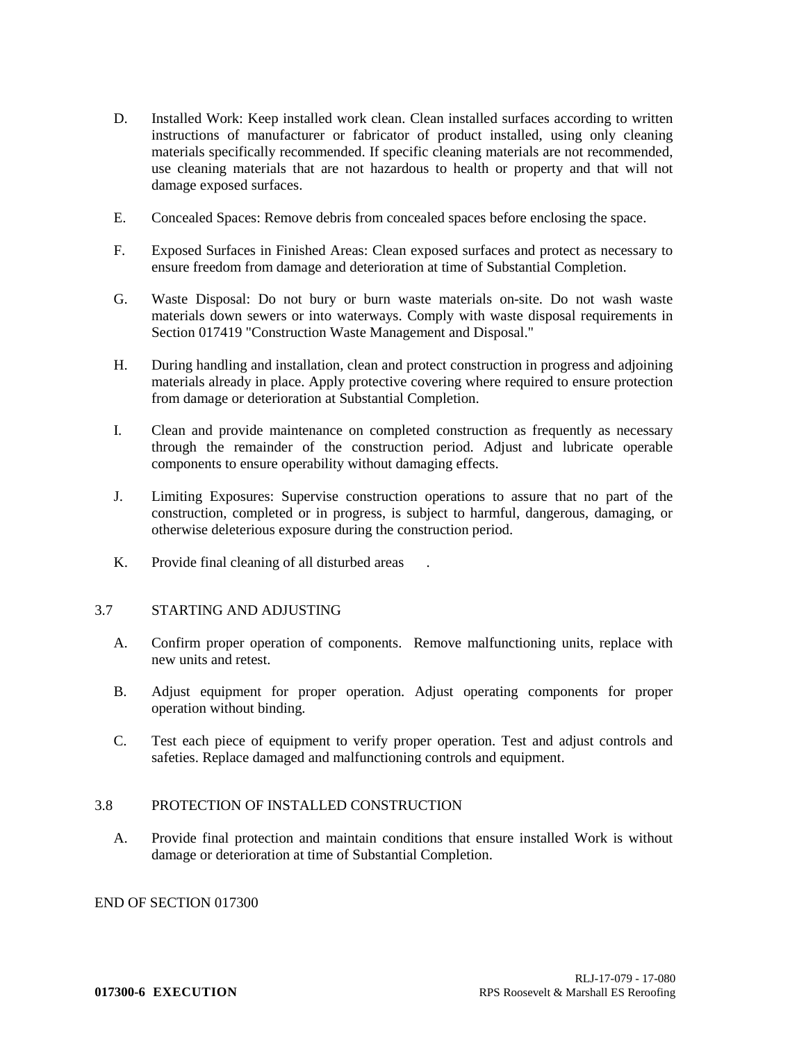D. Installed Work: Keep installed work clean. Clean installed surfaces according to written instructions of manufacturer or fabricator of product installed, using only cleaning materials specifically recommended. If specific cleaning materials are not recommended, use cleaning materials that are not hazardous to health or property and that will not damage exposed surfaces.

E. Concealed Spaces: Remove debris from concealed spaces before enclosing the space.

F. Exposed Surfaces in Finished Areas: Clean exposed surfaces and protect as necessary to ensure freedom from damage and deterioration at time of Substantial Completion.

G. Waste Disposal: Do not bury or burn waste materials on-site. Do not wash waste materials down sewers or into waterways. Comply with waste disposal requirements in Section 017419 "Construction Waste Management and Disposal."

H. During handling and installation, clean and protect construction in progress and adjoining materials already in place. Apply protective covering where required to ensure protection from damage or deterioration at Substantial Completion.

I. Clean and provide maintenance on completed construction as frequently as necessary through the remainder of the construction period. Adjust and lubricate operable components to ensure operability without damaging effects.

J. Limiting Exposures: Supervise construction operations to assure that no part of the construction, completed or in progress, is subject to harmful, dangerous, damaging, or otherwise deleterious exposure during the construction period.

K. Provide final cleaning of all disturbed areas .

## 3.7 STARTING AND ADJUSTING

A. Confirm proper operation of components. Remove malfunctioning units, replace with new units and retest.

B. Adjust equipment for proper operation. Adjust operating components for proper operation without binding.

C. Test each piece of equipment to verify proper operation. Test and adjust controls and safeties. Replace damaged and malfunctioning controls and equipment.

## 3.8 PROTECTION OF INSTALLED CONSTRUCTION

A. Provide final protection and maintain conditions that ensure installed Work is without damage or deterioration at time of Substantial Completion.

END OF SECTION 017300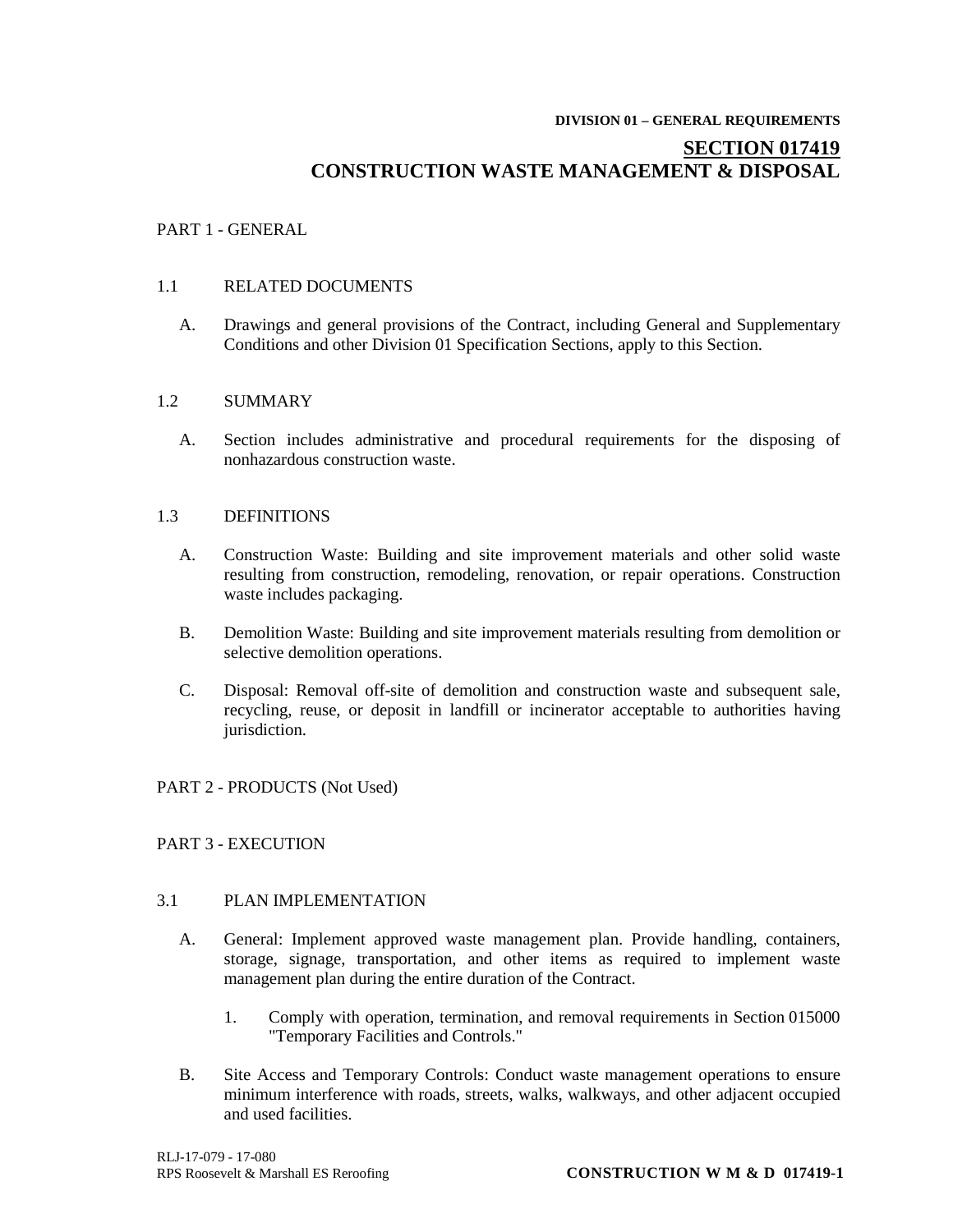**DIVISION 01 – GENERAL REQUIREMENTS**

# SECTION 017419
# CONSTRUCTION WASTE MANAGEMENT & DISPOSAL

## PART 1 - GENERAL

### 1.1 RELATED DOCUMENTS

A. Drawings and general provisions of the Contract, including General and Supplementary Conditions and other Division 01 Specification Sections, apply to this Section.

### 1.2 SUMMARY

A. Section includes administrative and procedural requirements for the disposing of nonhazardous construction waste.

### 1.3 DEFINITIONS

A. Construction Waste: Building and site improvement materials and other solid waste resulting from construction, remodeling, renovation, or repair operations. Construction waste includes packaging.

B. Demolition Waste: Building and site improvement materials resulting from demolition or selective demolition operations.

C. Disposal: Removal off-site of demolition and construction waste and subsequent sale, recycling, reuse, or deposit in landfill or incinerator acceptable to authorities having jurisdiction.

## PART 2 - PRODUCTS (Not Used)

## PART 3 - EXECUTION

### 3.1 PLAN IMPLEMENTATION

A. General: Implement approved waste management plan. Provide handling, containers, storage, signage, transportation, and other items as required to implement waste management plan during the entire duration of the Contract.

1. Comply with operation, termination, and removal requirements in Section 015000 "Temporary Facilities and Controls."

B. Site Access and Temporary Controls: Conduct waste management operations to ensure minimum interference with roads, streets, walks, walkways, and other adjacent occupied and used facilities.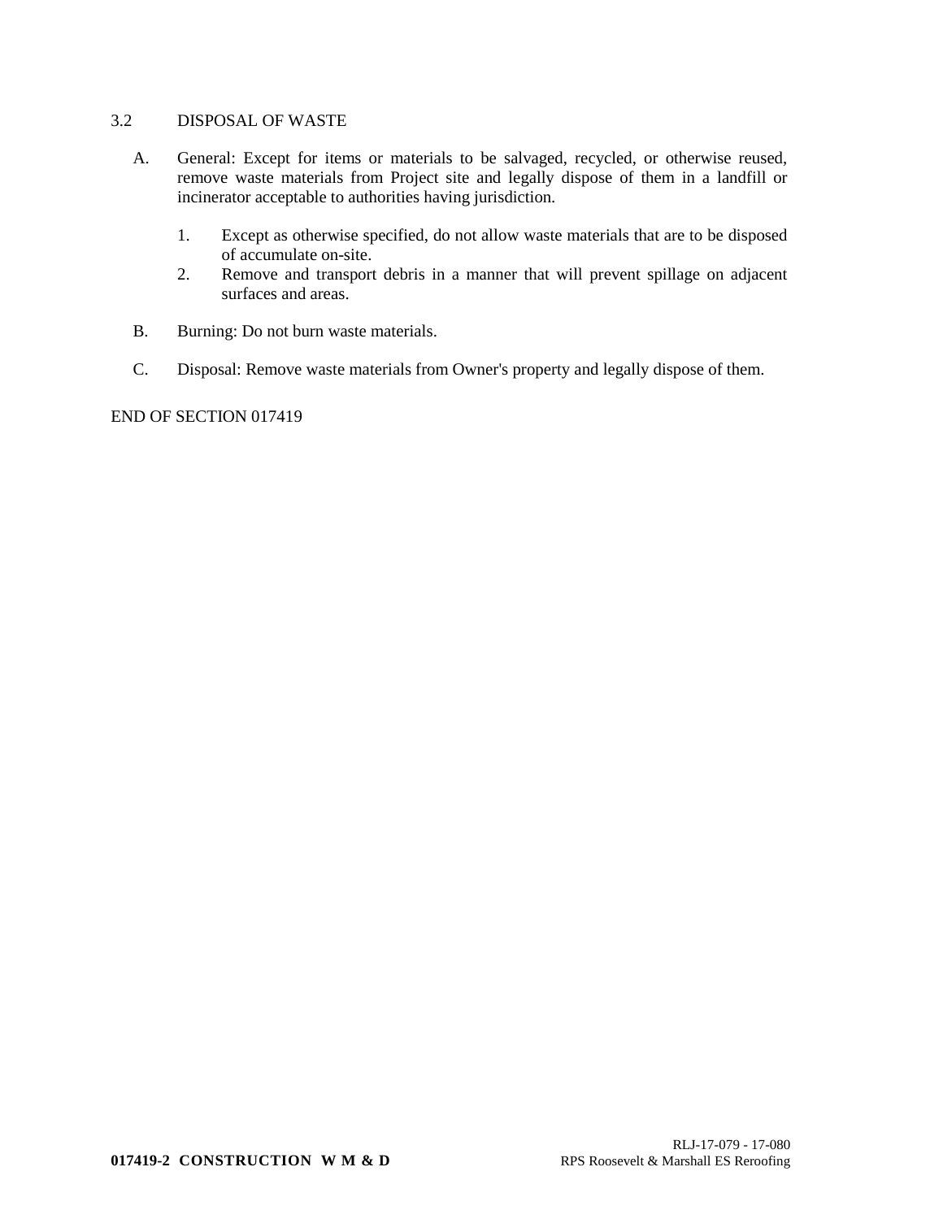## 3.2 DISPOSAL OF WASTE

A. General: Except for items or materials to be salvaged, recycled, or otherwise reused, remove waste materials from Project site and legally dispose of them in a landfill or incinerator acceptable to authorities having jurisdiction.

   1. Except as otherwise specified, do not allow waste materials that are to be disposed of accumulate on-site.
   2. Remove and transport debris in a manner that will prevent spillage on adjacent surfaces and areas.

B. Burning: Do not burn waste materials.

C. Disposal: Remove waste materials from Owner's property and legally dispose of them.

END OF SECTION 017419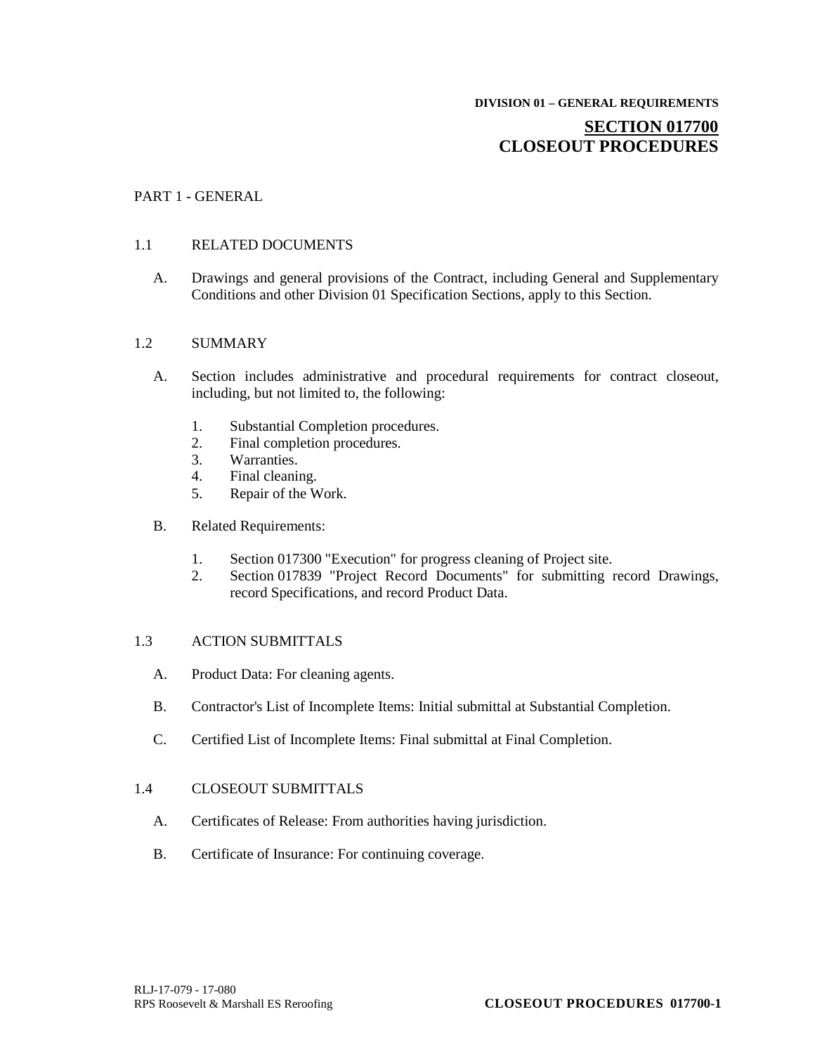DIVISION 01 – GENERAL REQUIREMENTS

# SECTION 017700
# CLOSEOUT PROCEDURES

## PART 1 - GENERAL

### 1.1 RELATED DOCUMENTS

A. Drawings and general provisions of the Contract, including General and Supplementary Conditions and other Division 01 Specification Sections, apply to this Section.

### 1.2 SUMMARY

A. Section includes administrative and procedural requirements for contract closeout, including, but not limited to, the following:

1. Substantial Completion procedures.
2. Final completion procedures.
3. Warranties.
4. Final cleaning.
5. Repair of the Work.

B. Related Requirements:

1. Section 017300 "Execution" for progress cleaning of Project site.
2. Section 017839 "Project Record Documents" for submitting record Drawings, record Specifications, and record Product Data.

### 1.3 ACTION SUBMITTALS

A. Product Data: For cleaning agents.

B. Contractor's List of Incomplete Items: Initial submittal at Substantial Completion.

C. Certified List of Incomplete Items: Final submittal at Final Completion.

### 1.4 CLOSEOUT SUBMITTALS

A. Certificates of Release: From authorities having jurisdiction.

B. Certificate of Insurance: For continuing coverage.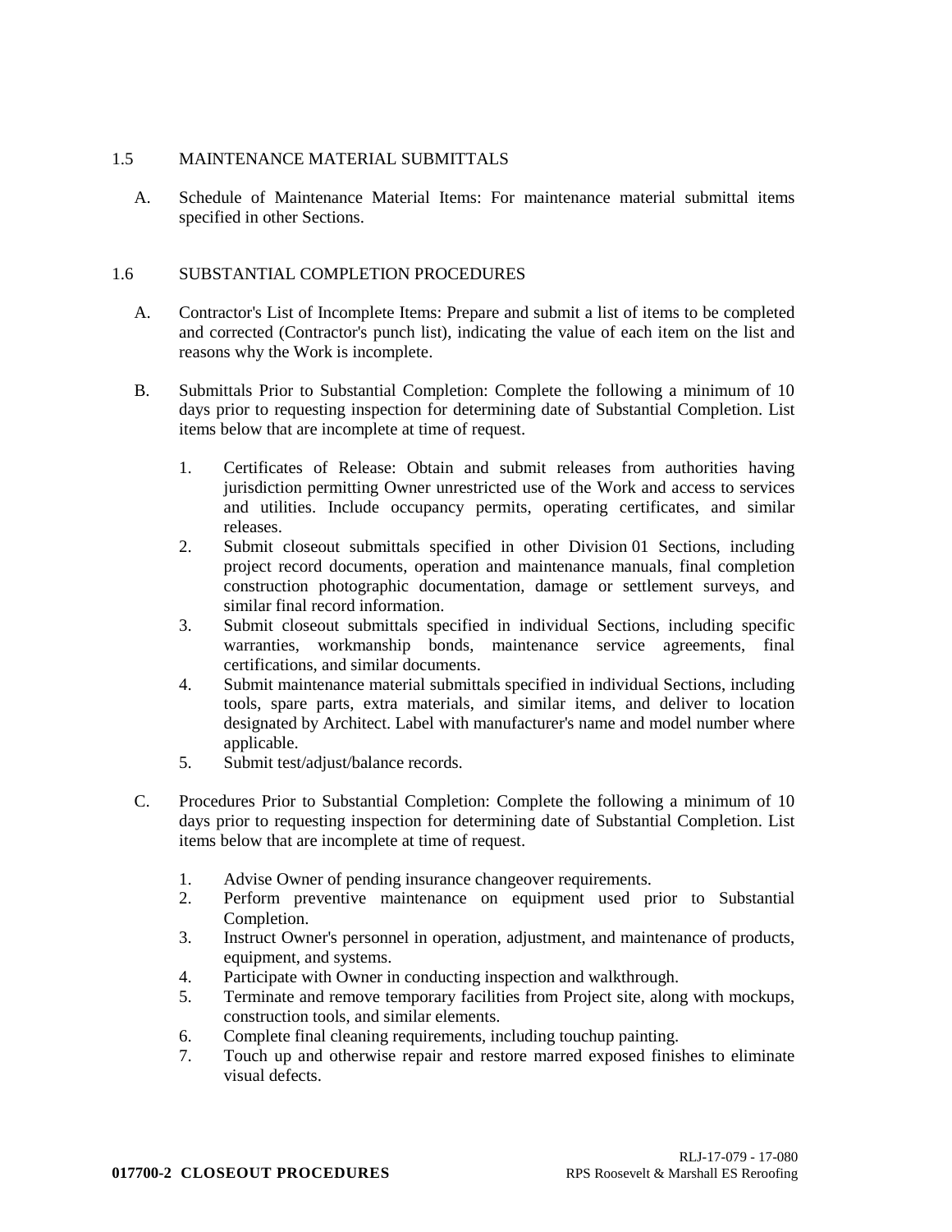## 1.5 MAINTENANCE MATERIAL SUBMITTALS

A. Schedule of Maintenance Material Items: For maintenance material submittal items specified in other Sections.

## 1.6 SUBSTANTIAL COMPLETION PROCEDURES

A. Contractor's List of Incomplete Items: Prepare and submit a list of items to be completed and corrected (Contractor's punch list), indicating the value of each item on the list and reasons why the Work is incomplete.

B. Submittals Prior to Substantial Completion: Complete the following a minimum of 10 days prior to requesting inspection for determining date of Substantial Completion. List items below that are incomplete at time of request.

1. Certificates of Release: Obtain and submit releases from authorities having jurisdiction permitting Owner unrestricted use of the Work and access to services and utilities. Include occupancy permits, operating certificates, and similar releases.
2. Submit closeout submittals specified in other Division 01 Sections, including project record documents, operation and maintenance manuals, final completion construction photographic documentation, damage or settlement surveys, and similar final record information.
3. Submit closeout submittals specified in individual Sections, including specific warranties, workmanship bonds, maintenance service agreements, final certifications, and similar documents.
4. Submit maintenance material submittals specified in individual Sections, including tools, spare parts, extra materials, and similar items, and deliver to location designated by Architect. Label with manufacturer's name and model number where applicable.
5. Submit test/adjust/balance records.

C. Procedures Prior to Substantial Completion: Complete the following a minimum of 10 days prior to requesting inspection for determining date of Substantial Completion. List items below that are incomplete at time of request.

1. Advise Owner of pending insurance changeover requirements.
2. Perform preventive maintenance on equipment used prior to Substantial Completion.
3. Instruct Owner's personnel in operation, adjustment, and maintenance of products, equipment, and systems.
4. Participate with Owner in conducting inspection and walkthrough.
5. Terminate and remove temporary facilities from Project site, along with mockups, construction tools, and similar elements.
6. Complete final cleaning requirements, including touchup painting.
7. Touch up and otherwise repair and restore marred exposed finishes to eliminate visual defects.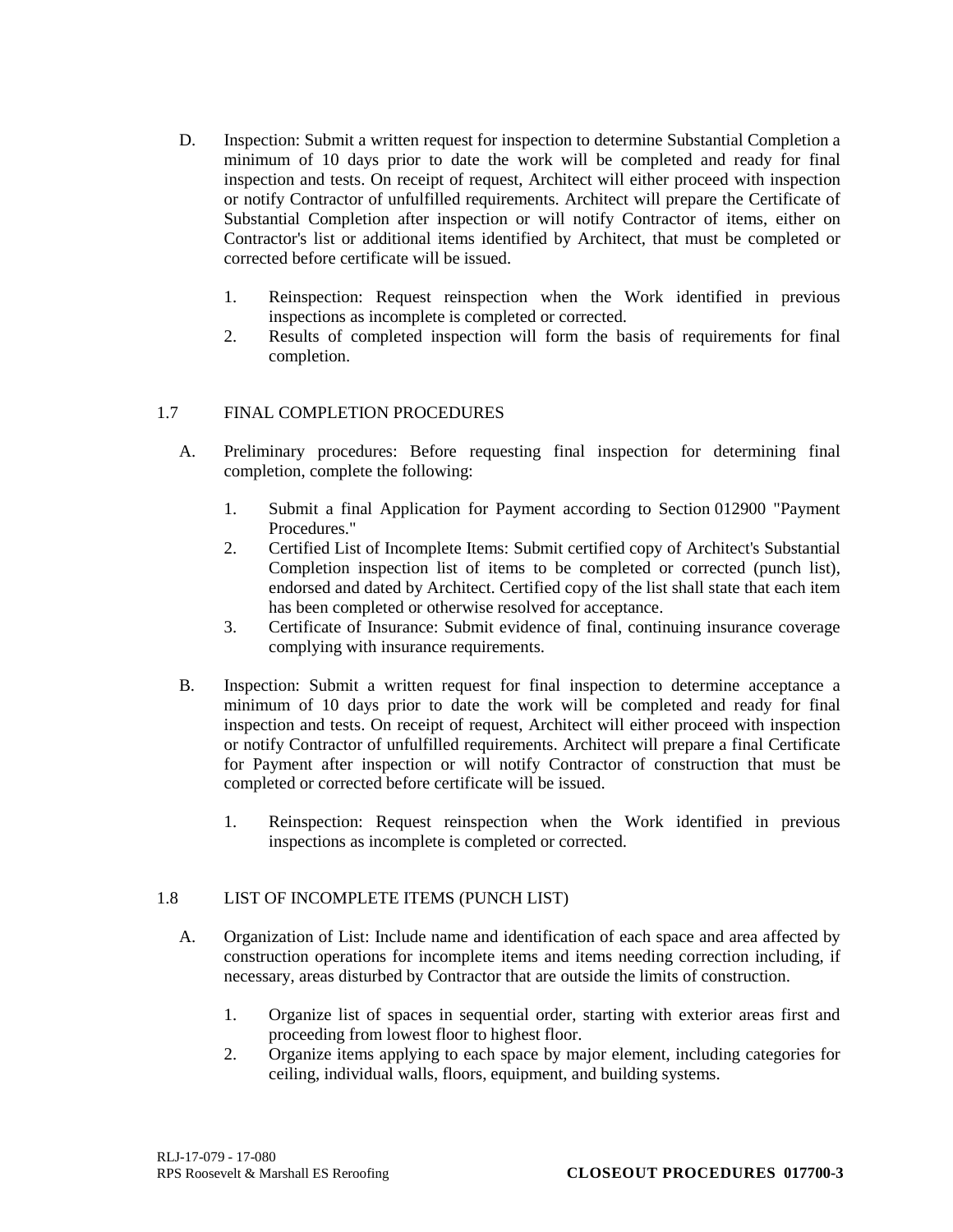D. Inspection: Submit a written request for inspection to determine Substantial Completion a minimum of 10 days prior to date the work will be completed and ready for final inspection and tests. On receipt of request, Architect will either proceed with inspection or notify Contractor of unfulfilled requirements. Architect will prepare the Certificate of Substantial Completion after inspection or will notify Contractor of items, either on Contractor's list or additional items identified by Architect, that must be completed or corrected before certificate will be issued.

   1. Reinspection: Request reinspection when the Work identified in previous inspections as incomplete is completed or corrected.
   2. Results of completed inspection will form the basis of requirements for final completion.

## 1.7 FINAL COMPLETION PROCEDURES

A. Preliminary procedures: Before requesting final inspection for determining final completion, complete the following:

   1. Submit a final Application for Payment according to Section 012900 "Payment Procedures."
   2. Certified List of Incomplete Items: Submit certified copy of Architect's Substantial Completion inspection list of items to be completed or corrected (punch list), endorsed and dated by Architect. Certified copy of the list shall state that each item has been completed or otherwise resolved for acceptance.
   3. Certificate of Insurance: Submit evidence of final, continuing insurance coverage complying with insurance requirements.

B. Inspection: Submit a written request for final inspection to determine acceptance a minimum of 10 days prior to date the work will be completed and ready for final inspection and tests. On receipt of request, Architect will either proceed with inspection or notify Contractor of unfulfilled requirements. Architect will prepare a final Certificate for Payment after inspection or will notify Contractor of construction that must be completed or corrected before certificate will be issued.

   1. Reinspection: Request reinspection when the Work identified in previous inspections as incomplete is completed or corrected.

## 1.8 LIST OF INCOMPLETE ITEMS (PUNCH LIST)

A. Organization of List: Include name and identification of each space and area affected by construction operations for incomplete items and items needing correction including, if necessary, areas disturbed by Contractor that are outside the limits of construction.

   1. Organize list of spaces in sequential order, starting with exterior areas first and proceeding from lowest floor to highest floor.
   2. Organize items applying to each space by major element, including categories for ceiling, individual walls, floors, equipment, and building systems.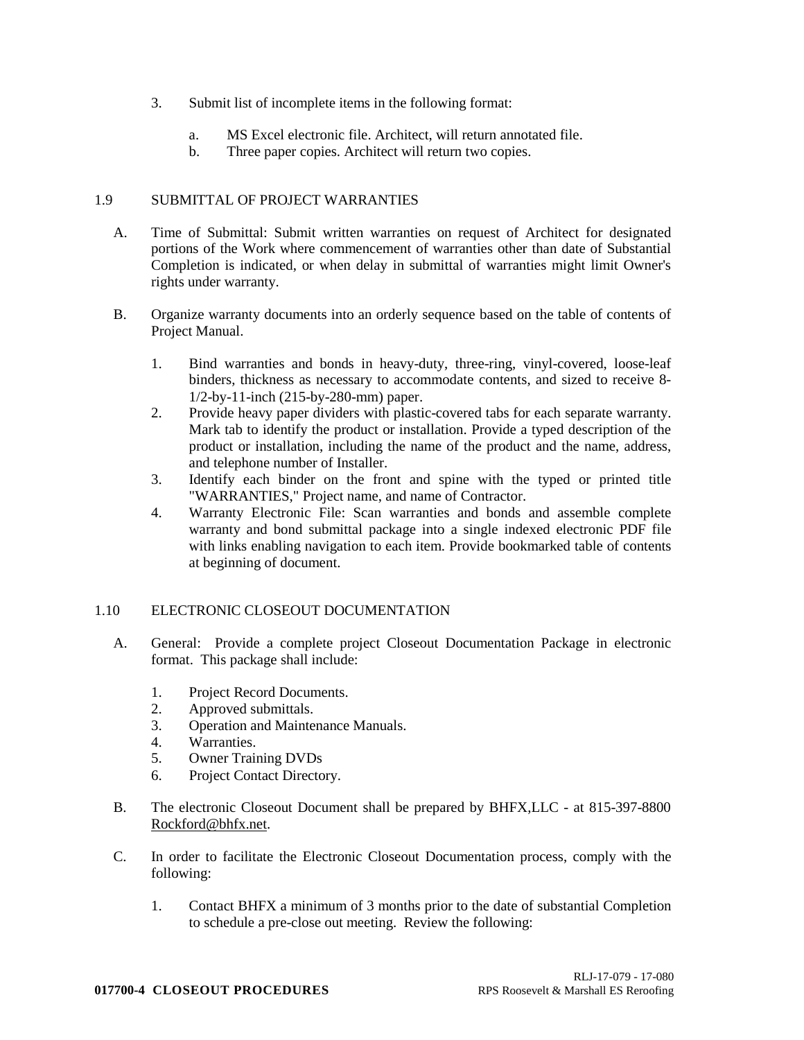3. Submit list of incomplete items in the following format:
   a. MS Excel electronic file. Architect, will return annotated file.
   b. Three paper copies. Architect will return two copies.

## 1.9 SUBMITTAL OF PROJECT WARRANTIES

A. Time of Submittal: Submit written warranties on request of Architect for designated portions of the Work where commencement of warranties other than date of Substantial Completion is indicated, or when delay in submittal of warranties might limit Owner's rights under warranty.

B. Organize warranty documents into an orderly sequence based on the table of contents of Project Manual.

   1. Bind warranties and bonds in heavy-duty, three-ring, vinyl-covered, loose-leaf binders, thickness as necessary to accommodate contents, and sized to receive 8-1/2-by-11-inch (215-by-280-mm) paper.
   2. Provide heavy paper dividers with plastic-covered tabs for each separate warranty. Mark tab to identify the product or installation. Provide a typed description of the product or installation, including the name of the product and the name, address, and telephone number of Installer.
   3. Identify each binder on the front and spine with the typed or printed title "WARRANTIES," Project name, and name of Contractor.
   4. Warranty Electronic File: Scan warranties and bonds and assemble complete warranty and bond submittal package into a single indexed electronic PDF file with links enabling navigation to each item. Provide bookmarked table of contents at beginning of document.

## 1.10 ELECTRONIC CLOSEOUT DOCUMENTATION

A. General: Provide a complete project Closeout Documentation Package in electronic format. This package shall include:

   1. Project Record Documents.
   2. Approved submittals.
   3. Operation and Maintenance Manuals.
   4. Warranties.
   5. Owner Training DVDs
   6. Project Contact Directory.

B. The electronic Closeout Document shall be prepared by BHFX,LLC - at 815-397-8800 Rockford@bhfx.net.

C. In order to facilitate the Electronic Closeout Documentation process, comply with the following:

   1. Contact BHFX a minimum of 3 months prior to the date of substantial Completion to schedule a pre-close out meeting. Review the following: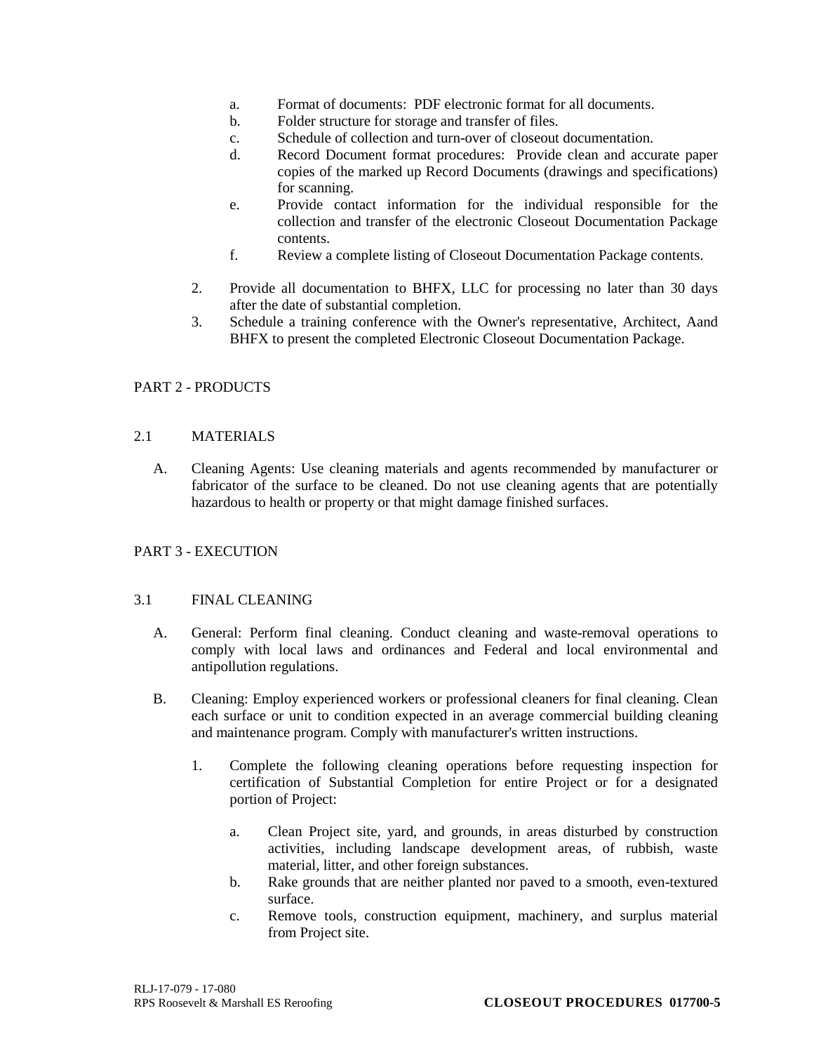a. Format of documents: PDF electronic format for all documents.
b. Folder structure for storage and transfer of files.
c. Schedule of collection and turn-over of closeout documentation.
d. Record Document format procedures: Provide clean and accurate paper copies of the marked up Record Documents (drawings and specifications) for scanning.
e. Provide contact information for the individual responsible for the collection and transfer of the electronic Closeout Documentation Package contents.
f. Review a complete listing of Closeout Documentation Package contents.

2. Provide all documentation to BHFX, LLC for processing no later than 30 days after the date of substantial completion.
3. Schedule a training conference with the Owner's representative, Architect, Aand BHFX to present the completed Electronic Closeout Documentation Package.

## PART 2 - PRODUCTS

### 2.1 MATERIALS

A. Cleaning Agents: Use cleaning materials and agents recommended by manufacturer or fabricator of the surface to be cleaned. Do not use cleaning agents that are potentially hazardous to health or property or that might damage finished surfaces.

## PART 3 - EXECUTION

### 3.1 FINAL CLEANING

A. General: Perform final cleaning. Conduct cleaning and waste-removal operations to comply with local laws and ordinances and Federal and local environmental and antipollution regulations.

B. Cleaning: Employ experienced workers or professional cleaners for final cleaning. Clean each surface or unit to condition expected in an average commercial building cleaning and maintenance program. Comply with manufacturer's written instructions.

1. Complete the following cleaning operations before requesting inspection for certification of Substantial Completion for entire Project or for a designated portion of Project:

   a. Clean Project site, yard, and grounds, in areas disturbed by construction activities, including landscape development areas, of rubbish, waste material, litter, and other foreign substances.
   b. Rake grounds that are neither planted nor paved to a smooth, even-textured surface.
   c. Remove tools, construction equipment, machinery, and surplus material from Project site.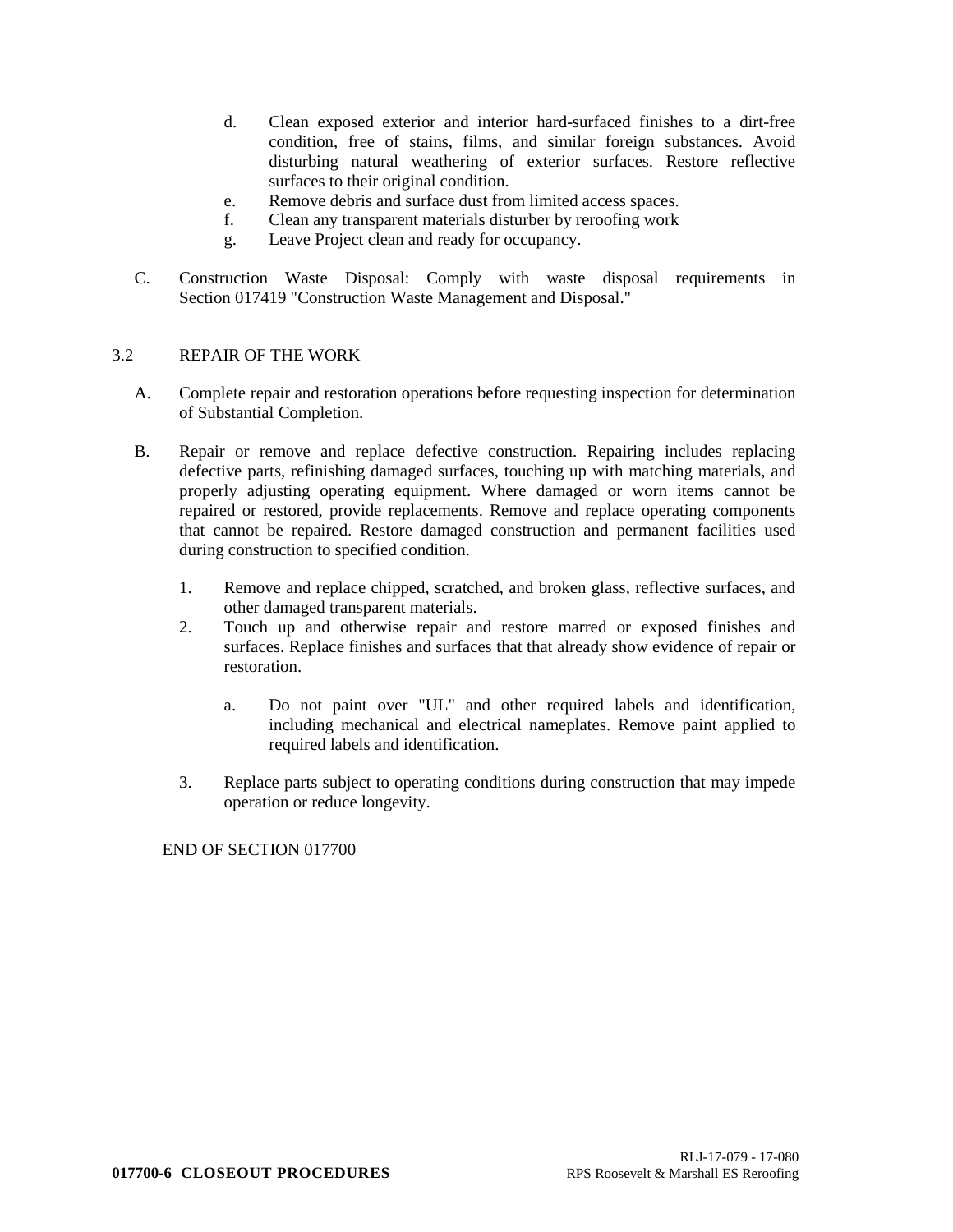d. Clean exposed exterior and interior hard-surfaced finishes to a dirt-free condition, free of stains, films, and similar foreign substances. Avoid disturbing natural weathering of exterior surfaces. Restore reflective surfaces to their original condition.
e. Remove debris and surface dust from limited access spaces.
f. Clean any transparent materials disturber by reroofing work
g. Leave Project clean and ready for occupancy.

C. Construction Waste Disposal: Comply with waste disposal requirements in Section 017419 "Construction Waste Management and Disposal."

## 3.2 REPAIR OF THE WORK

A. Complete repair and restoration operations before requesting inspection for determination of Substantial Completion.

B. Repair or remove and replace defective construction. Repairing includes replacing defective parts, refinishing damaged surfaces, touching up with matching materials, and properly adjusting operating equipment. Where damaged or worn items cannot be repaired or restored, provide replacements. Remove and replace operating components that cannot be repaired. Restore damaged construction and permanent facilities used during construction to specified condition.

1. Remove and replace chipped, scratched, and broken glass, reflective surfaces, and other damaged transparent materials.
2. Touch up and otherwise repair and restore marred or exposed finishes and surfaces. Replace finishes and surfaces that that already show evidence of repair or restoration.

    a. Do not paint over "UL" and other required labels and identification, including mechanical and electrical nameplates. Remove paint applied to required labels and identification.

3. Replace parts subject to operating conditions during construction that may impede operation or reduce longevity.

END OF SECTION 017700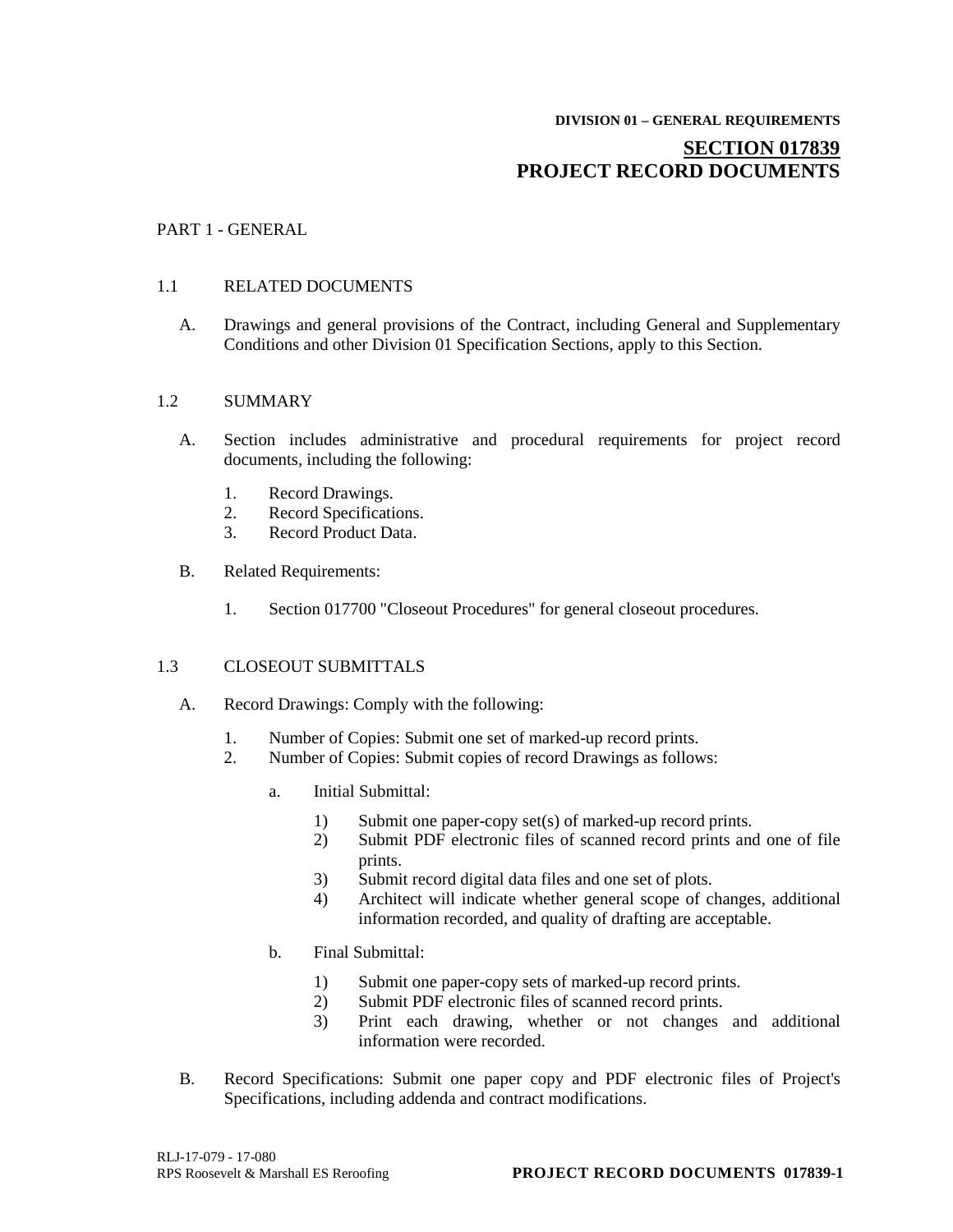**DIVISION 01 – GENERAL REQUIREMENTS**

# SECTION 017839
# PROJECT RECORD DOCUMENTS

PART 1 - GENERAL

1.1 RELATED DOCUMENTS

A. Drawings and general provisions of the Contract, including General and Supplementary Conditions and other Division 01 Specification Sections, apply to this Section.

1.2 SUMMARY

A. Section includes administrative and procedural requirements for project record documents, including the following:

1. Record Drawings.
2. Record Specifications.
3. Record Product Data.

B. Related Requirements:

1. Section 017700 "Closeout Procedures" for general closeout procedures.

1.3 CLOSEOUT SUBMITTALS

A. Record Drawings: Comply with the following:

1. Number of Copies: Submit one set of marked-up record prints.
2. Number of Copies: Submit copies of record Drawings as follows:

a. Initial Submittal:

1) Submit one paper-copy set(s) of marked-up record prints.
2) Submit PDF electronic files of scanned record prints and one of file prints.
3) Submit record digital data files and one set of plots.
4) Architect will indicate whether general scope of changes, additional information recorded, and quality of drafting are acceptable.

b. Final Submittal:

1) Submit one paper-copy sets of marked-up record prints.
2) Submit PDF electronic files of scanned record prints.
3) Print each drawing, whether or not changes and additional information were recorded.

B. Record Specifications: Submit one paper copy and PDF electronic files of Project's Specifications, including addenda and contract modifications.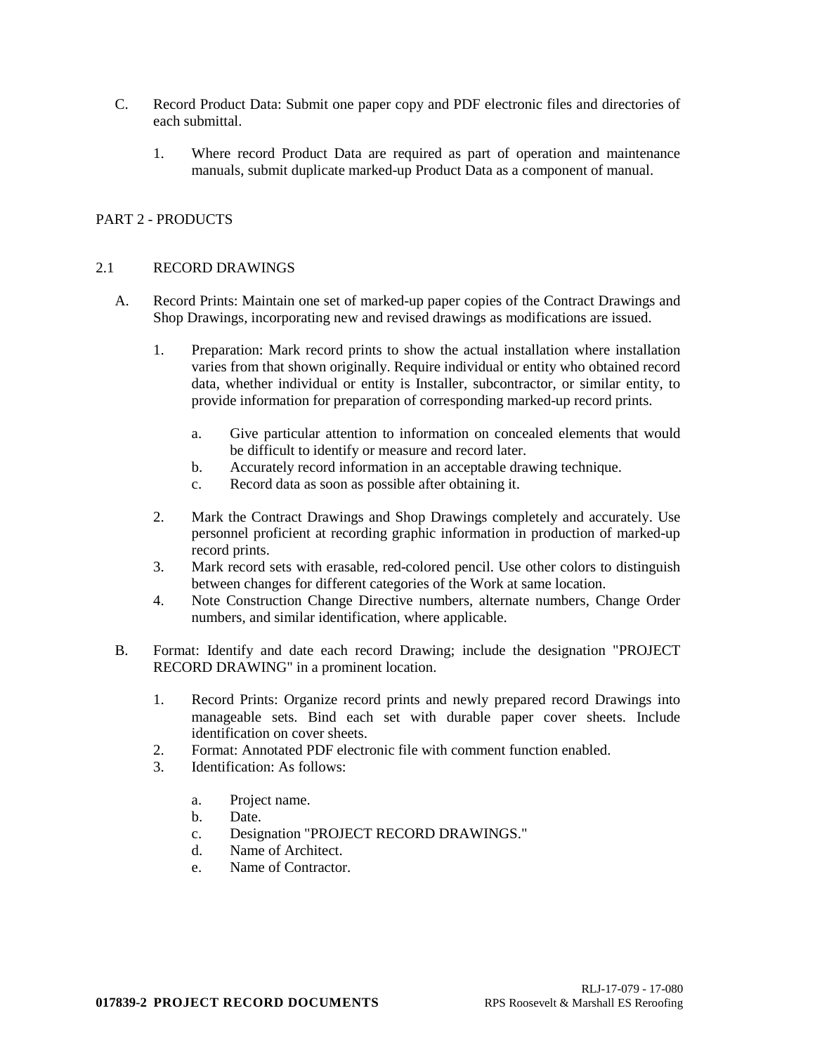C. Record Product Data: Submit one paper copy and PDF electronic files and directories of each submittal.

   1. Where record Product Data are required as part of operation and maintenance manuals, submit duplicate marked-up Product Data as a component of manual.

## PART 2 - PRODUCTS

### 2.1 RECORD DRAWINGS

A. Record Prints: Maintain one set of marked-up paper copies of the Contract Drawings and Shop Drawings, incorporating new and revised drawings as modifications are issued.

   1. Preparation: Mark record prints to show the actual installation where installation varies from that shown originally. Require individual or entity who obtained record data, whether individual or entity is Installer, subcontractor, or similar entity, to provide information for preparation of corresponding marked-up record prints.

      a. Give particular attention to information on concealed elements that would be difficult to identify or measure and record later.
      b. Accurately record information in an acceptable drawing technique.
      c. Record data as soon as possible after obtaining it.

   2. Mark the Contract Drawings and Shop Drawings completely and accurately. Use personnel proficient at recording graphic information in production of marked-up record prints.
   3. Mark record sets with erasable, red-colored pencil. Use other colors to distinguish between changes for different categories of the Work at same location.
   4. Note Construction Change Directive numbers, alternate numbers, Change Order numbers, and similar identification, where applicable.

B. Format: Identify and date each record Drawing; include the designation "PROJECT RECORD DRAWING" in a prominent location.

   1. Record Prints: Organize record prints and newly prepared record Drawings into manageable sets. Bind each set with durable paper cover sheets. Include identification on cover sheets.
   2. Format: Annotated PDF electronic file with comment function enabled.
   3. Identification: As follows:

      a. Project name.
      b. Date.
      c. Designation "PROJECT RECORD DRAWINGS."
      d. Name of Architect.
      e. Name of Contractor.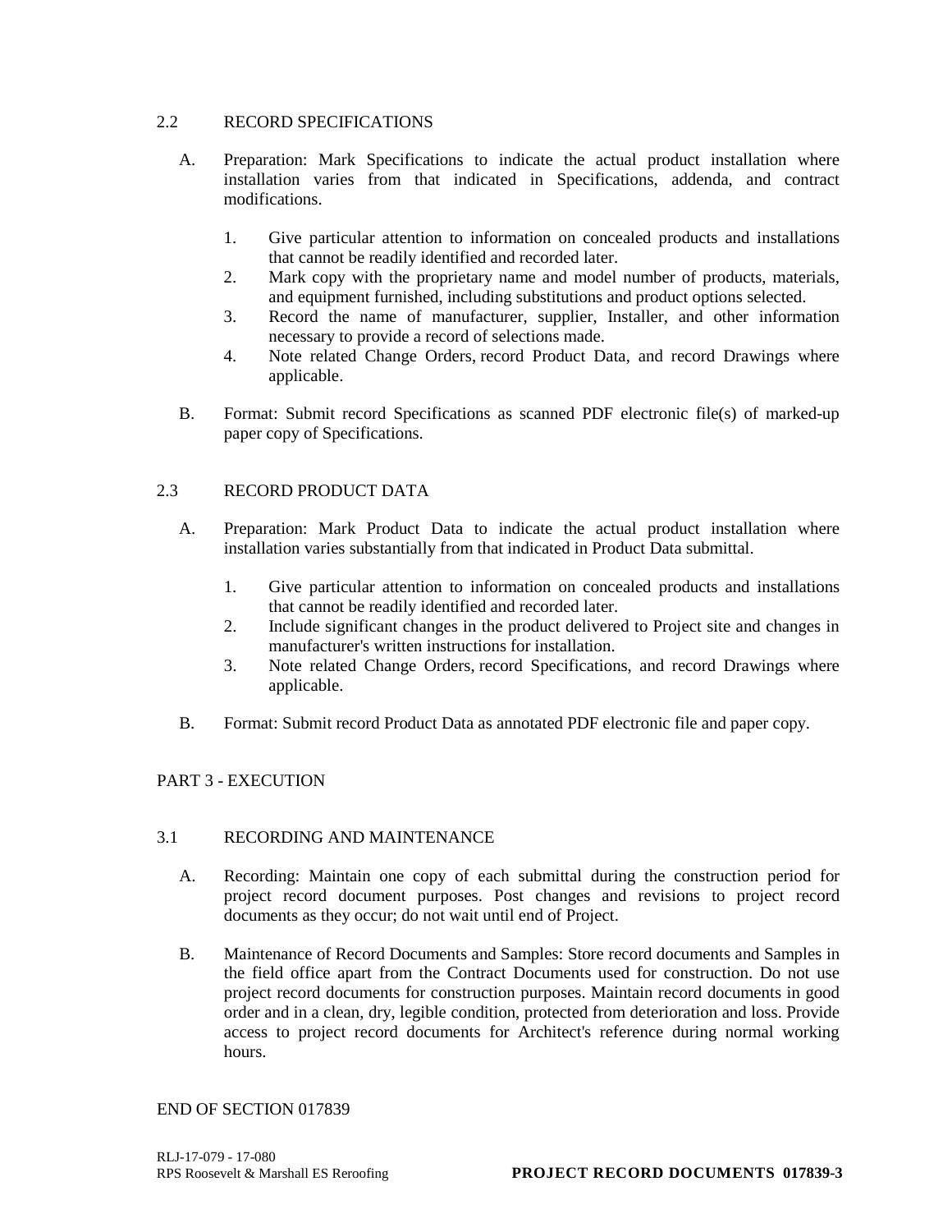### 2.2 RECORD SPECIFICATIONS

A. Preparation: Mark Specifications to indicate the actual product installation where installation varies from that indicated in Specifications, addenda, and contract modifications.

1. Give particular attention to information on concealed products and installations that cannot be readily identified and recorded later.
2. Mark copy with the proprietary name and model number of products, materials, and equipment furnished, including substitutions and product options selected.
3. Record the name of manufacturer, supplier, Installer, and other information necessary to provide a record of selections made.
4. Note related Change Orders, record Product Data, and record Drawings where applicable.

B. Format: Submit record Specifications as scanned PDF electronic file(s) of marked-up paper copy of Specifications.

### 2.3 RECORD PRODUCT DATA

A. Preparation: Mark Product Data to indicate the actual product installation where installation varies substantially from that indicated in Product Data submittal.

1. Give particular attention to information on concealed products and installations that cannot be readily identified and recorded later.
2. Include significant changes in the product delivered to Project site and changes in manufacturer's written instructions for installation.
3. Note related Change Orders, record Specifications, and record Drawings where applicable.

B. Format: Submit record Product Data as annotated PDF electronic file and paper copy.

## PART 3 - EXECUTION

### 3.1 RECORDING AND MAINTENANCE

A. Recording: Maintain one copy of each submittal during the construction period for project record document purposes. Post changes and revisions to project record documents as they occur; do not wait until end of Project.

B. Maintenance of Record Documents and Samples: Store record documents and Samples in the field office apart from the Contract Documents used for construction. Do not use project record documents for construction purposes. Maintain record documents in good order and in a clean, dry, legible condition, protected from deterioration and loss. Provide access to project record documents for Architect's reference during normal working hours.

END OF SECTION 017839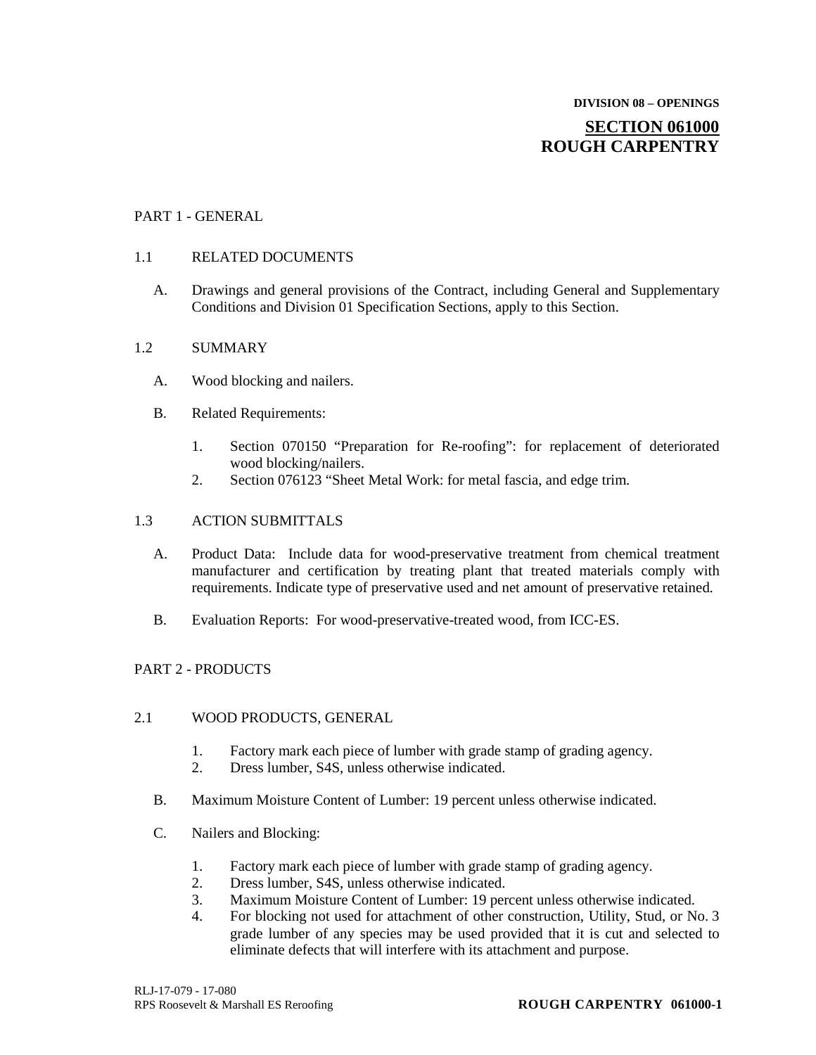**DIVISION 08 – OPENINGS**

# SECTION 061000 ROUGH CARPENTRY

## PART 1 - GENERAL

### 1.1 RELATED DOCUMENTS

A. Drawings and general provisions of the Contract, including General and Supplementary Conditions and Division 01 Specification Sections, apply to this Section.

### 1.2 SUMMARY

A. Wood blocking and nailers.

B. Related Requirements:

1. Section 070150 "Preparation for Re-roofing": for replacement of deteriorated wood blocking/nailers.
2. Section 076123 "Sheet Metal Work: for metal fascia, and edge trim.

### 1.3 ACTION SUBMITTALS

A. Product Data: Include data for wood-preservative treatment from chemical treatment manufacturer and certification by treating plant that treated materials comply with requirements. Indicate type of preservative used and net amount of preservative retained.

B. Evaluation Reports: For wood-preservative-treated wood, from ICC-ES.

## PART 2 - PRODUCTS

### 2.1 WOOD PRODUCTS, GENERAL

1. Factory mark each piece of lumber with grade stamp of grading agency.
2. Dress lumber, S4S, unless otherwise indicated.

B. Maximum Moisture Content of Lumber: 19 percent unless otherwise indicated.

C. Nailers and Blocking:

1. Factory mark each piece of lumber with grade stamp of grading agency.
2. Dress lumber, S4S, unless otherwise indicated.
3. Maximum Moisture Content of Lumber: 19 percent unless otherwise indicated.
4. For blocking not used for attachment of other construction, Utility, Stud, or No. 3 grade lumber of any species may be used provided that it is cut and selected to eliminate defects that will interfere with its attachment and purpose.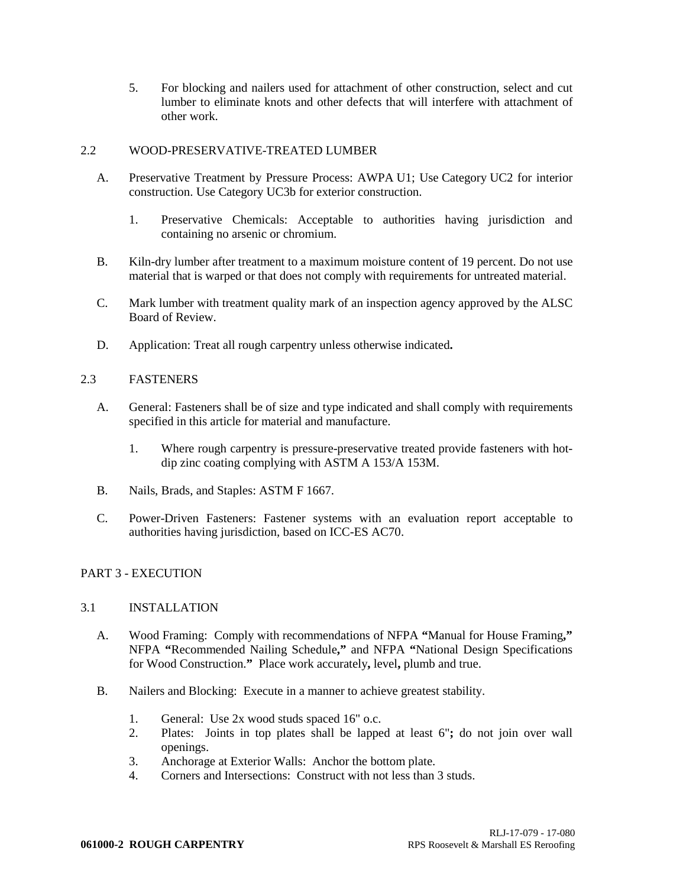5. For blocking and nailers used for attachment of other construction, select and cut lumber to eliminate knots and other defects that will interfere with attachment of other work.

## 2.2 WOOD-PRESERVATIVE-TREATED LUMBER

A. Preservative Treatment by Pressure Process: AWPA U1; Use Category UC2 for interior construction. Use Category UC3b for exterior construction.

   1. Preservative Chemicals: Acceptable to authorities having jurisdiction and containing no arsenic or chromium.

B. Kiln-dry lumber after treatment to a maximum moisture content of 19 percent. Do not use material that is warped or that does not comply with requirements for untreated material.

C. Mark lumber with treatment quality mark of an inspection agency approved by the ALSC Board of Review.

D. Application: Treat all rough carpentry unless otherwise indicated**.**

## 2.3 FASTENERS

A. General: Fasteners shall be of size and type indicated and shall comply with requirements specified in this article for material and manufacture.

   1. Where rough carpentry is pressure-preservative treated provide fasteners with hot-dip zinc coating complying with ASTM A 153/A 153M.

B. Nails, Brads, and Staples: ASTM F 1667.

C. Power-Driven Fasteners: Fastener systems with an evaluation report acceptable to authorities having jurisdiction, based on ICC-ES AC70.

# PART 3 - EXECUTION

## 3.1 INSTALLATION

A. Wood Framing: Comply with recommendations of NFPA **"**Manual for House Framing**,"** NFPA **"**Recommended Nailing Schedule**,"** and NFPA **"**National Design Specifications for Wood Construction.**"** Place work accurately**,** level**,** plumb and true.

B. Nailers and Blocking: Execute in a manner to achieve greatest stability.

   1. General: Use 2x wood studs spaced 16" o.c.
   2. Plates: Joints in top plates shall be lapped at least 6"**;** do not join over wall openings.
   3. Anchorage at Exterior Walls: Anchor the bottom plate.
   4. Corners and Intersections: Construct with not less than 3 studs.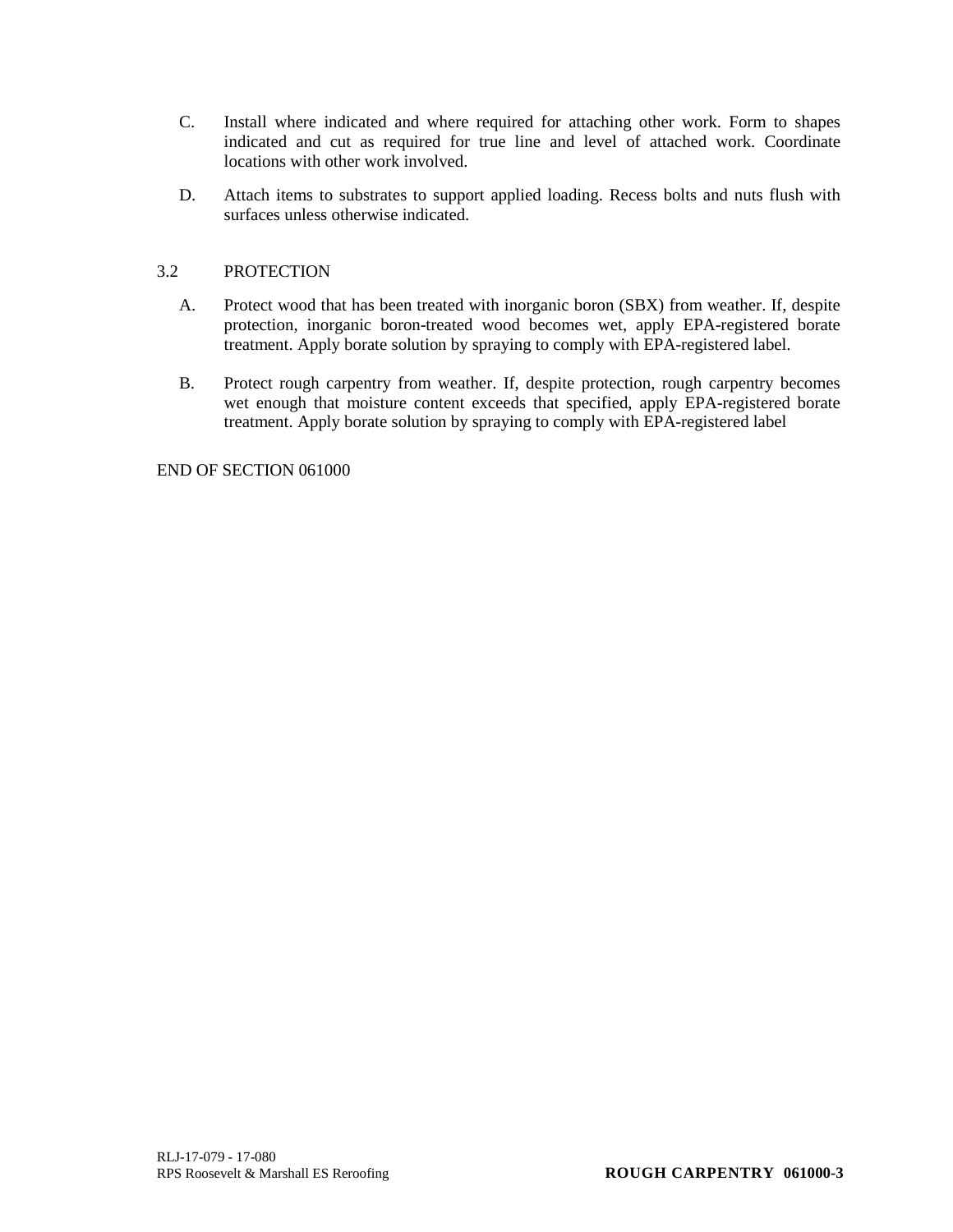C. Install where indicated and where required for attaching other work. Form to shapes indicated and cut as required for true line and level of attached work. Coordinate locations with other work involved.

D. Attach items to substrates to support applied loading. Recess bolts and nuts flush with surfaces unless otherwise indicated.

3.2 PROTECTION

A. Protect wood that has been treated with inorganic boron (SBX) from weather. If, despite protection, inorganic boron-treated wood becomes wet, apply EPA-registered borate treatment. Apply borate solution by spraying to comply with EPA-registered label.

B. Protect rough carpentry from weather. If, despite protection, rough carpentry becomes wet enough that moisture content exceeds that specified, apply EPA-registered borate treatment. Apply borate solution by spraying to comply with EPA-registered label

END OF SECTION 061000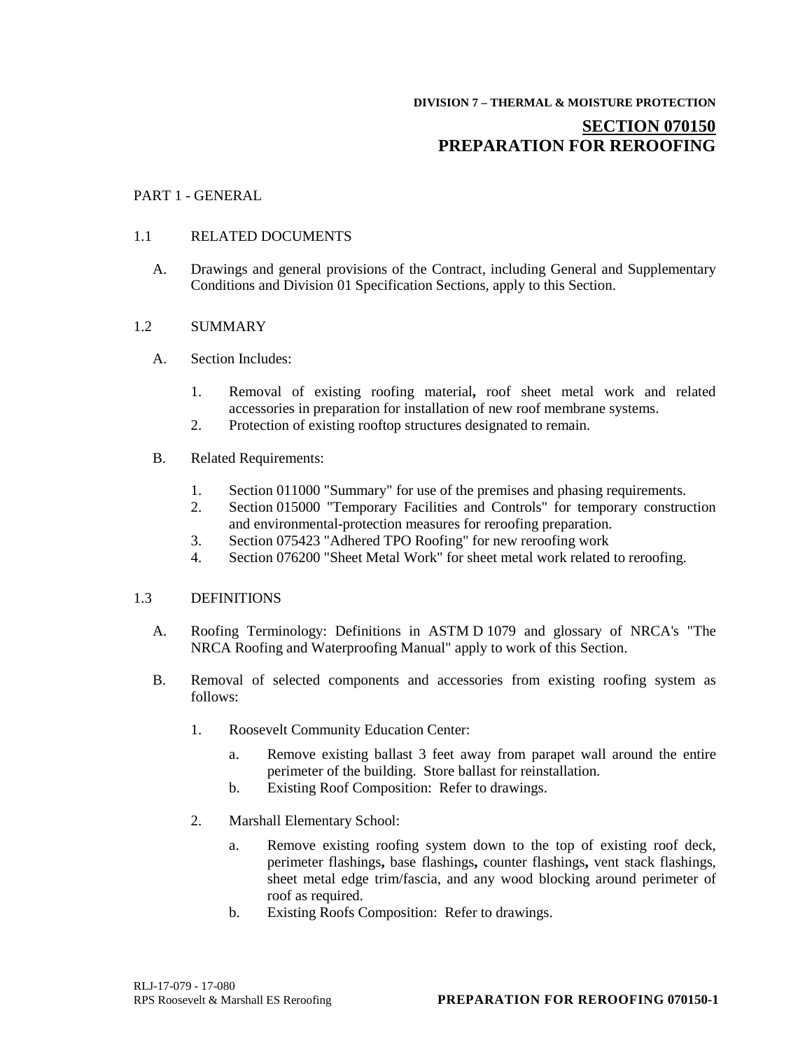**DIVISION 7 – THERMAL & MOISTURE PROTECTION**

# SECTION 070150
# PREPARATION FOR REROOFING

PART 1 - GENERAL

1.1 RELATED DOCUMENTS

A. Drawings and general provisions of the Contract, including General and Supplementary Conditions and Division 01 Specification Sections, apply to this Section.

1.2 SUMMARY

A. Section Includes:

1. Removal of existing roofing material, roof sheet metal work and related accessories in preparation for installation of new roof membrane systems.
2. Protection of existing rooftop structures designated to remain.

B. Related Requirements:

1. Section 011000 "Summary" for use of the premises and phasing requirements.
2. Section 015000 "Temporary Facilities and Controls" for temporary construction and environmental-protection measures for reroofing preparation.
3. Section 075423 "Adhered TPO Roofing" for new reroofing work
4. Section 076200 "Sheet Metal Work" for sheet metal work related to reroofing.

1.3 DEFINITIONS

A. Roofing Terminology: Definitions in ASTM D 1079 and glossary of NRCA's "The NRCA Roofing and Waterproofing Manual" apply to work of this Section.

B. Removal of selected components and accessories from existing roofing system as follows:

1. Roosevelt Community Education Center:

    a. Remove existing ballast 3 feet away from parapet wall around the entire perimeter of the building. Store ballast for reinstallation.
    b. Existing Roof Composition: Refer to drawings.

2. Marshall Elementary School:

    a. Remove existing roofing system down to the top of existing roof deck, perimeter flashings, base flashings, counter flashings, vent stack flashings, sheet metal edge trim/fascia, and any wood blocking around perimeter of roof as required.
    b. Existing Roofs Composition: Refer to drawings.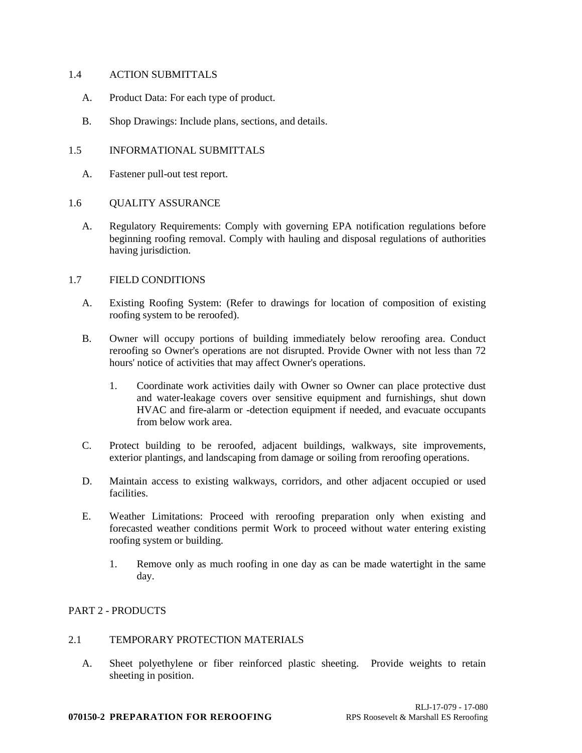## 1.4 ACTION SUBMITTALS

A. Product Data: For each type of product.

B. Shop Drawings: Include plans, sections, and details.

## 1.5 INFORMATIONAL SUBMITTALS

A. Fastener pull-out test report.

## 1.6 QUALITY ASSURANCE

A. Regulatory Requirements: Comply with governing EPA notification regulations before beginning roofing removal. Comply with hauling and disposal regulations of authorities having jurisdiction.

## 1.7 FIELD CONDITIONS

A. Existing Roofing System: (Refer to drawings for location of composition of existing roofing system to be reroofed).

B. Owner will occupy portions of building immediately below reroofing area. Conduct reroofing so Owner's operations are not disrupted. Provide Owner with not less than 72 hours' notice of activities that may affect Owner's operations.

   1. Coordinate work activities daily with Owner so Owner can place protective dust and water-leakage covers over sensitive equipment and furnishings, shut down HVAC and fire-alarm or -detection equipment if needed, and evacuate occupants from below work area.

C. Protect building to be reroofed, adjacent buildings, walkways, site improvements, exterior plantings, and landscaping from damage or soiling from reroofing operations.

D. Maintain access to existing walkways, corridors, and other adjacent occupied or used facilities.

E. Weather Limitations: Proceed with reroofing preparation only when existing and forecasted weather conditions permit Work to proceed without water entering existing roofing system or building.

   1. Remove only as much roofing in one day as can be made watertight in the same day.

# PART 2 - PRODUCTS

## 2.1 TEMPORARY PROTECTION MATERIALS

A. Sheet polyethylene or fiber reinforced plastic sheeting. Provide weights to retain sheeting in position.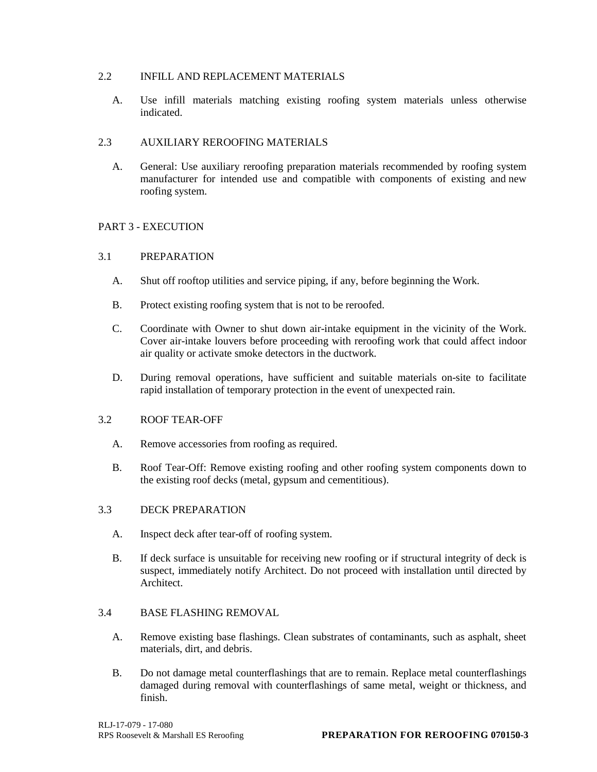### 2.2 INFILL AND REPLACEMENT MATERIALS

A. Use infill materials matching existing roofing system materials unless otherwise indicated.

### 2.3 AUXILIARY REROOFING MATERIALS

A. General: Use auxiliary reroofing preparation materials recommended by roofing system manufacturer for intended use and compatible with components of existing and new roofing system.

## PART 3 - EXECUTION

### 3.1 PREPARATION

A. Shut off rooftop utilities and service piping, if any, before beginning the Work.

B. Protect existing roofing system that is not to be reroofed.

C. Coordinate with Owner to shut down air-intake equipment in the vicinity of the Work. Cover air-intake louvers before proceeding with reroofing work that could affect indoor air quality or activate smoke detectors in the ductwork.

D. During removal operations, have sufficient and suitable materials on-site to facilitate rapid installation of temporary protection in the event of unexpected rain.

### 3.2 ROOF TEAR-OFF

A. Remove accessories from roofing as required.

B. Roof Tear-Off: Remove existing roofing and other roofing system components down to the existing roof decks (metal, gypsum and cementitious).

### 3.3 DECK PREPARATION

A. Inspect deck after tear-off of roofing system.

B. If deck surface is unsuitable for receiving new roofing or if structural integrity of deck is suspect, immediately notify Architect. Do not proceed with installation until directed by Architect.

### 3.4 BASE FLASHING REMOVAL

A. Remove existing base flashings. Clean substrates of contaminants, such as asphalt, sheet materials, dirt, and debris.

B. Do not damage metal counterflashings that are to remain. Replace metal counterflashings damaged during removal with counterflashings of same metal, weight or thickness, and finish.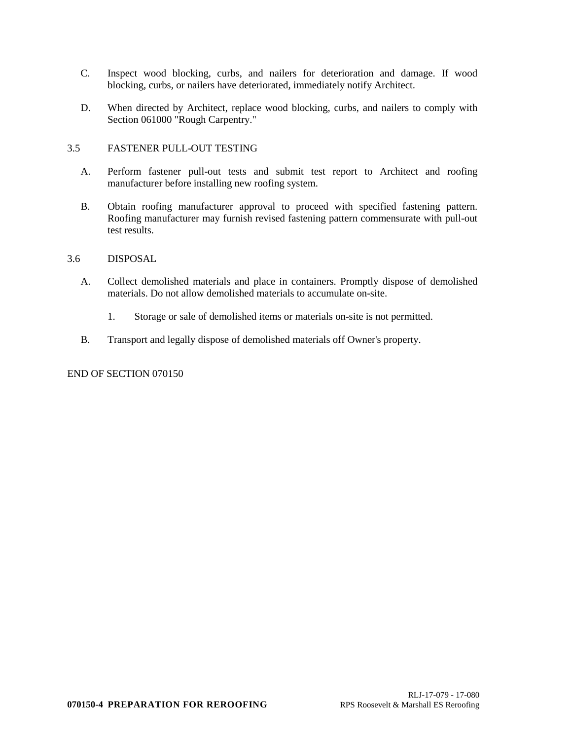C. Inspect wood blocking, curbs, and nailers for deterioration and damage. If wood blocking, curbs, or nailers have deteriorated, immediately notify Architect.

D. When directed by Architect, replace wood blocking, curbs, and nailers to comply with Section 061000 "Rough Carpentry."

## 3.5 FASTENER PULL-OUT TESTING

A. Perform fastener pull-out tests and submit test report to Architect and roofing manufacturer before installing new roofing system.

B. Obtain roofing manufacturer approval to proceed with specified fastening pattern. Roofing manufacturer may furnish revised fastening pattern commensurate with pull-out test results.

## 3.6 DISPOSAL

A. Collect demolished materials and place in containers. Promptly dispose of demolished materials. Do not allow demolished materials to accumulate on-site.

   1. Storage or sale of demolished items or materials on-site is not permitted.

B. Transport and legally dispose of demolished materials off Owner's property.

END OF SECTION 070150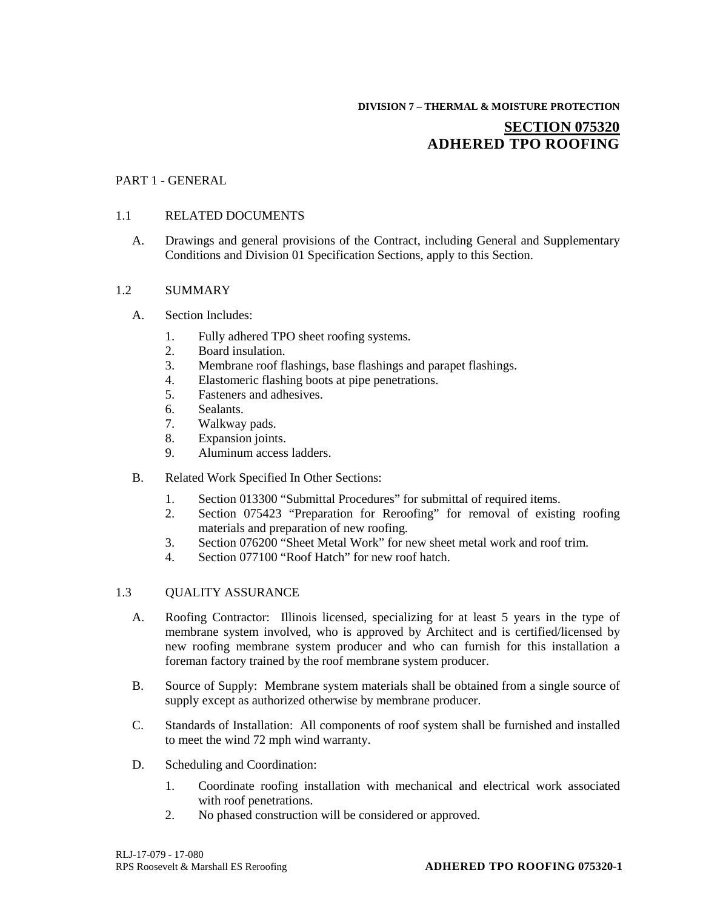**DIVISION 7 – THERMAL & MOISTURE PROTECTION**

# SECTION 075320 ADHERED TPO ROOFING

## PART 1 - GENERAL

### 1.1 RELATED DOCUMENTS

A. Drawings and general provisions of the Contract, including General and Supplementary Conditions and Division 01 Specification Sections, apply to this Section.

### 1.2 SUMMARY

A. Section Includes:

1. Fully adhered TPO sheet roofing systems.
2. Board insulation.
3. Membrane roof flashings, base flashings and parapet flashings.
4. Elastomeric flashing boots at pipe penetrations.
5. Fasteners and adhesives.
6. Sealants.
7. Walkway pads.
8. Expansion joints.
9. Aluminum access ladders.

B. Related Work Specified In Other Sections:

1. Section 013300 "Submittal Procedures" for submittal of required items.
2. Section 075423 "Preparation for Reroofing" for removal of existing roofing materials and preparation of new roofing.
3. Section 076200 "Sheet Metal Work" for new sheet metal work and roof trim.
4. Section 077100 "Roof Hatch" for new roof hatch.

### 1.3 QUALITY ASSURANCE

A. Roofing Contractor: Illinois licensed, specializing for at least 5 years in the type of membrane system involved, who is approved by Architect and is certified/licensed by new roofing membrane system producer and who can furnish for this installation a foreman factory trained by the roof membrane system producer.

B. Source of Supply: Membrane system materials shall be obtained from a single source of supply except as authorized otherwise by membrane producer.

C. Standards of Installation: All components of roof system shall be furnished and installed to meet the wind 72 mph wind warranty.

D. Scheduling and Coordination:

1. Coordinate roofing installation with mechanical and electrical work associated with roof penetrations.
2. No phased construction will be considered or approved.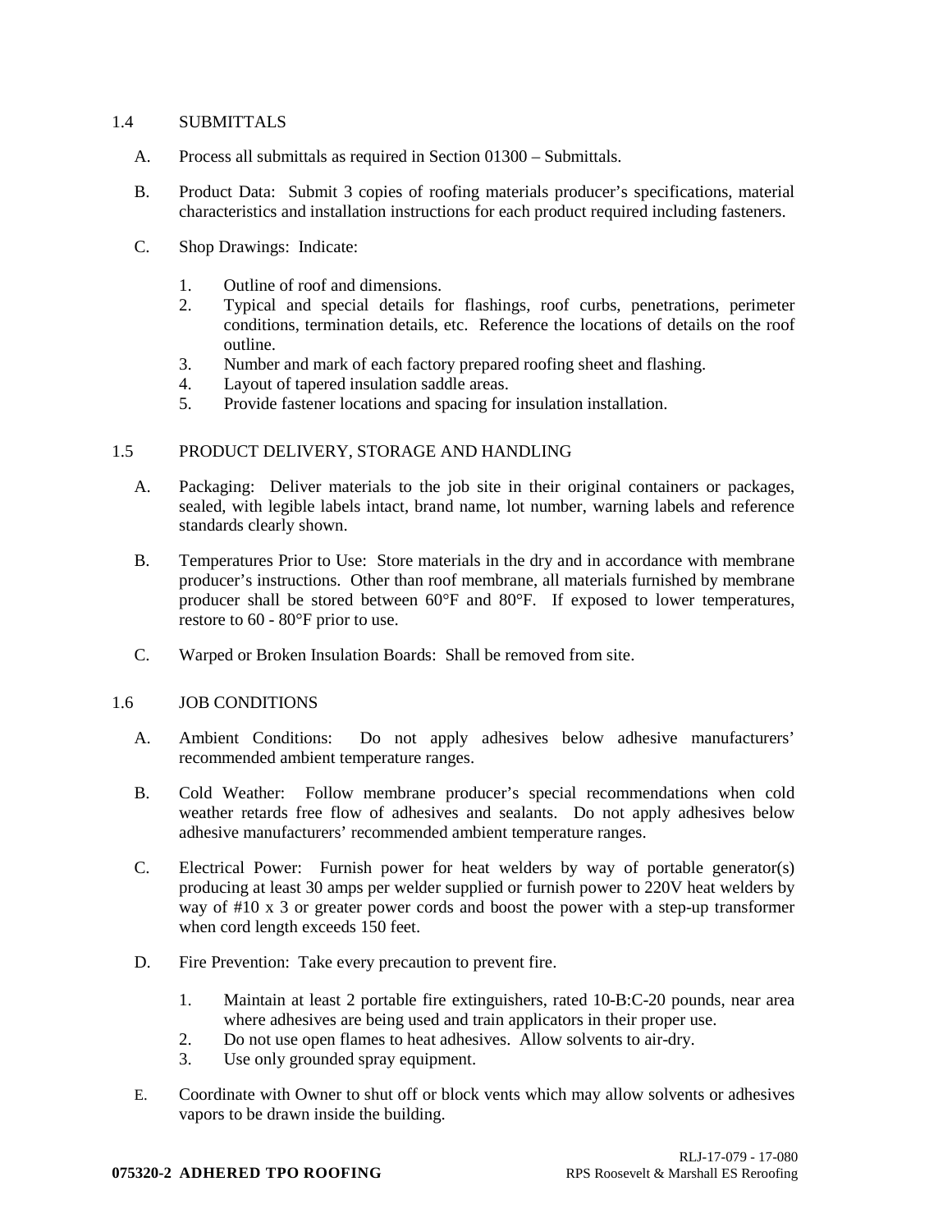## 1.4 SUBMITTALS

A. Process all submittals as required in Section 01300 – Submittals.

B. Product Data: Submit 3 copies of roofing materials producer's specifications, material characteristics and installation instructions for each product required including fasteners.

C. Shop Drawings: Indicate:

1. Outline of roof and dimensions.
2. Typical and special details for flashings, roof curbs, penetrations, perimeter conditions, termination details, etc. Reference the locations of details on the roof outline.
3. Number and mark of each factory prepared roofing sheet and flashing.
4. Layout of tapered insulation saddle areas.
5. Provide fastener locations and spacing for insulation installation.

## 1.5 PRODUCT DELIVERY, STORAGE AND HANDLING

A. Packaging: Deliver materials to the job site in their original containers or packages, sealed, with legible labels intact, brand name, lot number, warning labels and reference standards clearly shown.

B. Temperatures Prior to Use: Store materials in the dry and in accordance with membrane producer's instructions. Other than roof membrane, all materials furnished by membrane producer shall be stored between 60°F and 80°F. If exposed to lower temperatures, restore to 60 - 80°F prior to use.

C. Warped or Broken Insulation Boards: Shall be removed from site.

## 1.6 JOB CONDITIONS

A. Ambient Conditions: Do not apply adhesives below adhesive manufacturers' recommended ambient temperature ranges.

B. Cold Weather: Follow membrane producer's special recommendations when cold weather retards free flow of adhesives and sealants. Do not apply adhesives below adhesive manufacturers' recommended ambient temperature ranges.

C. Electrical Power: Furnish power for heat welders by way of portable generator(s) producing at least 30 amps per welder supplied or furnish power to 220V heat welders by way of #10 x 3 or greater power cords and boost the power with a step-up transformer when cord length exceeds 150 feet.

D. Fire Prevention: Take every precaution to prevent fire.

1. Maintain at least 2 portable fire extinguishers, rated 10-B:C-20 pounds, near area where adhesives are being used and train applicators in their proper use.
2. Do not use open flames to heat adhesives. Allow solvents to air-dry.
3. Use only grounded spray equipment.

E. Coordinate with Owner to shut off or block vents which may allow solvents or adhesives vapors to be drawn inside the building.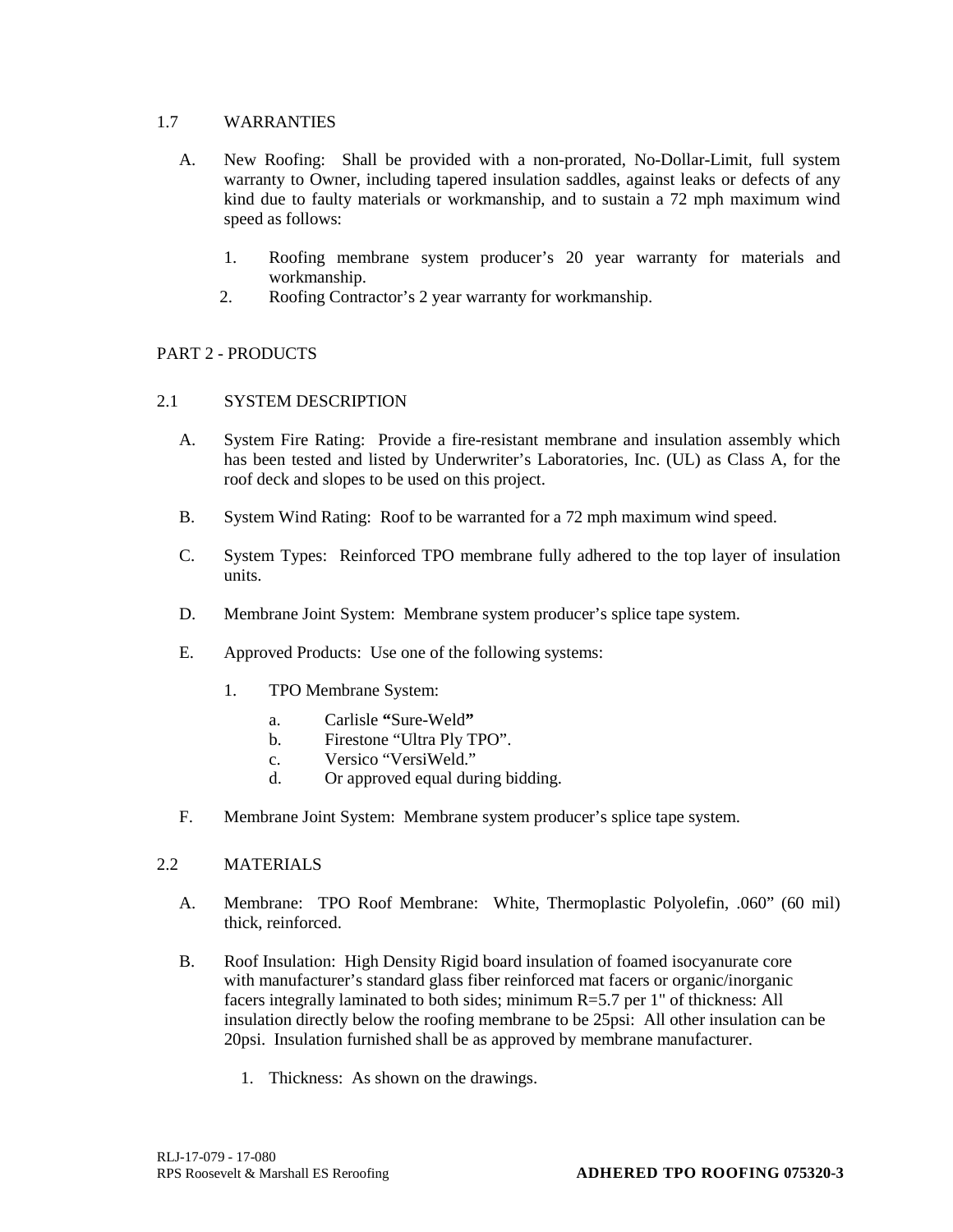## 1.7 WARRANTIES

A. New Roofing: Shall be provided with a non-prorated, No-Dollar-Limit, full system warranty to Owner, including tapered insulation saddles, against leaks or defects of any kind due to faulty materials or workmanship, and to sustain a 72 mph maximum wind speed as follows:

1. Roofing membrane system producer's 20 year warranty for materials and workmanship.
2. Roofing Contractor's 2 year warranty for workmanship.

# PART 2 - PRODUCTS

## 2.1 SYSTEM DESCRIPTION

A. System Fire Rating: Provide a fire-resistant membrane and insulation assembly which has been tested and listed by Underwriter's Laboratories, Inc. (UL) as Class A, for the roof deck and slopes to be used on this project.

B. System Wind Rating: Roof to be warranted for a 72 mph maximum wind speed.

C. System Types: Reinforced TPO membrane fully adhered to the top layer of insulation units.

D. Membrane Joint System: Membrane system producer's splice tape system.

E. Approved Products: Use one of the following systems:

1. TPO Membrane System:
   a. Carlisle **"**Sure-Weld**"**
   b. Firestone "Ultra Ply TPO".
   c. Versico "VersiWeld."
   d. Or approved equal during bidding.

F. Membrane Joint System: Membrane system producer's splice tape system.

## 2.2 MATERIALS

A. Membrane: TPO Roof Membrane: White, Thermoplastic Polyolefin, .060" (60 mil) thick, reinforced.

B. Roof Insulation: High Density Rigid board insulation of foamed isocyanurate core with manufacturer's standard glass fiber reinforced mat facers or organic/inorganic facers integrally laminated to both sides; minimum R=5.7 per 1" of thickness: All insulation directly below the roofing membrane to be 25psi: All other insulation can be 20psi. Insulation furnished shall be as approved by membrane manufacturer.

1. Thickness: As shown on the drawings.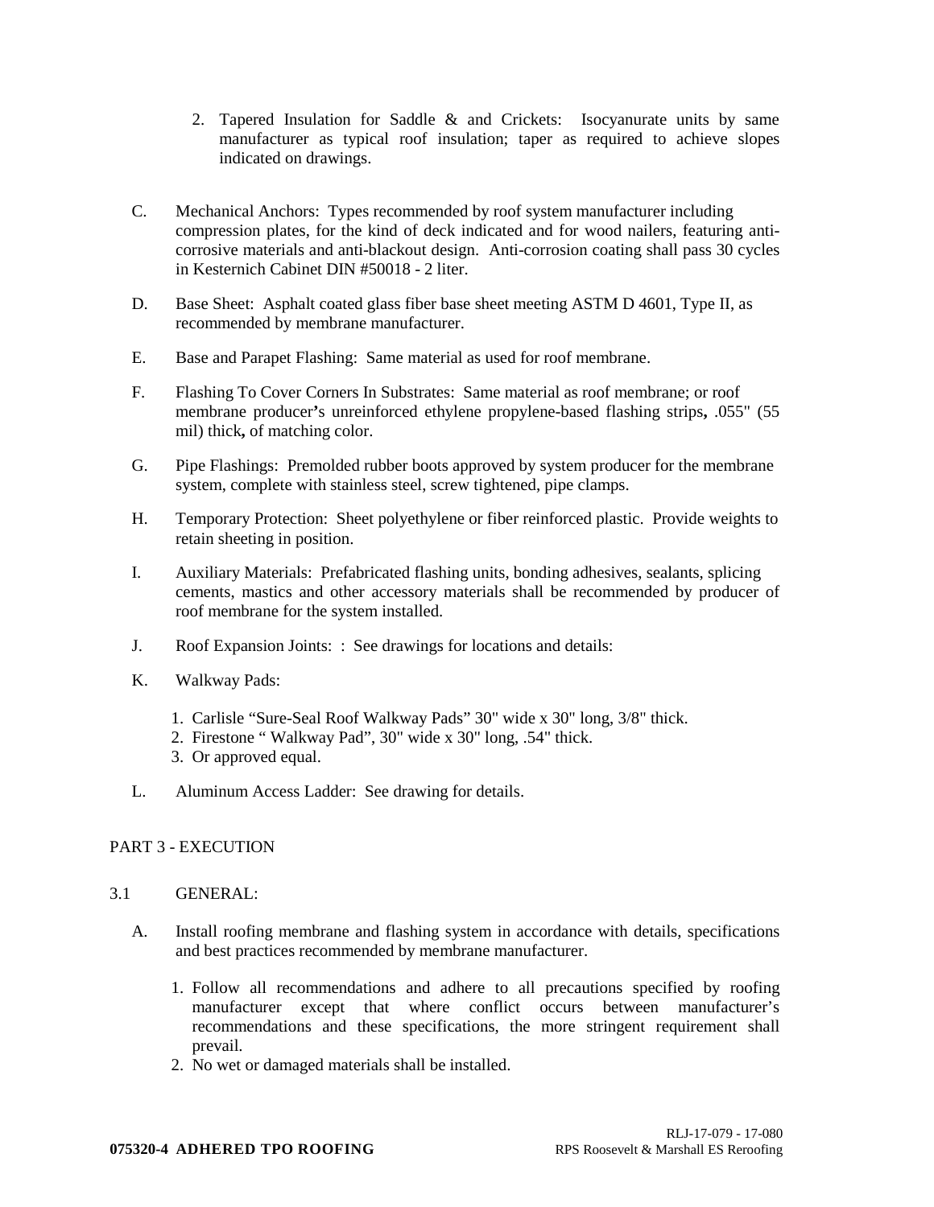2. Tapered Insulation for Saddle & and Crickets: Isocyanurate units by same manufacturer as typical roof insulation; taper as required to achieve slopes indicated on drawings.

C. Mechanical Anchors: Types recommended by roof system manufacturer including compression plates, for the kind of deck indicated and for wood nailers, featuring anti-corrosive materials and anti-blackout design. Anti-corrosion coating shall pass 30 cycles in Kesternich Cabinet DIN #50018 - 2 liter.

D. Base Sheet: Asphalt coated glass fiber base sheet meeting ASTM D 4601, Type II, as recommended by membrane manufacturer.

E. Base and Parapet Flashing: Same material as used for roof membrane.

F. Flashing To Cover Corners In Substrates: Same material as roof membrane; or roof membrane producer**'**s unreinforced ethylene propylene-based flashing strips**,** .055" (55 mil) thick**,** of matching color.

G. Pipe Flashings: Premolded rubber boots approved by system producer for the membrane system, complete with stainless steel, screw tightened, pipe clamps.

H. Temporary Protection: Sheet polyethylene or fiber reinforced plastic. Provide weights to retain sheeting in position.

I. Auxiliary Materials: Prefabricated flashing units, bonding adhesives, sealants, splicing cements, mastics and other accessory materials shall be recommended by producer of roof membrane for the system installed.

J. Roof Expansion Joints: : See drawings for locations and details:

K. Walkway Pads:

1. Carlisle "Sure-Seal Roof Walkway Pads" 30" wide x 30" long, 3/8" thick.
2. Firestone " Walkway Pad", 30" wide x 30" long, .54" thick.
3. Or approved equal.

L. Aluminum Access Ladder: See drawing for details.

## PART 3 - EXECUTION

### 3.1 GENERAL:

A. Install roofing membrane and flashing system in accordance with details, specifications and best practices recommended by membrane manufacturer.

1. Follow all recommendations and adhere to all precautions specified by roofing manufacturer except that where conflict occurs between manufacturer's recommendations and these specifications, the more stringent requirement shall prevail.
2. No wet or damaged materials shall be installed.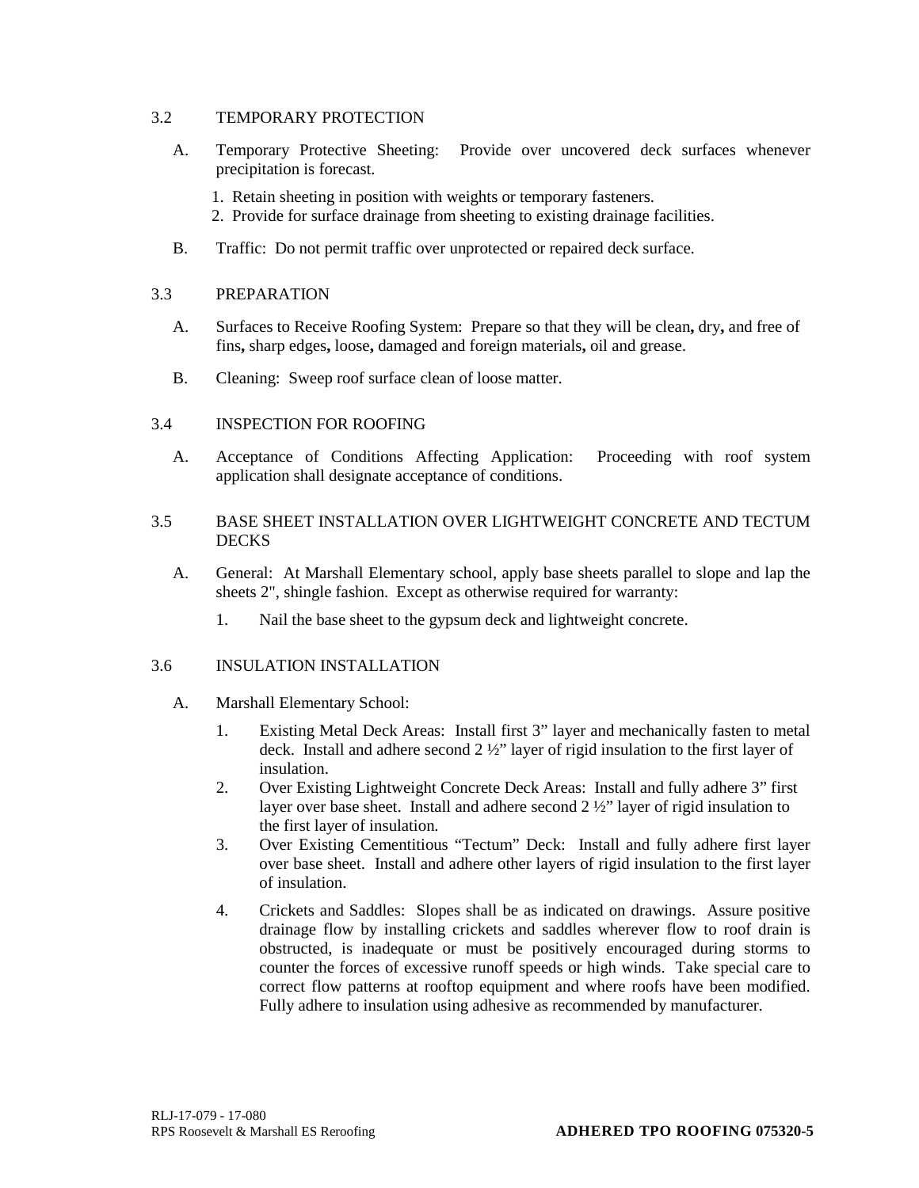## 3.2 TEMPORARY PROTECTION

A. Temporary Protective Sheeting: Provide over uncovered deck surfaces whenever precipitation is forecast.

1. Retain sheeting in position with weights or temporary fasteners.
2. Provide for surface drainage from sheeting to existing drainage facilities.

B. Traffic: Do not permit traffic over unprotected or repaired deck surface.

## 3.3 PREPARATION

A. Surfaces to Receive Roofing System: Prepare so that they will be clean**,** dry**,** and free of fins**,** sharp edges**,** loose**,** damaged and foreign materials**,** oil and grease.

B. Cleaning: Sweep roof surface clean of loose matter.

## 3.4 INSPECTION FOR ROOFING

A. Acceptance of Conditions Affecting Application: Proceeding with roof system application shall designate acceptance of conditions.

## 3.5 BASE SHEET INSTALLATION OVER LIGHTWEIGHT CONCRETE AND TECTUM DECKS

A. General: At Marshall Elementary school, apply base sheets parallel to slope and lap the sheets 2", shingle fashion. Except as otherwise required for warranty:

1. Nail the base sheet to the gypsum deck and lightweight concrete.

## 3.6 INSULATION INSTALLATION

A. Marshall Elementary School:

1. Existing Metal Deck Areas: Install first 3" layer and mechanically fasten to metal deck. Install and adhere second 2 ½" layer of rigid insulation to the first layer of insulation.
2. Over Existing Lightweight Concrete Deck Areas: Install and fully adhere 3" first layer over base sheet. Install and adhere second 2 ½" layer of rigid insulation to the first layer of insulation.
3. Over Existing Cementitious "Tectum" Deck: Install and fully adhere first layer over base sheet. Install and adhere other layers of rigid insulation to the first layer of insulation.
4. Crickets and Saddles: Slopes shall be as indicated on drawings. Assure positive drainage flow by installing crickets and saddles wherever flow to roof drain is obstructed, is inadequate or must be positively encouraged during storms to counter the forces of excessive runoff speeds or high winds. Take special care to correct flow patterns at rooftop equipment and where roofs have been modified. Fully adhere to insulation using adhesive as recommended by manufacturer.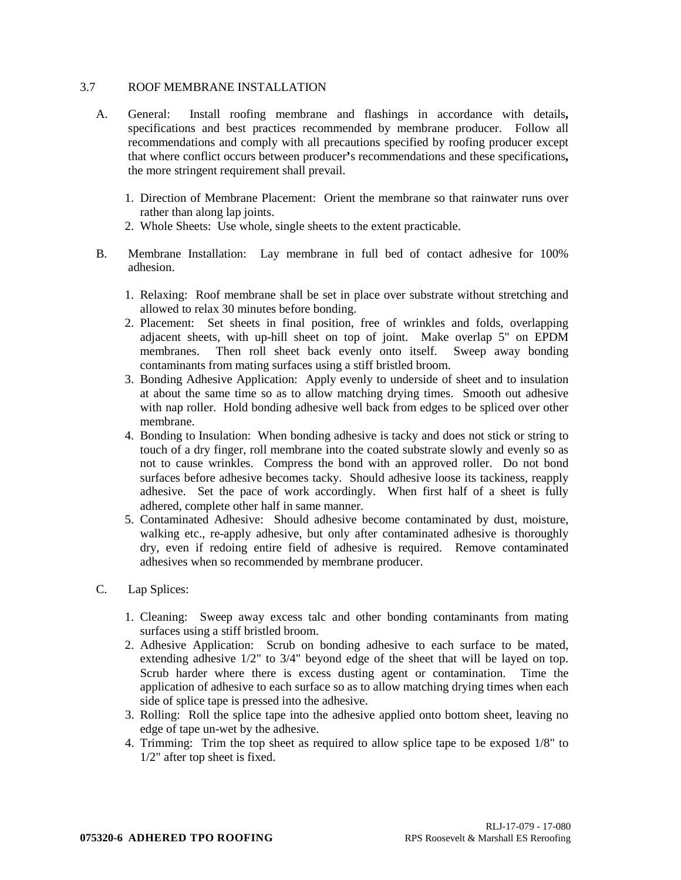## 3.7 ROOF MEMBRANE INSTALLATION

A. General: Install roofing membrane and flashings in accordance with details, specifications and best practices recommended by membrane producer. Follow all recommendations and comply with all precautions specified by roofing producer except that where conflict occurs between producer's recommendations and these specifications, the more stringent requirement shall prevail.

1. Direction of Membrane Placement: Orient the membrane so that rainwater runs over rather than along lap joints.
2. Whole Sheets: Use whole, single sheets to the extent practicable.

B. Membrane Installation: Lay membrane in full bed of contact adhesive for 100% adhesion.

1. Relaxing: Roof membrane shall be set in place over substrate without stretching and allowed to relax 30 minutes before bonding.
2. Placement: Set sheets in final position, free of wrinkles and folds, overlapping adjacent sheets, with up-hill sheet on top of joint. Make overlap 5" on EPDM membranes. Then roll sheet back evenly onto itself. Sweep away bonding contaminants from mating surfaces using a stiff bristled broom.
3. Bonding Adhesive Application: Apply evenly to underside of sheet and to insulation at about the same time so as to allow matching drying times. Smooth out adhesive with nap roller. Hold bonding adhesive well back from edges to be spliced over other membrane.
4. Bonding to Insulation: When bonding adhesive is tacky and does not stick or string to touch of a dry finger, roll membrane into the coated substrate slowly and evenly so as not to cause wrinkles. Compress the bond with an approved roller. Do not bond surfaces before adhesive becomes tacky. Should adhesive loose its tackiness, reapply adhesive. Set the pace of work accordingly. When first half of a sheet is fully adhered, complete other half in same manner.
5. Contaminated Adhesive: Should adhesive become contaminated by dust, moisture, walking etc., re-apply adhesive, but only after contaminated adhesive is thoroughly dry, even if redoing entire field of adhesive is required. Remove contaminated adhesives when so recommended by membrane producer.

C. Lap Splices:

1. Cleaning: Sweep away excess talc and other bonding contaminants from mating surfaces using a stiff bristled broom.
2. Adhesive Application: Scrub on bonding adhesive to each surface to be mated, extending adhesive 1/2" to 3/4" beyond edge of the sheet that will be layed on top. Scrub harder where there is excess dusting agent or contamination. Time the application of adhesive to each surface so as to allow matching drying times when each side of splice tape is pressed into the adhesive.
3. Rolling: Roll the splice tape into the adhesive applied onto bottom sheet, leaving no edge of tape un-wet by the adhesive.
4. Trimming: Trim the top sheet as required to allow splice tape to be exposed 1/8" to 1/2" after top sheet is fixed.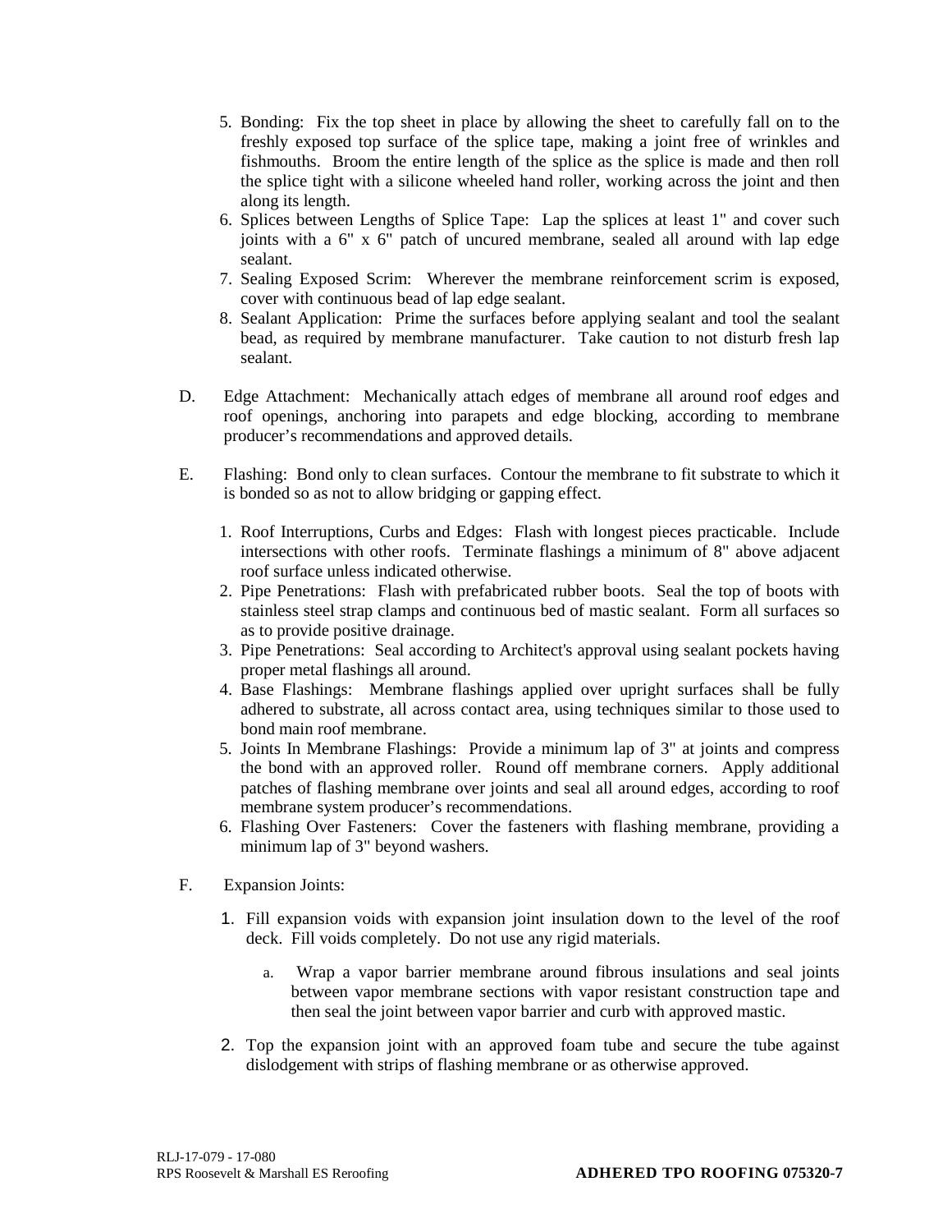5. Bonding: Fix the top sheet in place by allowing the sheet to carefully fall on to the freshly exposed top surface of the splice tape, making a joint free of wrinkles and fishmouths. Broom the entire length of the splice as the splice is made and then roll the splice tight with a silicone wheeled hand roller, working across the joint and then along its length.
6. Splices between Lengths of Splice Tape: Lap the splices at least 1" and cover such joints with a 6" x 6" patch of uncured membrane, sealed all around with lap edge sealant.
7. Sealing Exposed Scrim: Wherever the membrane reinforcement scrim is exposed, cover with continuous bead of lap edge sealant.
8. Sealant Application: Prime the surfaces before applying sealant and tool the sealant bead, as required by membrane manufacturer. Take caution to not disturb fresh lap sealant.

D. Edge Attachment: Mechanically attach edges of membrane all around roof edges and roof openings, anchoring into parapets and edge blocking, according to membrane producer's recommendations and approved details.

E. Flashing: Bond only to clean surfaces. Contour the membrane to fit substrate to which it is bonded so as not to allow bridging or gapping effect.

1. Roof Interruptions, Curbs and Edges: Flash with longest pieces practicable. Include intersections with other roofs. Terminate flashings a minimum of 8" above adjacent roof surface unless indicated otherwise.
2. Pipe Penetrations: Flash with prefabricated rubber boots. Seal the top of boots with stainless steel strap clamps and continuous bed of mastic sealant. Form all surfaces so as to provide positive drainage.
3. Pipe Penetrations: Seal according to Architect's approval using sealant pockets having proper metal flashings all around.
4. Base Flashings: Membrane flashings applied over upright surfaces shall be fully adhered to substrate, all across contact area, using techniques similar to those used to bond main roof membrane.
5. Joints In Membrane Flashings: Provide a minimum lap of 3" at joints and compress the bond with an approved roller. Round off membrane corners. Apply additional patches of flashing membrane over joints and seal all around edges, according to roof membrane system producer's recommendations.
6. Flashing Over Fasteners: Cover the fasteners with flashing membrane, providing a minimum lap of 3" beyond washers.

F. Expansion Joints:

1. Fill expansion voids with expansion joint insulation down to the level of the roof deck. Fill voids completely. Do not use any rigid materials.

   a. Wrap a vapor barrier membrane around fibrous insulations and seal joints between vapor membrane sections with vapor resistant construction tape and then seal the joint between vapor barrier and curb with approved mastic.

2. Top the expansion joint with an approved foam tube and secure the tube against dislodgement with strips of flashing membrane or as otherwise approved.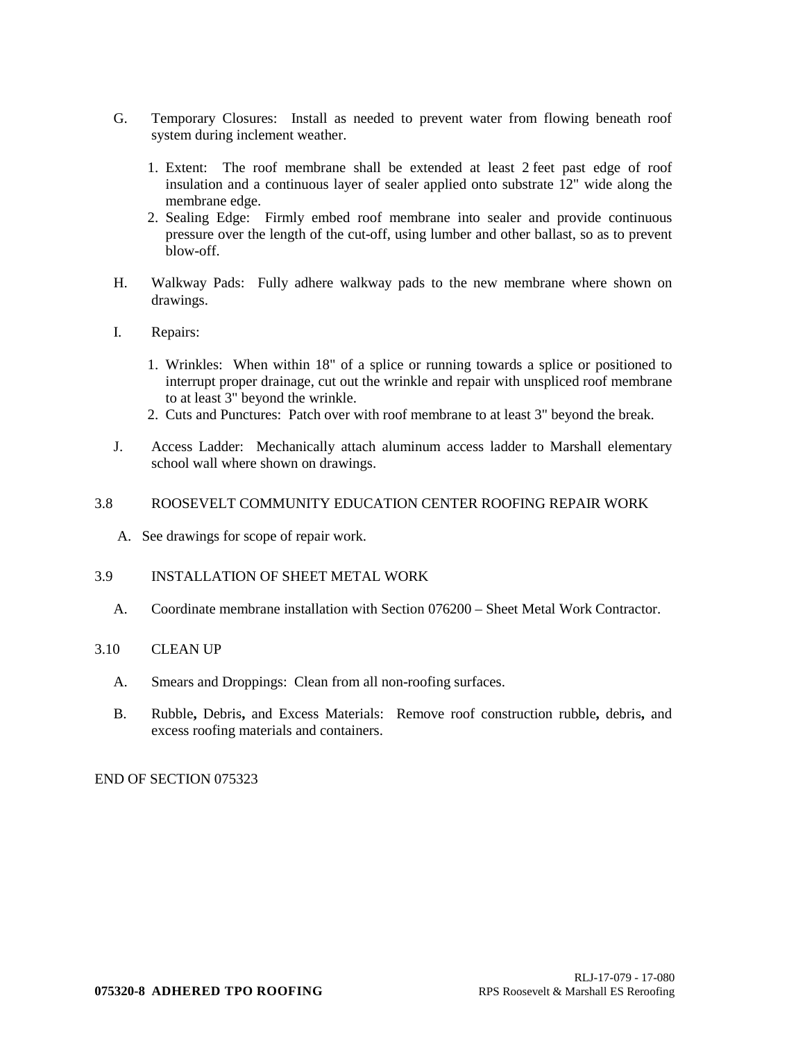G. Temporary Closures: Install as needed to prevent water from flowing beneath roof system during inclement weather.

1. Extent: The roof membrane shall be extended at least 2 feet past edge of roof insulation and a continuous layer of sealer applied onto substrate 12" wide along the membrane edge.
2. Sealing Edge: Firmly embed roof membrane into sealer and provide continuous pressure over the length of the cut-off, using lumber and other ballast, so as to prevent blow-off.

H. Walkway Pads: Fully adhere walkway pads to the new membrane where shown on drawings.

I. Repairs:

1. Wrinkles: When within 18" of a splice or running towards a splice or positioned to interrupt proper drainage, cut out the wrinkle and repair with unspliced roof membrane to at least 3" beyond the wrinkle.
2. Cuts and Punctures: Patch over with roof membrane to at least 3" beyond the break.

J. Access Ladder: Mechanically attach aluminum access ladder to Marshall elementary school wall where shown on drawings.

## 3.8 ROOSEVELT COMMUNITY EDUCATION CENTER ROOFING REPAIR WORK

A. See drawings for scope of repair work.

## 3.9 INSTALLATION OF SHEET METAL WORK

A. Coordinate membrane installation with Section 076200 – Sheet Metal Work Contractor.

## 3.10 CLEAN UP

A. Smears and Droppings: Clean from all non-roofing surfaces.

B. Rubble**,** Debris**,** and Excess Materials: Remove roof construction rubble**,** debris**,** and excess roofing materials and containers.

END OF SECTION 075323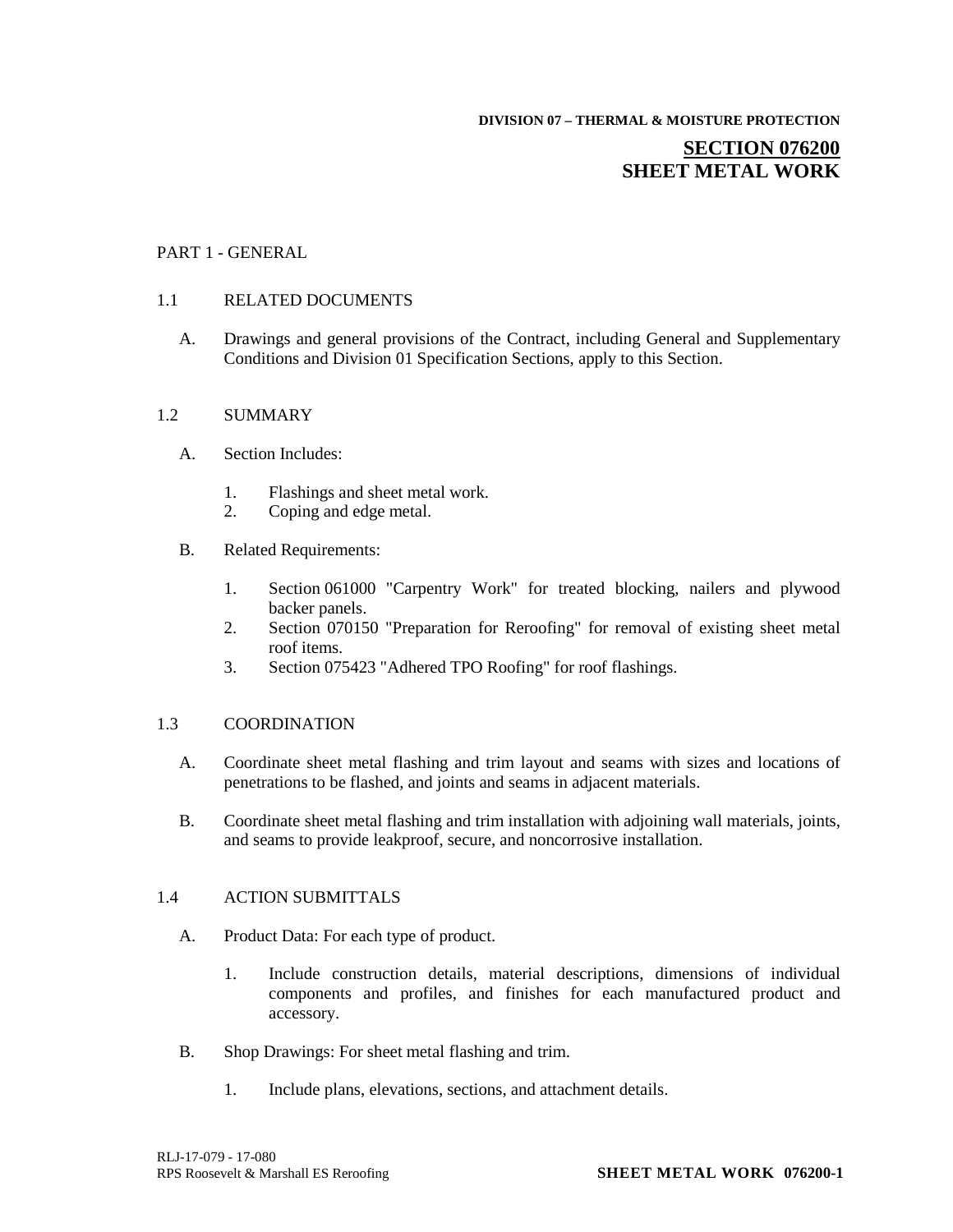**DIVISION 07 – THERMAL & MOISTURE PROTECTION**

# SECTION 076200
# SHEET METAL WORK

## PART 1 - GENERAL

### 1.1 RELATED DOCUMENTS

A. Drawings and general provisions of the Contract, including General and Supplementary Conditions and Division 01 Specification Sections, apply to this Section.

### 1.2 SUMMARY

A. Section Includes:

1. Flashings and sheet metal work.
2. Coping and edge metal.

B. Related Requirements:

1. Section 061000 "Carpentry Work" for treated blocking, nailers and plywood backer panels.
2. Section 070150 "Preparation for Reroofing" for removal of existing sheet metal roof items.
3. Section 075423 "Adhered TPO Roofing" for roof flashings.

### 1.3 COORDINATION

A. Coordinate sheet metal flashing and trim layout and seams with sizes and locations of penetrations to be flashed, and joints and seams in adjacent materials.

B. Coordinate sheet metal flashing and trim installation with adjoining wall materials, joints, and seams to provide leakproof, secure, and noncorrosive installation.

### 1.4 ACTION SUBMITTALS

A. Product Data: For each type of product.

1. Include construction details, material descriptions, dimensions of individual components and profiles, and finishes for each manufactured product and accessory.

B. Shop Drawings: For sheet metal flashing and trim.

1. Include plans, elevations, sections, and attachment details.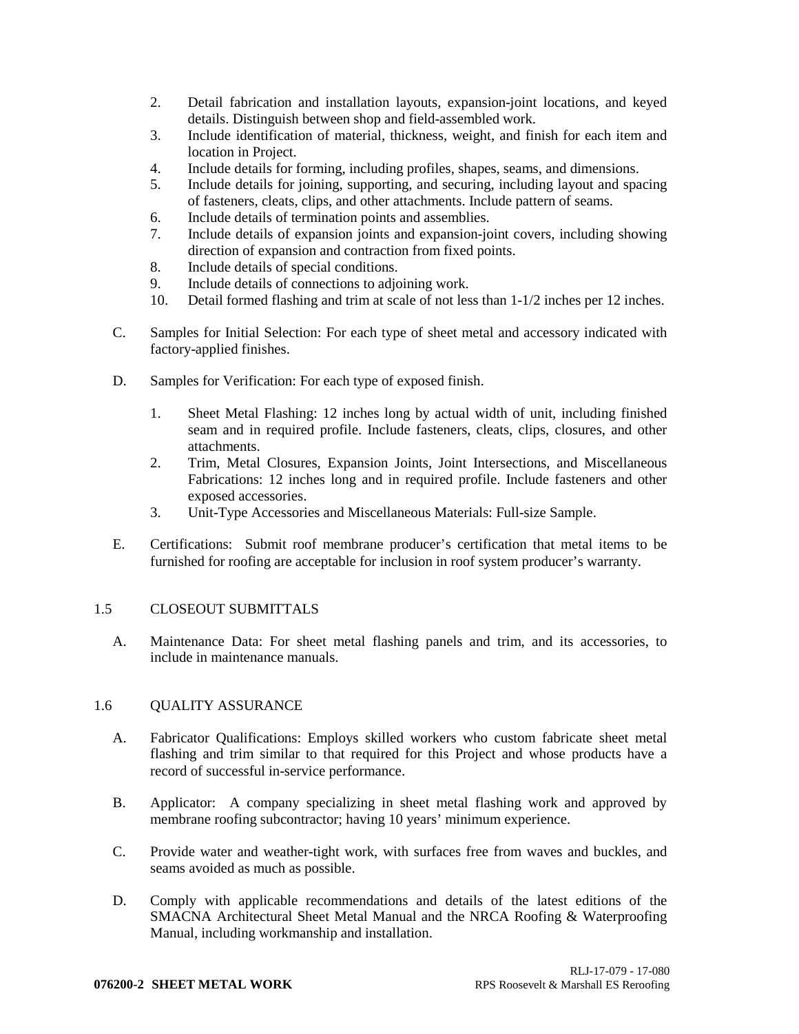2. Detail fabrication and installation layouts, expansion-joint locations, and keyed details. Distinguish between shop and field-assembled work.
3. Include identification of material, thickness, weight, and finish for each item and location in Project.
4. Include details for forming, including profiles, shapes, seams, and dimensions.
5. Include details for joining, supporting, and securing, including layout and spacing of fasteners, cleats, clips, and other attachments. Include pattern of seams.
6. Include details of termination points and assemblies.
7. Include details of expansion joints and expansion-joint covers, including showing direction of expansion and contraction from fixed points.
8. Include details of special conditions.
9. Include details of connections to adjoining work.
10. Detail formed flashing and trim at scale of not less than 1-1/2 inches per 12 inches.

C. Samples for Initial Selection: For each type of sheet metal and accessory indicated with factory-applied finishes.

D. Samples for Verification: For each type of exposed finish.

1. Sheet Metal Flashing: 12 inches long by actual width of unit, including finished seam and in required profile. Include fasteners, cleats, clips, closures, and other attachments.
2. Trim, Metal Closures, Expansion Joints, Joint Intersections, and Miscellaneous Fabrications: 12 inches long and in required profile. Include fasteners and other exposed accessories.
3. Unit-Type Accessories and Miscellaneous Materials: Full-size Sample.

E. Certifications: Submit roof membrane producer's certification that metal items to be furnished for roofing are acceptable for inclusion in roof system producer's warranty.

## 1.5 CLOSEOUT SUBMITTALS

A. Maintenance Data: For sheet metal flashing panels and trim, and its accessories, to include in maintenance manuals.

## 1.6 QUALITY ASSURANCE

A. Fabricator Qualifications: Employs skilled workers who custom fabricate sheet metal flashing and trim similar to that required for this Project and whose products have a record of successful in-service performance.

B. Applicator: A company specializing in sheet metal flashing work and approved by membrane roofing subcontractor; having 10 years' minimum experience.

C. Provide water and weather-tight work, with surfaces free from waves and buckles, and seams avoided as much as possible.

D. Comply with applicable recommendations and details of the latest editions of the SMACNA Architectural Sheet Metal Manual and the NRCA Roofing & Waterproofing Manual, including workmanship and installation.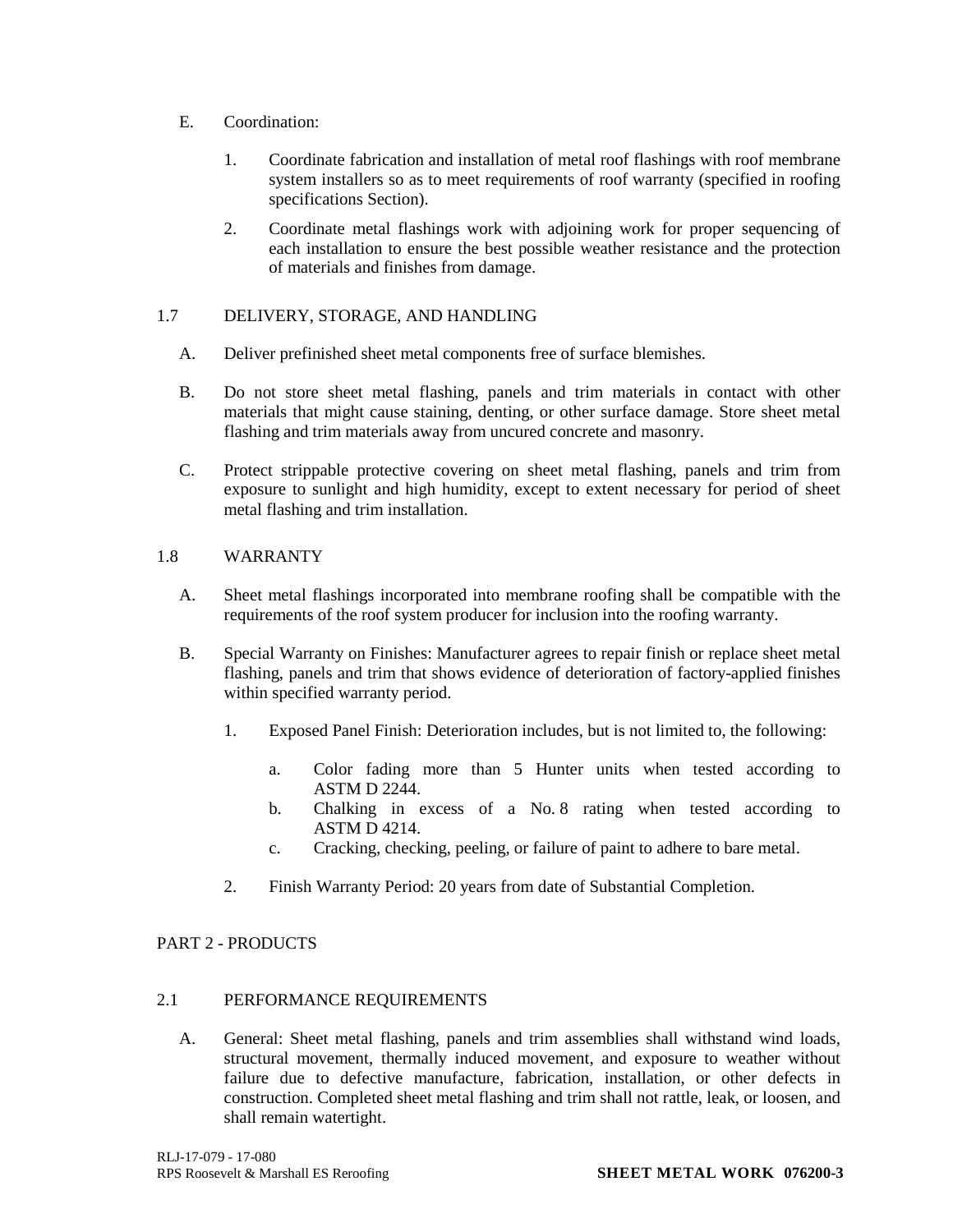E. Coordination:

1. Coordinate fabrication and installation of metal roof flashings with roof membrane system installers so as to meet requirements of roof warranty (specified in roofing specifications Section).

2. Coordinate metal flashings work with adjoining work for proper sequencing of each installation to ensure the best possible weather resistance and the protection of materials and finishes from damage.

## 1.7 DELIVERY, STORAGE, AND HANDLING

A. Deliver prefinished sheet metal components free of surface blemishes.

B. Do not store sheet metal flashing, panels and trim materials in contact with other materials that might cause staining, denting, or other surface damage. Store sheet metal flashing and trim materials away from uncured concrete and masonry.

C. Protect strippable protective covering on sheet metal flashing, panels and trim from exposure to sunlight and high humidity, except to extent necessary for period of sheet metal flashing and trim installation.

## 1.8 WARRANTY

A. Sheet metal flashings incorporated into membrane roofing shall be compatible with the requirements of the roof system producer for inclusion into the roofing warranty.

B. Special Warranty on Finishes: Manufacturer agrees to repair finish or replace sheet metal flashing, panels and trim that shows evidence of deterioration of factory-applied finishes within specified warranty period.

1. Exposed Panel Finish: Deterioration includes, but is not limited to, the following:

   a. Color fading more than 5 Hunter units when tested according to ASTM D 2244.
   b. Chalking in excess of a No. 8 rating when tested according to ASTM D 4214.
   c. Cracking, checking, peeling, or failure of paint to adhere to bare metal.

2. Finish Warranty Period: 20 years from date of Substantial Completion.

# PART 2 - PRODUCTS

## 2.1 PERFORMANCE REQUIREMENTS

A. General: Sheet metal flashing, panels and trim assemblies shall withstand wind loads, structural movement, thermally induced movement, and exposure to weather without failure due to defective manufacture, fabrication, installation, or other defects in construction. Completed sheet metal flashing and trim shall not rattle, leak, or loosen, and shall remain watertight.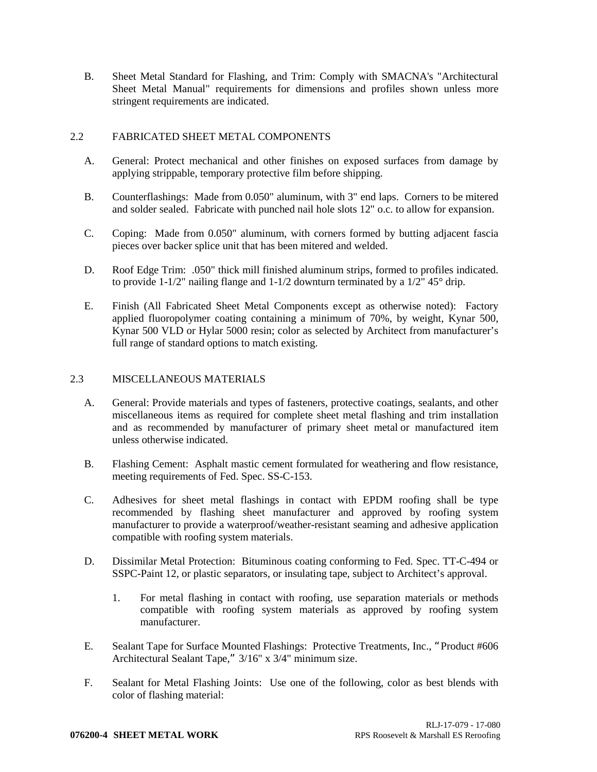B. Sheet Metal Standard for Flashing, and Trim: Comply with SMACNA's "Architectural Sheet Metal Manual" requirements for dimensions and profiles shown unless more stringent requirements are indicated.

## 2.2 FABRICATED SHEET METAL COMPONENTS

A. General: Protect mechanical and other finishes on exposed surfaces from damage by applying strippable, temporary protective film before shipping.

B. Counterflashings: Made from 0.050" aluminum, with 3" end laps. Corners to be mitered and solder sealed. Fabricate with punched nail hole slots 12" o.c. to allow for expansion.

C. Coping: Made from 0.050" aluminum, with corners formed by butting adjacent fascia pieces over backer splice unit that has been mitered and welded.

D. Roof Edge Trim: .050" thick mill finished aluminum strips, formed to profiles indicated. to provide 1-1/2" nailing flange and 1-1/2 downturn terminated by a 1/2" 45° drip.

E. Finish (All Fabricated Sheet Metal Components except as otherwise noted): Factory applied fluoropolymer coating containing a minimum of 70%, by weight, Kynar 500, Kynar 500 VLD or Hylar 5000 resin; color as selected by Architect from manufacturer's full range of standard options to match existing.

## 2.3 MISCELLANEOUS MATERIALS

A. General: Provide materials and types of fasteners, protective coatings, sealants, and other miscellaneous items as required for complete sheet metal flashing and trim installation and as recommended by manufacturer of primary sheet metal or manufactured item unless otherwise indicated.

B. Flashing Cement: Asphalt mastic cement formulated for weathering and flow resistance, meeting requirements of Fed. Spec. SS-C-153.

C. Adhesives for sheet metal flashings in contact with EPDM roofing shall be type recommended by flashing sheet manufacturer and approved by roofing system manufacturer to provide a waterproof/weather-resistant seaming and adhesive application compatible with roofing system materials.

D. Dissimilar Metal Protection: Bituminous coating conforming to Fed. Spec. TT-C-494 or SSPC-Paint 12, or plastic separators, or insulating tape, subject to Architect's approval.

1. For metal flashing in contact with roofing, use separation materials or methods compatible with roofing system materials as approved by roofing system manufacturer.

E. Sealant Tape for Surface Mounted Flashings: Protective Treatments, Inc., "Product #606 Architectural Sealant Tape," 3/16" x 3/4" minimum size.

F. Sealant for Metal Flashing Joints: Use one of the following, color as best blends with color of flashing material: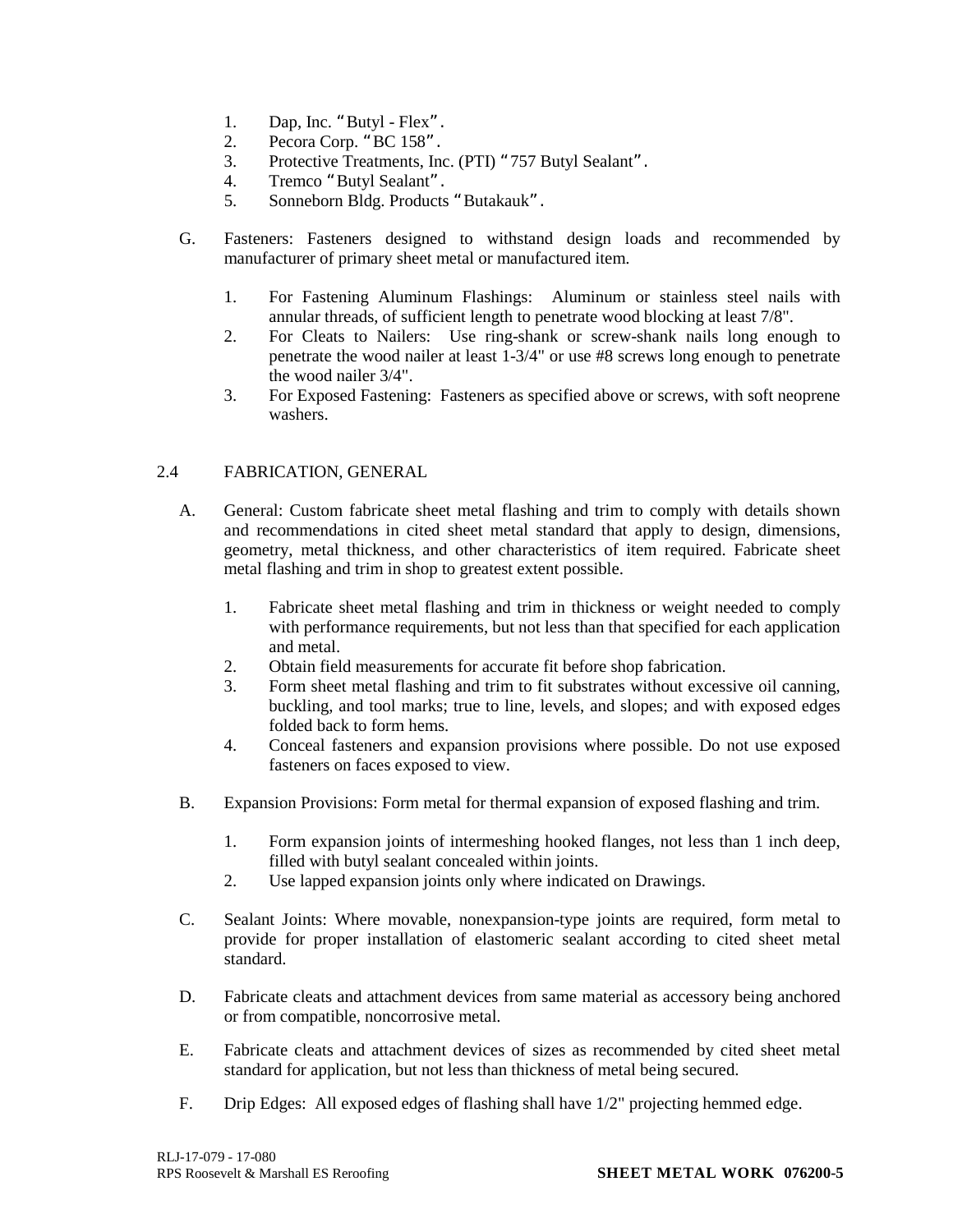1. Dap, Inc. “Butyl - Flex”.
2. Pecora Corp. “BC 158”.
3. Protective Treatments, Inc. (PTI) “757 Butyl Sealant”.
4. Tremco “Butyl Sealant”.
5. Sonneborn Bldg. Products “Butakauk”.

G. Fasteners: Fasteners designed to withstand design loads and recommended by manufacturer of primary sheet metal or manufactured item.

   1. For Fastening Aluminum Flashings: Aluminum or stainless steel nails with annular threads, of sufficient length to penetrate wood blocking at least 7/8".
   2. For Cleats to Nailers: Use ring-shank or screw-shank nails long enough to penetrate the wood nailer at least 1-3/4" or use #8 screws long enough to penetrate the wood nailer 3/4".
   3. For Exposed Fastening: Fasteners as specified above or screws, with soft neoprene washers.

## 2.4 FABRICATION, GENERAL

A. General: Custom fabricate sheet metal flashing and trim to comply with details shown and recommendations in cited sheet metal standard that apply to design, dimensions, geometry, metal thickness, and other characteristics of item required. Fabricate sheet metal flashing and trim in shop to greatest extent possible.

   1. Fabricate sheet metal flashing and trim in thickness or weight needed to comply with performance requirements, but not less than that specified for each application and metal.
   2. Obtain field measurements for accurate fit before shop fabrication.
   3. Form sheet metal flashing and trim to fit substrates without excessive oil canning, buckling, and tool marks; true to line, levels, and slopes; and with exposed edges folded back to form hems.
   4. Conceal fasteners and expansion provisions where possible. Do not use exposed fasteners on faces exposed to view.

B. Expansion Provisions: Form metal for thermal expansion of exposed flashing and trim.

   1. Form expansion joints of intermeshing hooked flanges, not less than 1 inch deep, filled with butyl sealant concealed within joints.
   2. Use lapped expansion joints only where indicated on Drawings.

C. Sealant Joints: Where movable, nonexpansion-type joints are required, form metal to provide for proper installation of elastomeric sealant according to cited sheet metal standard.

D. Fabricate cleats and attachment devices from same material as accessory being anchored or from compatible, noncorrosive metal.

E. Fabricate cleats and attachment devices of sizes as recommended by cited sheet metal standard for application, but not less than thickness of metal being secured.

F. Drip Edges: All exposed edges of flashing shall have 1/2" projecting hemmed edge.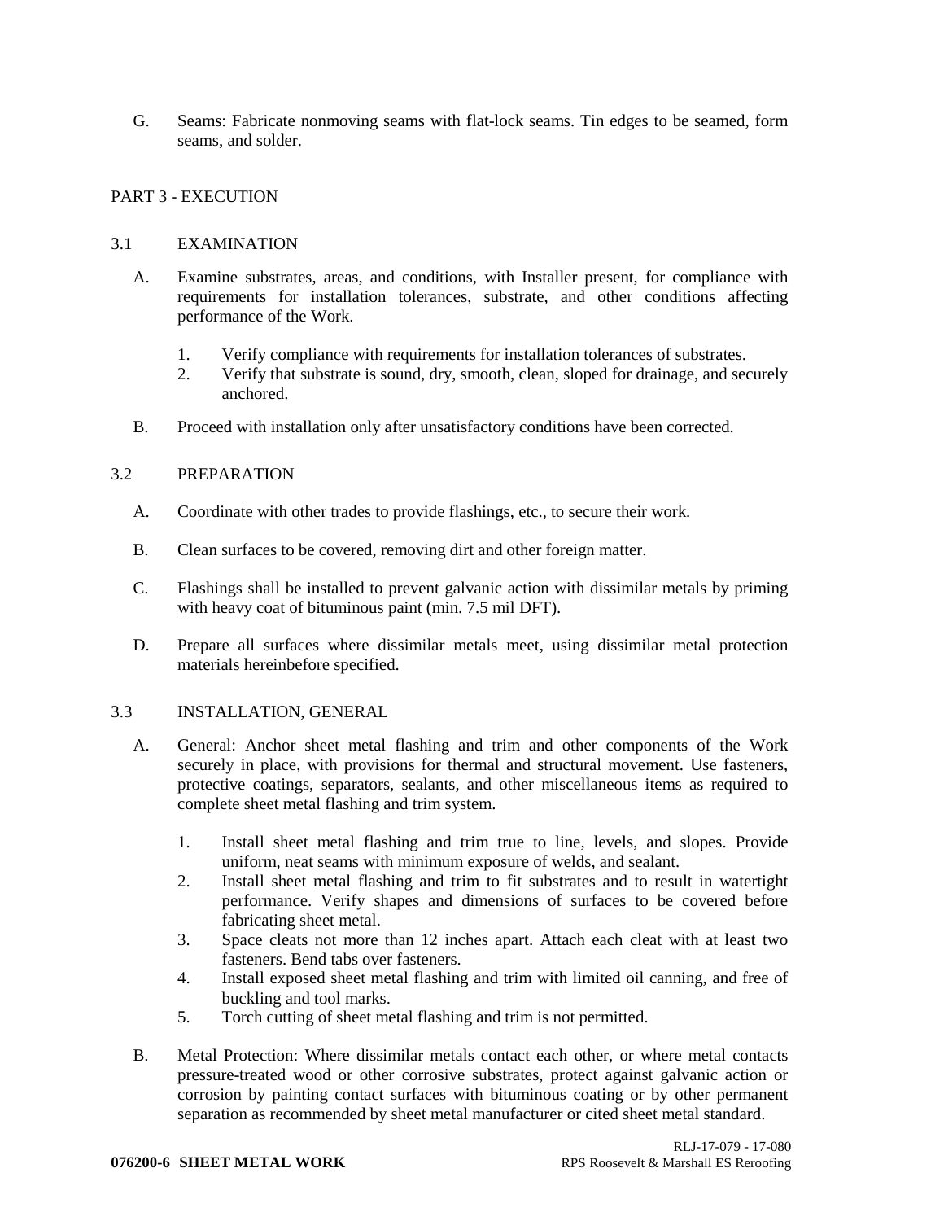G. Seams: Fabricate nonmoving seams with flat-lock seams. Tin edges to be seamed, form seams, and solder.

## PART 3 - EXECUTION

### 3.1 EXAMINATION

A. Examine substrates, areas, and conditions, with Installer present, for compliance with requirements for installation tolerances, substrate, and other conditions affecting performance of the Work.

1. Verify compliance with requirements for installation tolerances of substrates.
2. Verify that substrate is sound, dry, smooth, clean, sloped for drainage, and securely anchored.

B. Proceed with installation only after unsatisfactory conditions have been corrected.

### 3.2 PREPARATION

A. Coordinate with other trades to provide flashings, etc., to secure their work.

B. Clean surfaces to be covered, removing dirt and other foreign matter.

C. Flashings shall be installed to prevent galvanic action with dissimilar metals by priming with heavy coat of bituminous paint (min. 7.5 mil DFT).

D. Prepare all surfaces where dissimilar metals meet, using dissimilar metal protection materials hereinbefore specified.

### 3.3 INSTALLATION, GENERAL

A. General: Anchor sheet metal flashing and trim and other components of the Work securely in place, with provisions for thermal and structural movement. Use fasteners, protective coatings, separators, sealants, and other miscellaneous items as required to complete sheet metal flashing and trim system.

1. Install sheet metal flashing and trim true to line, levels, and slopes. Provide uniform, neat seams with minimum exposure of welds, and sealant.
2. Install sheet metal flashing and trim to fit substrates and to result in watertight performance. Verify shapes and dimensions of surfaces to be covered before fabricating sheet metal.
3. Space cleats not more than 12 inches apart. Attach each cleat with at least two fasteners. Bend tabs over fasteners.
4. Install exposed sheet metal flashing and trim with limited oil canning, and free of buckling and tool marks.
5. Torch cutting of sheet metal flashing and trim is not permitted.

B. Metal Protection: Where dissimilar metals contact each other, or where metal contacts pressure-treated wood or other corrosive substrates, protect against galvanic action or corrosion by painting contact surfaces with bituminous coating or by other permanent separation as recommended by sheet metal manufacturer or cited sheet metal standard.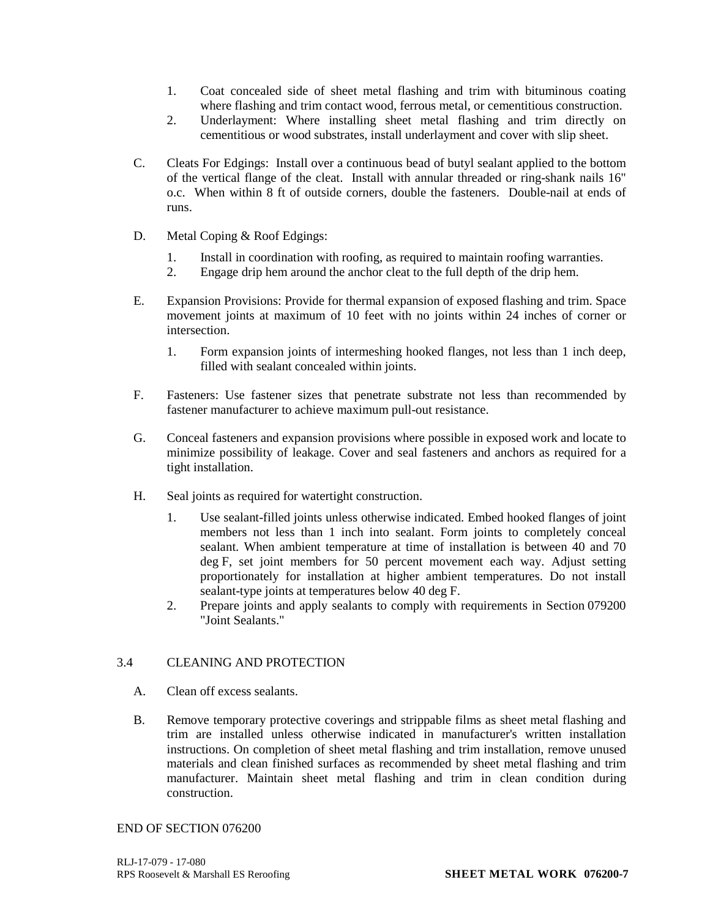1. Coat concealed side of sheet metal flashing and trim with bituminous coating where flashing and trim contact wood, ferrous metal, or cementitious construction.
2. Underlayment: Where installing sheet metal flashing and trim directly on cementitious or wood substrates, install underlayment and cover with slip sheet.

C. Cleats For Edgings: Install over a continuous bead of butyl sealant applied to the bottom of the vertical flange of the cleat. Install with annular threaded or ring-shank nails 16" o.c. When within 8 ft of outside corners, double the fasteners. Double-nail at ends of runs.

D. Metal Coping & Roof Edgings:

1. Install in coordination with roofing, as required to maintain roofing warranties.
2. Engage drip hem around the anchor cleat to the full depth of the drip hem.

E. Expansion Provisions: Provide for thermal expansion of exposed flashing and trim. Space movement joints at maximum of 10 feet with no joints within 24 inches of corner or intersection.

1. Form expansion joints of intermeshing hooked flanges, not less than 1 inch deep, filled with sealant concealed within joints.

F. Fasteners: Use fastener sizes that penetrate substrate not less than recommended by fastener manufacturer to achieve maximum pull-out resistance.

G. Conceal fasteners and expansion provisions where possible in exposed work and locate to minimize possibility of leakage. Cover and seal fasteners and anchors as required for a tight installation.

H. Seal joints as required for watertight construction.

1. Use sealant-filled joints unless otherwise indicated. Embed hooked flanges of joint members not less than 1 inch into sealant. Form joints to completely conceal sealant. When ambient temperature at time of installation is between 40 and 70 deg F, set joint members for 50 percent movement each way. Adjust setting proportionately for installation at higher ambient temperatures. Do not install sealant-type joints at temperatures below 40 deg F.
2. Prepare joints and apply sealants to comply with requirements in Section 079200 "Joint Sealants."

## 3.4 CLEANING AND PROTECTION

A. Clean off excess sealants.

B. Remove temporary protective coverings and strippable films as sheet metal flashing and trim are installed unless otherwise indicated in manufacturer's written installation instructions. On completion of sheet metal flashing and trim installation, remove unused materials and clean finished surfaces as recommended by sheet metal flashing and trim manufacturer. Maintain sheet metal flashing and trim in clean condition during construction.

END OF SECTION 076200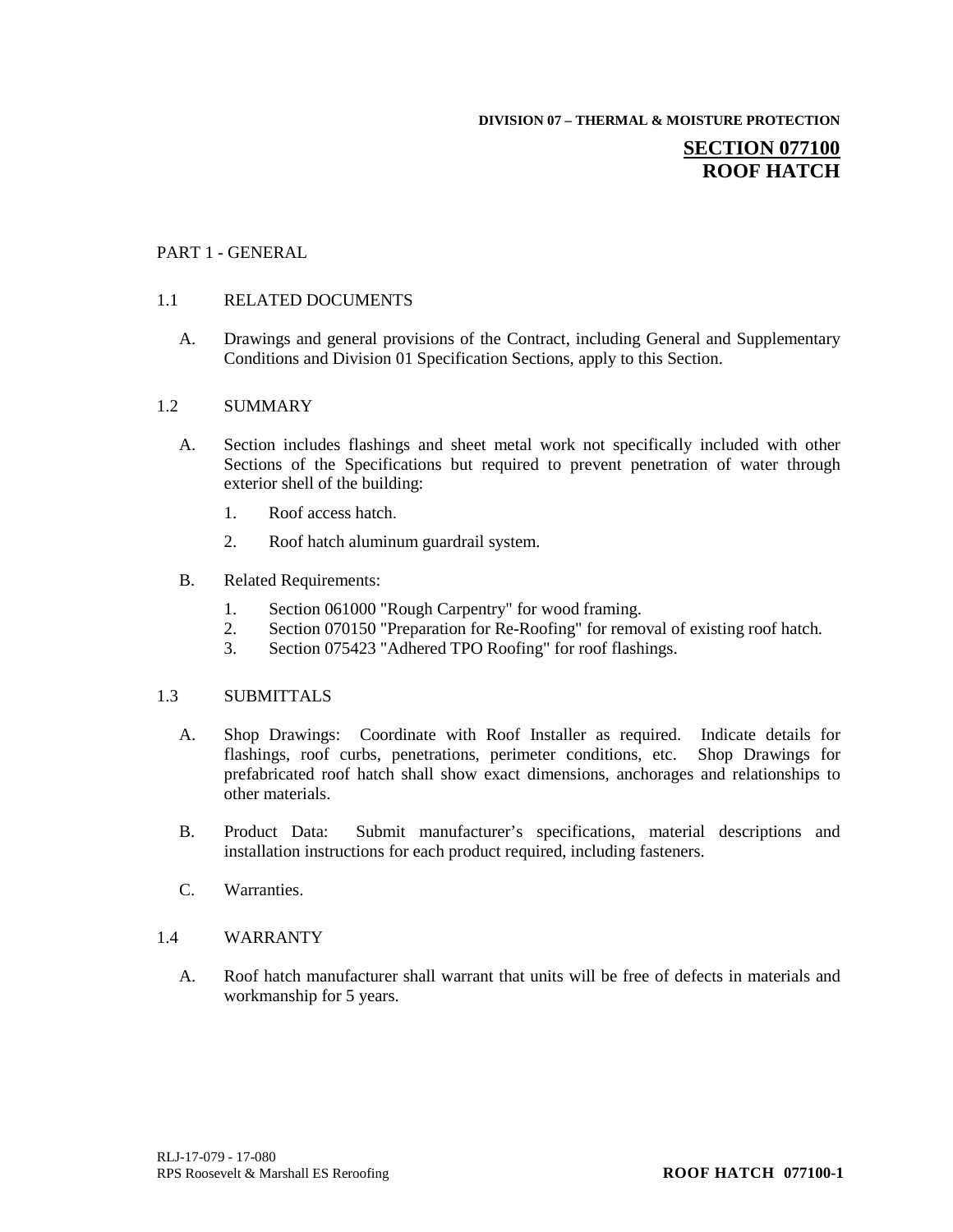**DIVISION 07 – THERMAL & MOISTURE PROTECTION**

# SECTION 077100
# ROOF HATCH

## PART 1 - GENERAL

### 1.1 RELATED DOCUMENTS

A. Drawings and general provisions of the Contract, including General and Supplementary Conditions and Division 01 Specification Sections, apply to this Section.

### 1.2 SUMMARY

A. Section includes flashings and sheet metal work not specifically included with other Sections of the Specifications but required to prevent penetration of water through exterior shell of the building:

1. Roof access hatch.
2. Roof hatch aluminum guardrail system.

B. Related Requirements:

1. Section 061000 "Rough Carpentry" for wood framing.
2. Section 070150 "Preparation for Re-Roofing" for removal of existing roof hatch.
3. Section 075423 "Adhered TPO Roofing" for roof flashings.

### 1.3 SUBMITTALS

A. Shop Drawings: Coordinate with Roof Installer as required. Indicate details for flashings, roof curbs, penetrations, perimeter conditions, etc. Shop Drawings for prefabricated roof hatch shall show exact dimensions, anchorages and relationships to other materials.

B. Product Data: Submit manufacturer's specifications, material descriptions and installation instructions for each product required, including fasteners.

C. Warranties.

### 1.4 WARRANTY

A. Roof hatch manufacturer shall warrant that units will be free of defects in materials and workmanship for 5 years.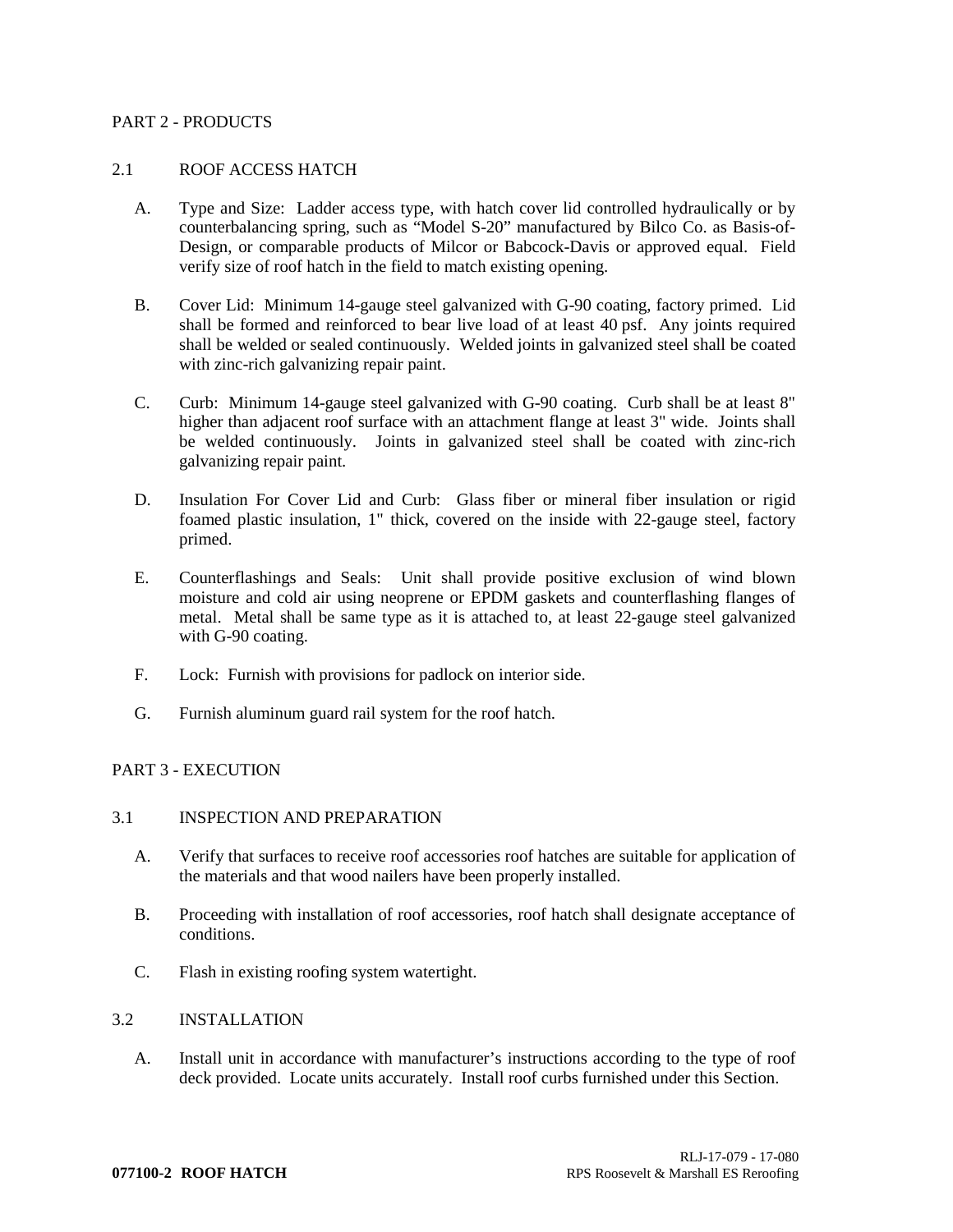## PART 2 - PRODUCTS

### 2.1 ROOF ACCESS HATCH

A. Type and Size: Ladder access type, with hatch cover lid controlled hydraulically or by counterbalancing spring, such as "Model S-20" manufactured by Bilco Co. as Basis-of-Design, or comparable products of Milcor or Babcock-Davis or approved equal. Field verify size of roof hatch in the field to match existing opening.

B. Cover Lid: Minimum 14-gauge steel galvanized with G-90 coating, factory primed. Lid shall be formed and reinforced to bear live load of at least 40 psf. Any joints required shall be welded or sealed continuously. Welded joints in galvanized steel shall be coated with zinc-rich galvanizing repair paint.

C. Curb: Minimum 14-gauge steel galvanized with G-90 coating. Curb shall be at least 8" higher than adjacent roof surface with an attachment flange at least 3" wide. Joints shall be welded continuously. Joints in galvanized steel shall be coated with zinc-rich galvanizing repair paint.

D. Insulation For Cover Lid and Curb: Glass fiber or mineral fiber insulation or rigid foamed plastic insulation, 1" thick, covered on the inside with 22-gauge steel, factory primed.

E. Counterflashings and Seals: Unit shall provide positive exclusion of wind blown moisture and cold air using neoprene or EPDM gaskets and counterflashing flanges of metal. Metal shall be same type as it is attached to, at least 22-gauge steel galvanized with G-90 coating.

F. Lock: Furnish with provisions for padlock on interior side.

G. Furnish aluminum guard rail system for the roof hatch.

## PART 3 - EXECUTION

### 3.1 INSPECTION AND PREPARATION

A. Verify that surfaces to receive roof accessories roof hatches are suitable for application of the materials and that wood nailers have been properly installed.

B. Proceeding with installation of roof accessories, roof hatch shall designate acceptance of conditions.

C. Flash in existing roofing system watertight.

### 3.2 INSTALLATION

A. Install unit in accordance with manufacturer's instructions according to the type of roof deck provided. Locate units accurately. Install roof curbs furnished under this Section.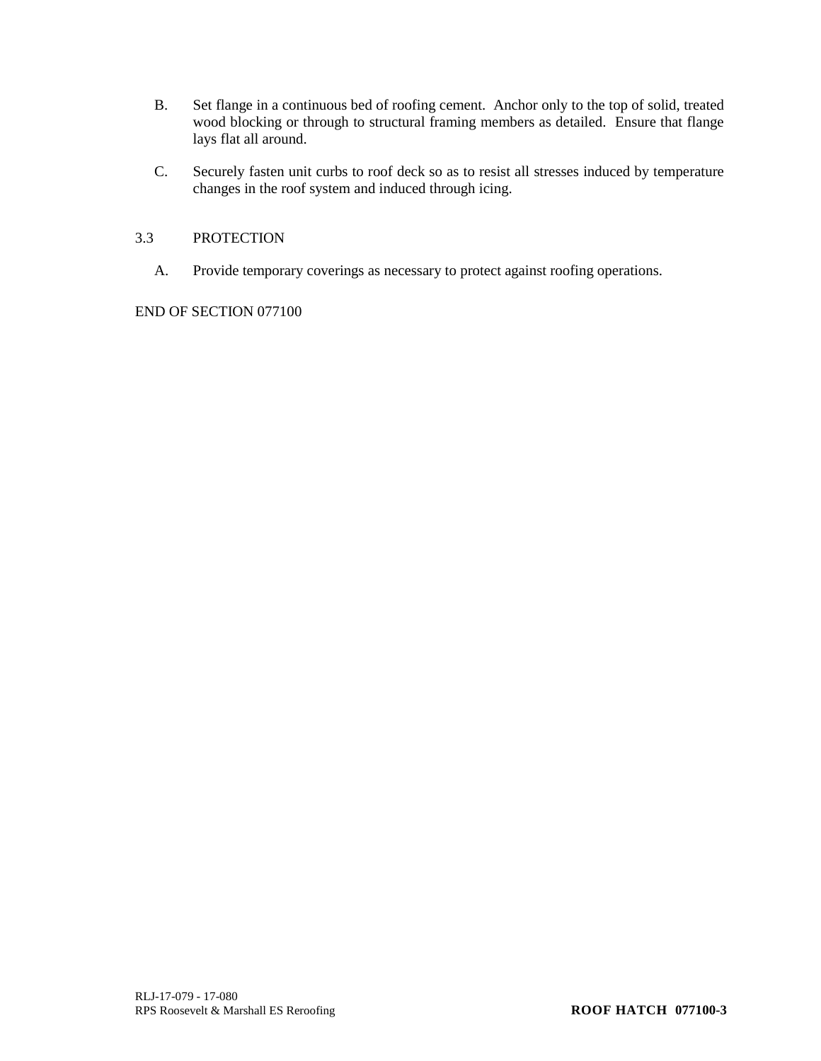B. Set flange in a continuous bed of roofing cement. Anchor only to the top of solid, treated wood blocking or through to structural framing members as detailed. Ensure that flange lays flat all around.

C. Securely fasten unit curbs to roof deck so as to resist all stresses induced by temperature changes in the roof system and induced through icing.

## 3.3 PROTECTION

A. Provide temporary coverings as necessary to protect against roofing operations.

END OF SECTION 077100